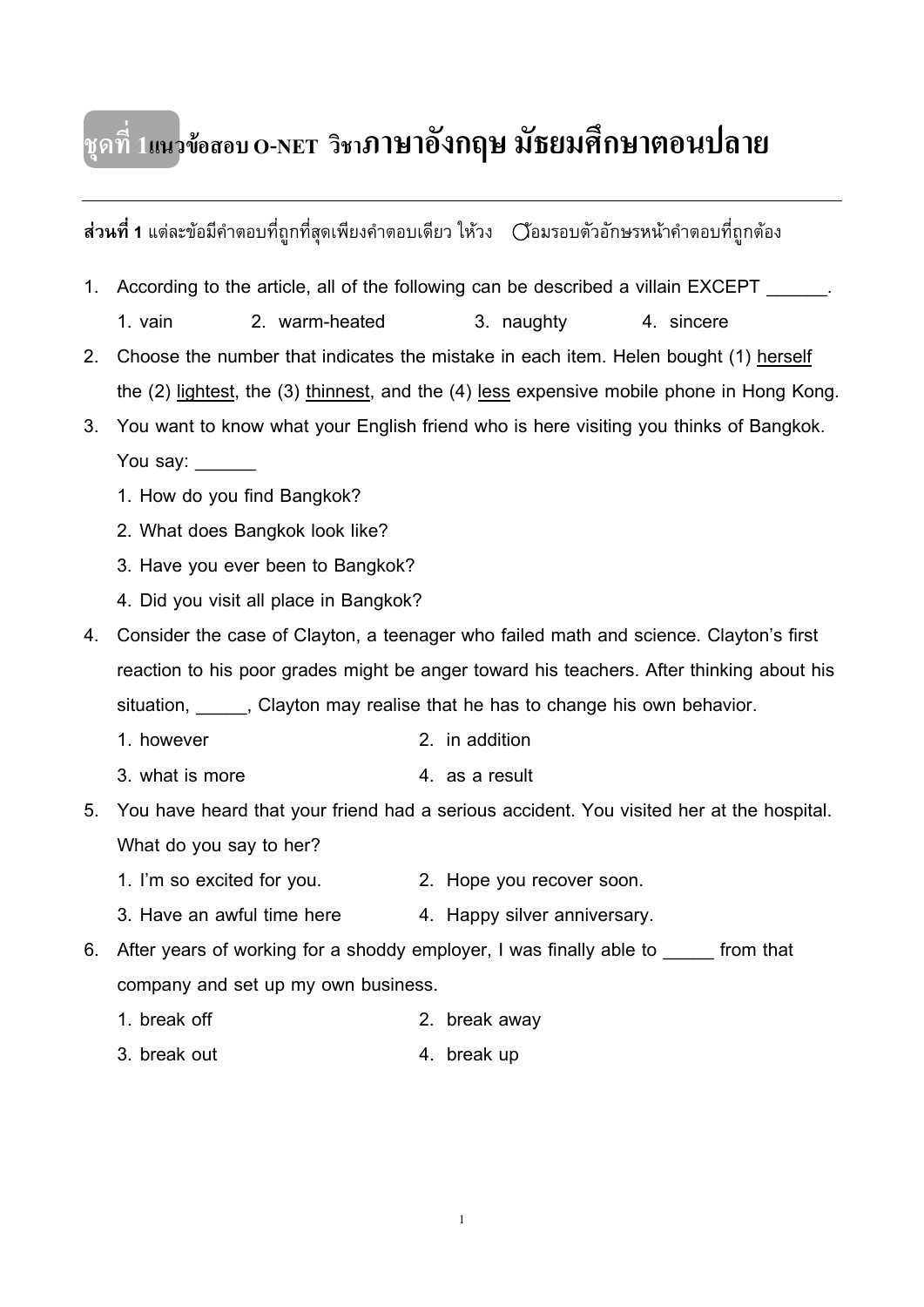# ชุดที่ 1 แนวข้อสอบ O-NET วิชาภาษาอังกฤษ มัธยมศึกษาตอนปลาย

**ส่วนที่ 1** แต่ละข้อมีคำตอบที่ถูกที่สุดเพียงคำตอบเดียว ให้วงกลมล้อมรอบตัวอักษรหน้าคำตอบที่ถูกต้อง

1. According to the article, all of the following can be described a villain EXCEPT ______.
   1. vain
   2. warm-heated
   3. naughty
   4. sincere

2. Choose the number that indicates the mistake in each item. Helen bought (1) <u>herself</u> the (2) <u>lightest</u>, the (3) <u>thinnest</u>, and the (4) <u>less</u> expensive mobile phone in Hong Kong.

3. You want to know what your English friend who is here visiting you thinks of Bangkok. You say: ______
   1. How do you find Bangkok?
   2. What does Bangkok look like?
   3. Have you ever been to Bangkok?
   4. Did you visit all place in Bangkok?

4. Consider the case of Clayton, a teenager who failed math and science. Clayton's first reaction to his poor grades might be anger toward his teachers. After thinking about his situation, _____, Clayton may realise that he has to change his own behavior.
   1. however
   2. in addition
   3. what is more
   4. as a result

5. You have heard that your friend had a serious accident. You visited her at the hospital. What do you say to her?
   1. I'm so excited for you.
   2. Hope you recover soon.
   3. Have an awful time here
   4. Happy silver anniversary.

6. After years of working for a shoddy employer, I was finally able to _____ from that company and set up my own business.
   1. break off
   2. break away
   3. break out
   4. break up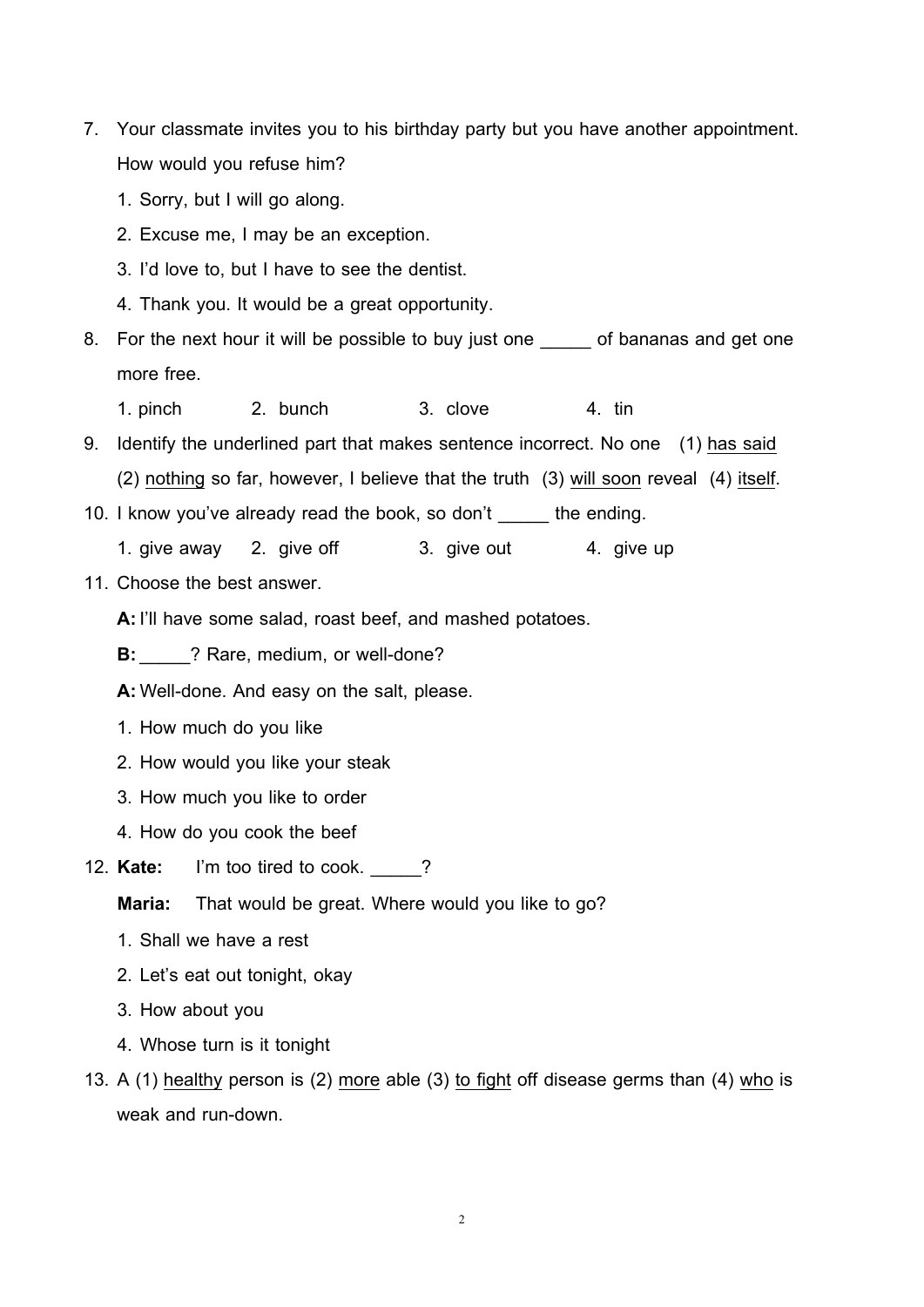7. Your classmate invites you to his birthday party but you have another appointment. How would you refuse him?

   1. Sorry, but I will go along.
   2. Excuse me, I may be an exception.
   3. I'd love to, but I have to see the dentist.
   4. Thank you. It would be a great opportunity.

8. For the next hour it will be possible to buy just one _____ of bananas and get one more free.

   1. pinch  2. bunch  3. clove  4. tin

9. Identify the underlined part that makes sentence incorrect. No one (1) <u>has said</u> (2) <u>nothing</u> so far, however, I believe that the truth (3) <u>will soon</u> reveal (4) <u>itself</u>.

10. I know you've already read the book, so don't _____ the ending.

    1. give away  2. give off  3. give out  4. give up

11. Choose the best answer.

    **A:** I'll have some salad, roast beef, and mashed potatoes.

    **B:** _____? Rare, medium, or well-done?

    **A:** Well-done. And easy on the salt, please.

    1. How much do you like
    2. How would you like your steak
    3. How much you like to order
    4. How do you cook the beef

12. **Kate:** I'm too tired to cook. _____?

    **Maria:** That would be great. Where would you like to go?

    1. Shall we have a rest
    2. Let's eat out tonight, okay
    3. How about you
    4. Whose turn is it tonight

13. A (1) <u>healthy</u> person is (2) <u>more</u> able (3) <u>to fight</u> off disease germs than (4) <u>who</u> is weak and run-down.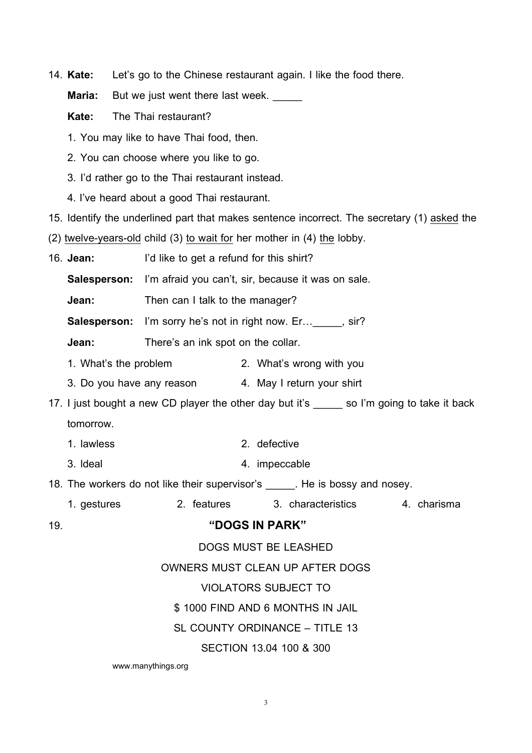14. **Kate:** Let's go to the Chinese restaurant again. I like the food there.

    **Maria:** But we just went there last week. _____

    **Kate:** The Thai restaurant?

    1. You may like to have Thai food, then.
    2. You can choose where you like to go.
    3. I'd rather go to the Thai restaurant instead.
    4. I've heard about a good Thai restaurant.

15. Identify the underlined part that makes sentence incorrect. The secretary (1) <u>asked</u> the (2) <u>twelve-years-old</u> child (3) <u>to wait for</u> her mother in (4) <u>the</u> lobby.

16. **Jean:** I'd like to get a refund for this shirt?

    **Salesperson:** I'm afraid you can't, sir, because it was on sale.

    **Jean:** Then can I talk to the manager?

    **Salesperson:** I'm sorry he's not in right now. Er…_____, sir?

    **Jean:** There's an ink spot on the collar.

    1. What's the problem
    2. What's wrong with you
    3. Do you have any reason
    4. May I return your shirt

17. I just bought a new CD player the other day but it's _____ so I'm going to take it back tomorrow.

    1. lawless
    2. defective
    3. Ideal
    4. impeccable

18. The workers do not like their supervisor's _____. He is bossy and nosey.

    1. gestures
    2. features
    3. characteristics
    4. charisma

19. **"DOGS IN PARK"**

    DOGS MUST BE LEASHED

    OWNERS MUST CLEAN UP AFTER DOGS

    VIOLATORS SUBJECT TO

    $ 1000 FIND AND 6 MONTHS IN JAIL

    SL COUNTY ORDINANCE – TITLE 13

    SECTION 13.04 100 & 300

    www.manythings.org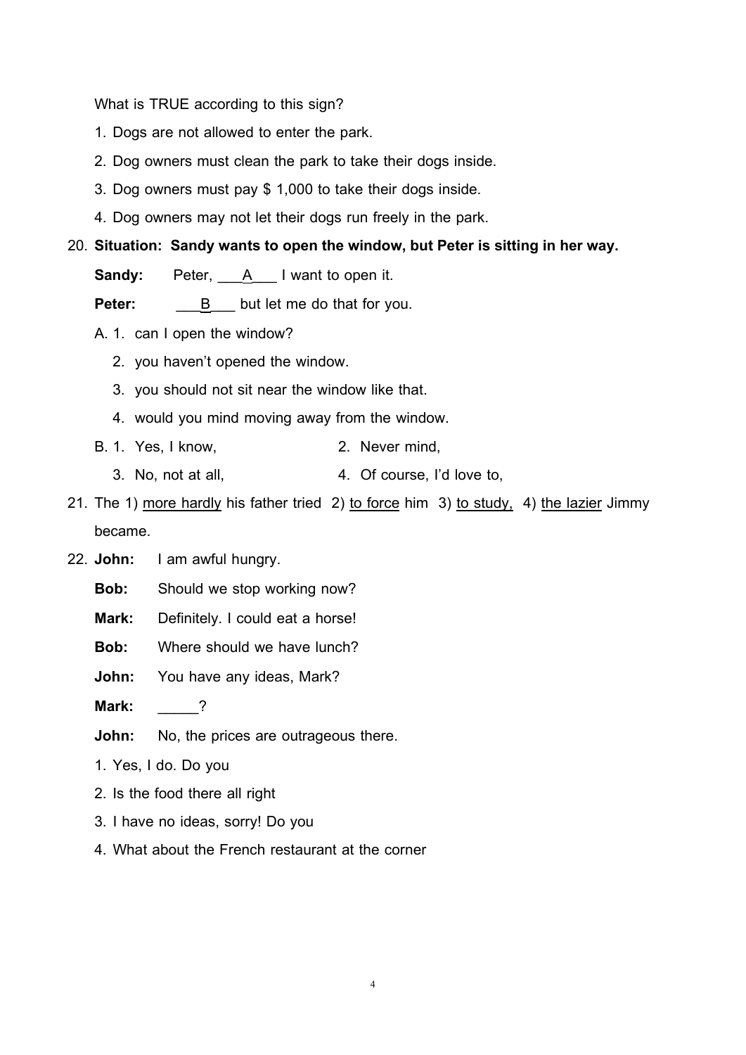What is TRUE according to this sign?

1. Dogs are not allowed to enter the park.
2. Dog owners must clean the park to take their dogs inside.
3. Dog owners must pay $ 1,000 to take their dogs inside.
4. Dog owners may not let their dogs run freely in the park.

20. **Situation: Sandy wants to open the window, but Peter is sitting in her way.**

    **Sandy:** Peter, ___A___ I want to open it.

    **Peter:** ___B___ but let me do that for you.

    A. 1. can I open the window?
       2. you haven't opened the window.
       3. you should not sit near the window like that.
       4. would you mind moving away from the window.

    B. 1. Yes, I know,  2. Never mind,
       3. No, not at all,  4. Of course, I'd love to,

21. The 1) <u>more hardly</u> his father tried 2) <u>to force</u> him 3) <u>to study,</u> 4) <u>the lazier</u> Jimmy became.

22. **John:** I am awful hungry.

    **Bob:** Should we stop working now?

    **Mark:** Definitely. I could eat a horse!

    **Bob:** Where should we have lunch?

    **John:** You have any ideas, Mark?

    **Mark:** _____?

    **John:** No, the prices are outrageous there.

    1. Yes, I do. Do you
    2. Is the food there all right
    3. I have no ideas, sorry! Do you
    4. What about the French restaurant at the corner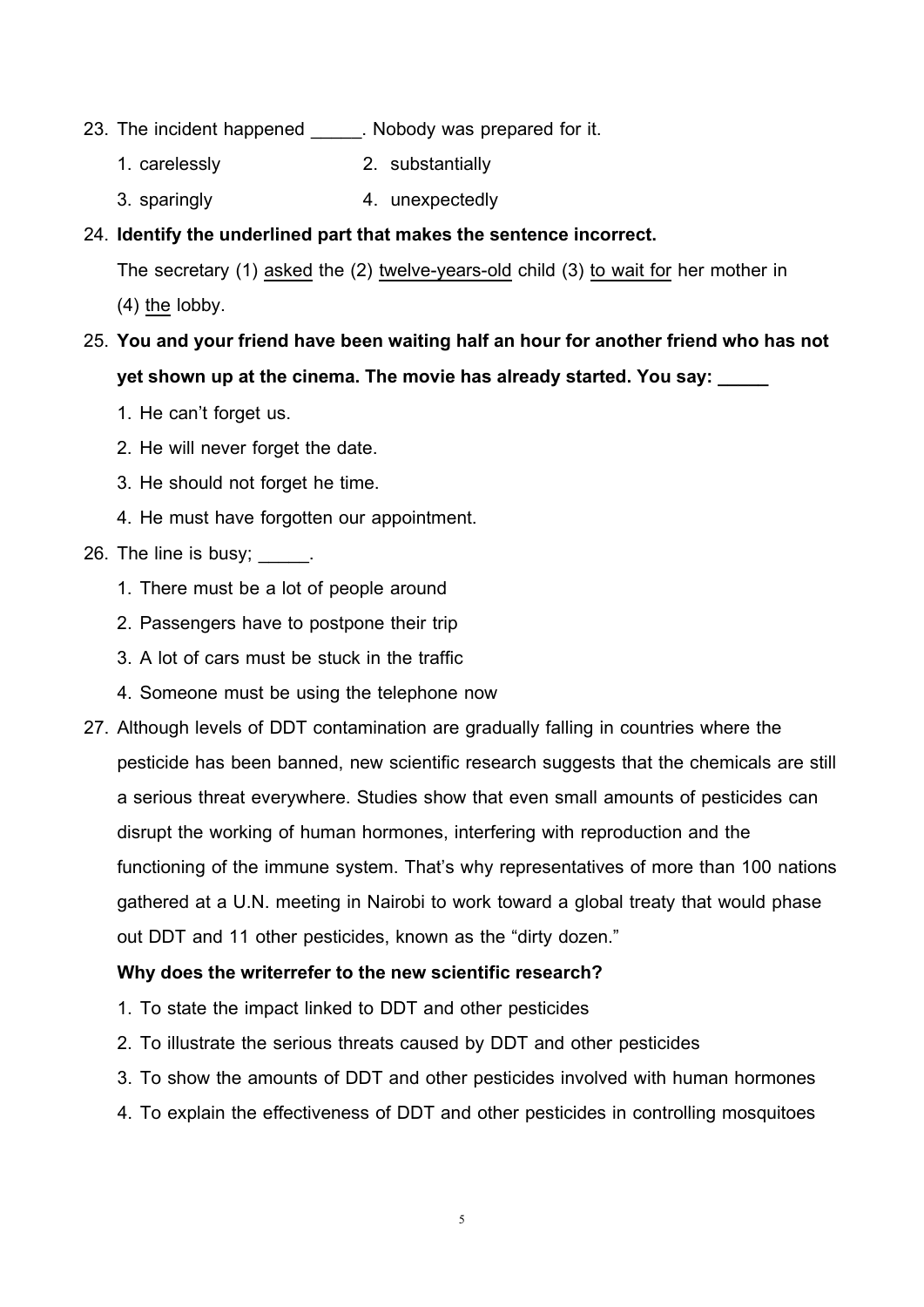23. The incident happened _____. Nobody was prepared for it.

    1. carelessly
    2. substantially
    3. sparingly
    4. unexpectedly

24. **Identify the underlined part that makes the sentence incorrect.**

    The secretary (1) <u>asked</u> the (2) <u>twelve-years-old</u> child (3) <u>to wait for</u> her mother in (4) <u>the</u> lobby.

25. **You and your friend have been waiting half an hour for another friend who has not yet shown up at the cinema. The movie has already started. You say: _____**

    1. He can't forget us.
    2. He will never forget the date.
    3. He should not forget he time.
    4. He must have forgotten our appointment.

26. The line is busy; _____.

    1. There must be a lot of people around
    2. Passengers have to postpone their trip
    3. A lot of cars must be stuck in the traffic
    4. Someone must be using the telephone now

27. Although levels of DDT contamination are gradually falling in countries where the pesticide has been banned, new scientific research suggests that the chemicals are still a serious threat everywhere. Studies show that even small amounts of pesticides can disrupt the working of human hormones, interfering with reproduction and the functioning of the immune system. That's why representatives of more than 100 nations gathered at a U.N. meeting in Nairobi to work toward a global treaty that would phase out DDT and 11 other pesticides, known as the "dirty dozen."

    **Why does the writerrefer to the new scientific research?**

    1. To state the impact linked to DDT and other pesticides
    2. To illustrate the serious threats caused by DDT and other pesticides
    3. To show the amounts of DDT and other pesticides involved with human hormones
    4. To explain the effectiveness of DDT and other pesticides in controlling mosquitoes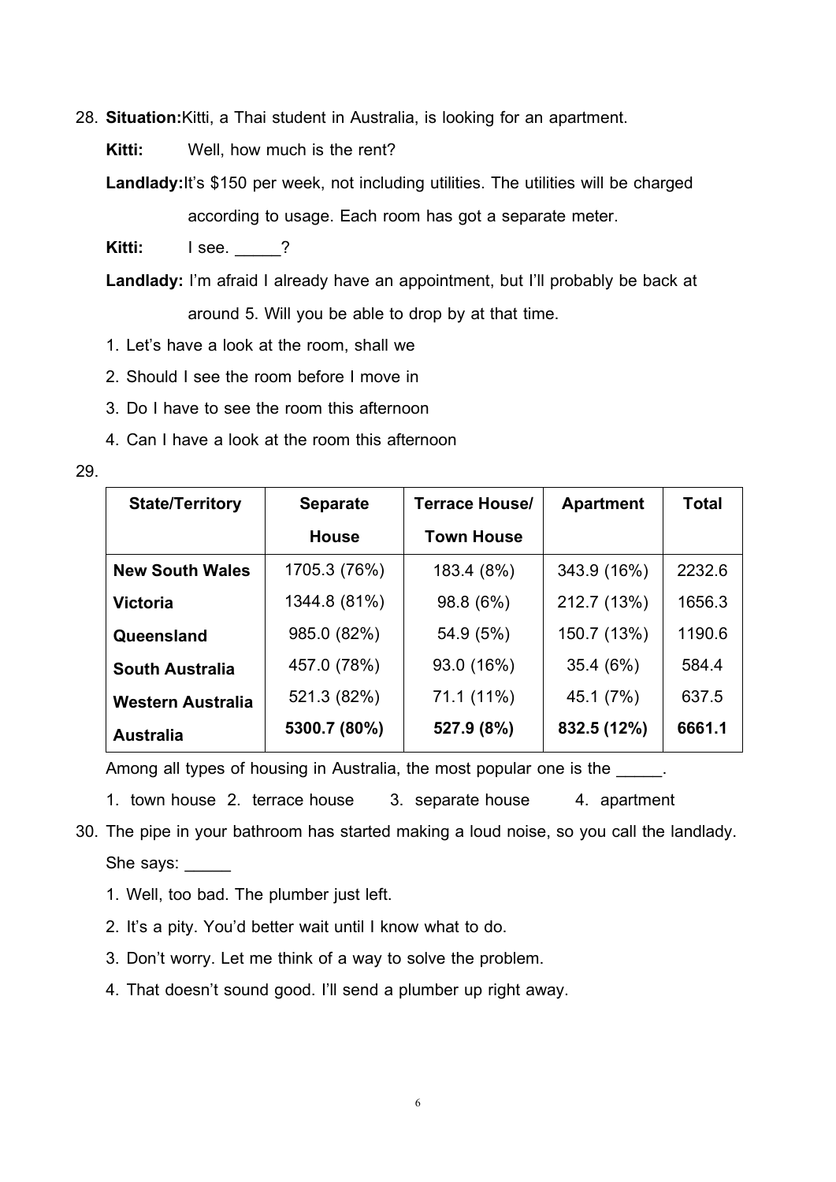28. **Situation:** Kitti, a Thai student in Australia, is looking for an apartment.

**Kitti:** Well, how much is the rent?

**Landlady:** It's $150 per week, not including utilities. The utilities will be charged according to usage. Each room has got a separate meter.

**Kitti:** I see. _____?

**Landlady:** I'm afraid I already have an appointment, but I'll probably be back at around 5. Will you be able to drop by at that time.

1. Let's have a look at the room, shall we
2. Should I see the room before I move in
3. Do I have to see the room this afternoon
4. Can I have a look at the room this afternoon

29.

| State/Territory | Separate House | Terrace House/ Town House | Apartment | Total |
|---|---|---|---|---|
| **New South Wales** | 1705.3 (76%) | 183.4 (8%) | 343.9 (16%) | 2232.6 |
| **Victoria** | 1344.8 (81%) | 98.8 (6%) | 212.7 (13%) | 1656.3 |
| **Queensland** | 985.0 (82%) | 54.9 (5%) | 150.7 (13%) | 1190.6 |
| **South Australia** | 457.0 (78%) | 93.0 (16%) | 35.4 (6%) | 584.4 |
| **Western Australia** | 521.3 (82%) | 71.1 (11%) | 45.1 (7%) | 637.5 |
| **Australia** | **5300.7 (80%)** | **527.9 (8%)** | **832.5 (12%)** | **6661.1** |

Among all types of housing in Australia, the most popular one is the _____.

1. town house 2. terrace house 3. separate house 4. apartment

30. The pipe in your bathroom has started making a loud noise, so you call the landlady. She says: _____

1. Well, too bad. The plumber just left.
2. It's a pity. You'd better wait until I know what to do.
3. Don't worry. Let me think of a way to solve the problem.
4. That doesn't sound good. I'll send a plumber up right away.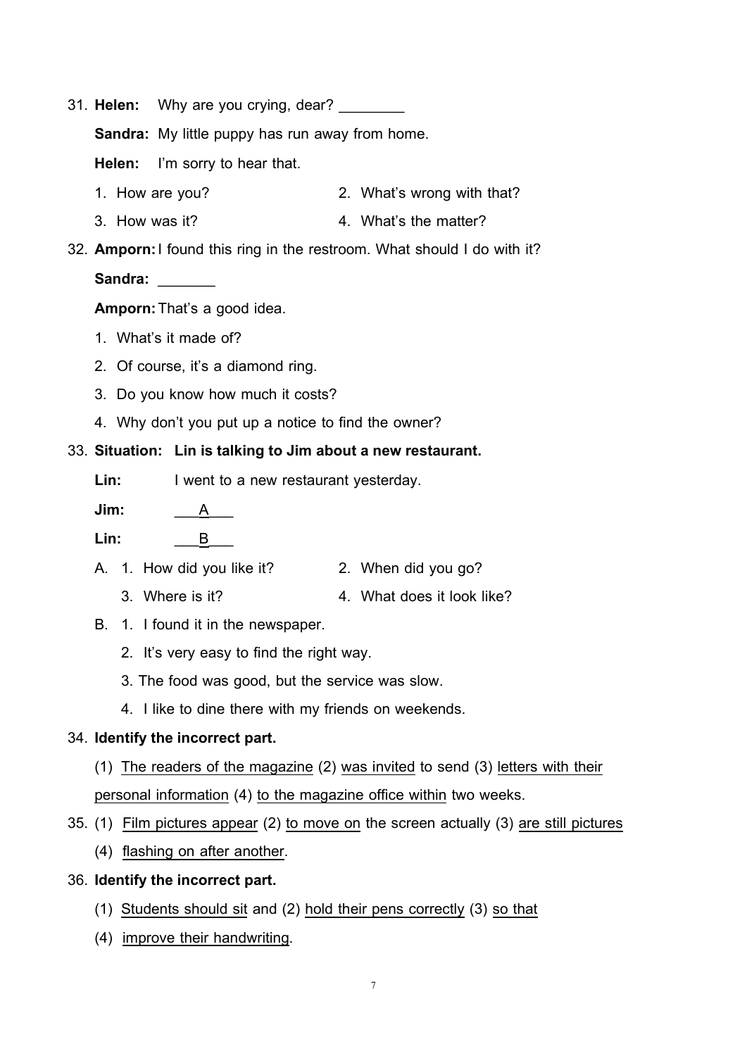31. **Helen:** Why are you crying, dear? ________

    **Sandra:** My little puppy has run away from home.

    **Helen:** I'm sorry to hear that.

    1. How are you?
    2. What's wrong with that?
    3. How was it?
    4. What's the matter?

32. **Amporn:** I found this ring in the restroom. What should I do with it?

    **Sandra:** _______

    **Amporn:** That's a good idea.

    1. What's it made of?
    2. Of course, it's a diamond ring.
    3. Do you know how much it costs?
    4. Why don't you put up a notice to find the owner?

33. **Situation: Lin is talking to Jim about a new restaurant.**

    **Lin:** I went to a new restaurant yesterday.

    **Jim:** ___A___

    **Lin:** ___B___

    A. 1. How did you like it?
       2. When did you go?
       3. Where is it?
       4. What does it look like?

    B. 1. I found it in the newspaper.
       2. It's very easy to find the right way.
       3. The food was good, but the service was slow.
       4. I like to dine there with my friends on weekends.

34. **Identify the incorrect part.**

    (1) <u>The readers of the magazine</u> (2) <u>was invited</u> to send (3) <u>letters with their personal information</u> (4) <u>to the magazine office within</u> two weeks.

35. (1) <u>Film pictures appear</u> (2) <u>to move on</u> the screen actually (3) <u>are still pictures</u> (4) <u>flashing on after another</u>.

36. **Identify the incorrect part.**

    (1) <u>Students should sit</u> and (2) <u>hold their pens correctly</u> (3) <u>so that</u> (4) <u>improve their handwriting</u>.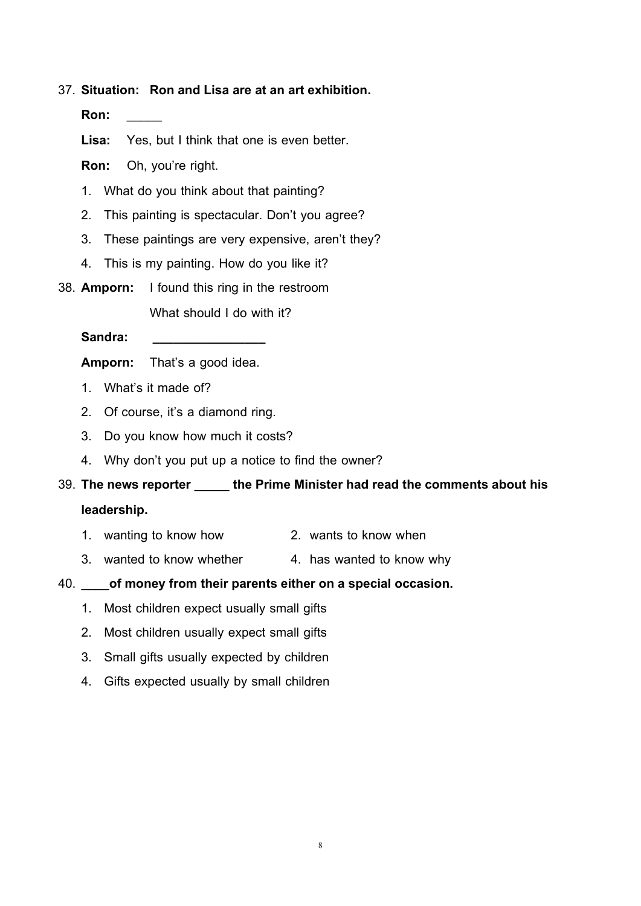37. **Situation: Ron and Lisa are at an art exhibition.**

    **Ron:** _____

    **Lisa:** Yes, but I think that one is even better.

    **Ron:** Oh, you're right.

    1. What do you think about that painting?
    2. This painting is spectacular. Don't you agree?
    3. These paintings are very expensive, aren't they?
    4. This is my painting. How do you like it?

38. **Amporn:** I found this ring in the restroom

    What should I do with it?

    **Sandra:** ________________

    **Amporn:** That's a good idea.

    1. What's it made of?
    2. Of course, it's a diamond ring.
    3. Do you know how much it costs?
    4. Why don't you put up a notice to find the owner?

39. **The news reporter _____ the Prime Minister had read the comments about his leadership.**

    1. wanting to know how
    2. wants to know when
    3. wanted to know whether
    4. has wanted to know why

40. **____of money from their parents either on a special occasion.**

    1. Most children expect usually small gifts
    2. Most children usually expect small gifts
    3. Small gifts usually expected by children
    4. Gifts expected usually by small children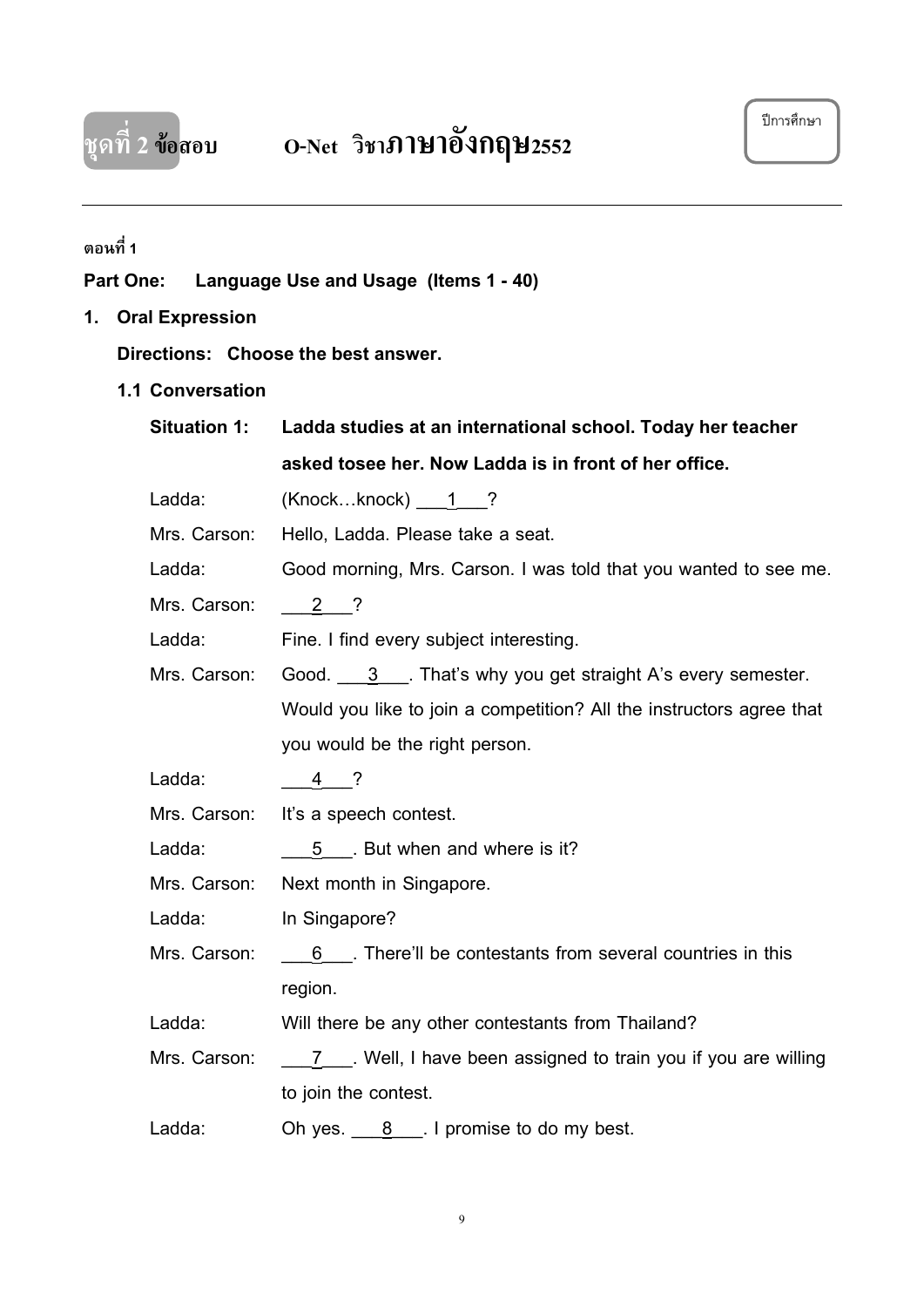# ชุดที่ 2 ข้อสอบ O-Net วิชาภาษาอังกฤษ2552

ปีการศึกษา

---

ตอนที่ 1

**Part One: Language Use and Usage (Items 1 - 40)**

**1. Oral Expression**

**Directions: Choose the best answer.**

**1.1 Conversation**

**Situation 1: Ladda studies at an international school. Today her teacher asked tosee her. Now Ladda is in front of her office.**

Ladda: (Knock…knock) ___1___?

Mrs. Carson: Hello, Ladda. Please take a seat.

Ladda: Good morning, Mrs. Carson. I was told that you wanted to see me.

Mrs. Carson: ___2___?

Ladda: Fine. I find every subject interesting.

Mrs. Carson: Good. ___3___. That's why you get straight A's every semester. Would you like to join a competition? All the instructors agree that you would be the right person.

Ladda: ___4___?

Mrs. Carson: It's a speech contest.

Ladda: ___5___. But when and where is it?

Mrs. Carson: Next month in Singapore.

Ladda: In Singapore?

Mrs. Carson: ___6___. There'll be contestants from several countries in this region.

Ladda: Will there be any other contestants from Thailand?

Mrs. Carson: ___7___. Well, I have been assigned to train you if you are willing to join the contest.

Ladda: Oh yes. ___8___. I promise to do my best.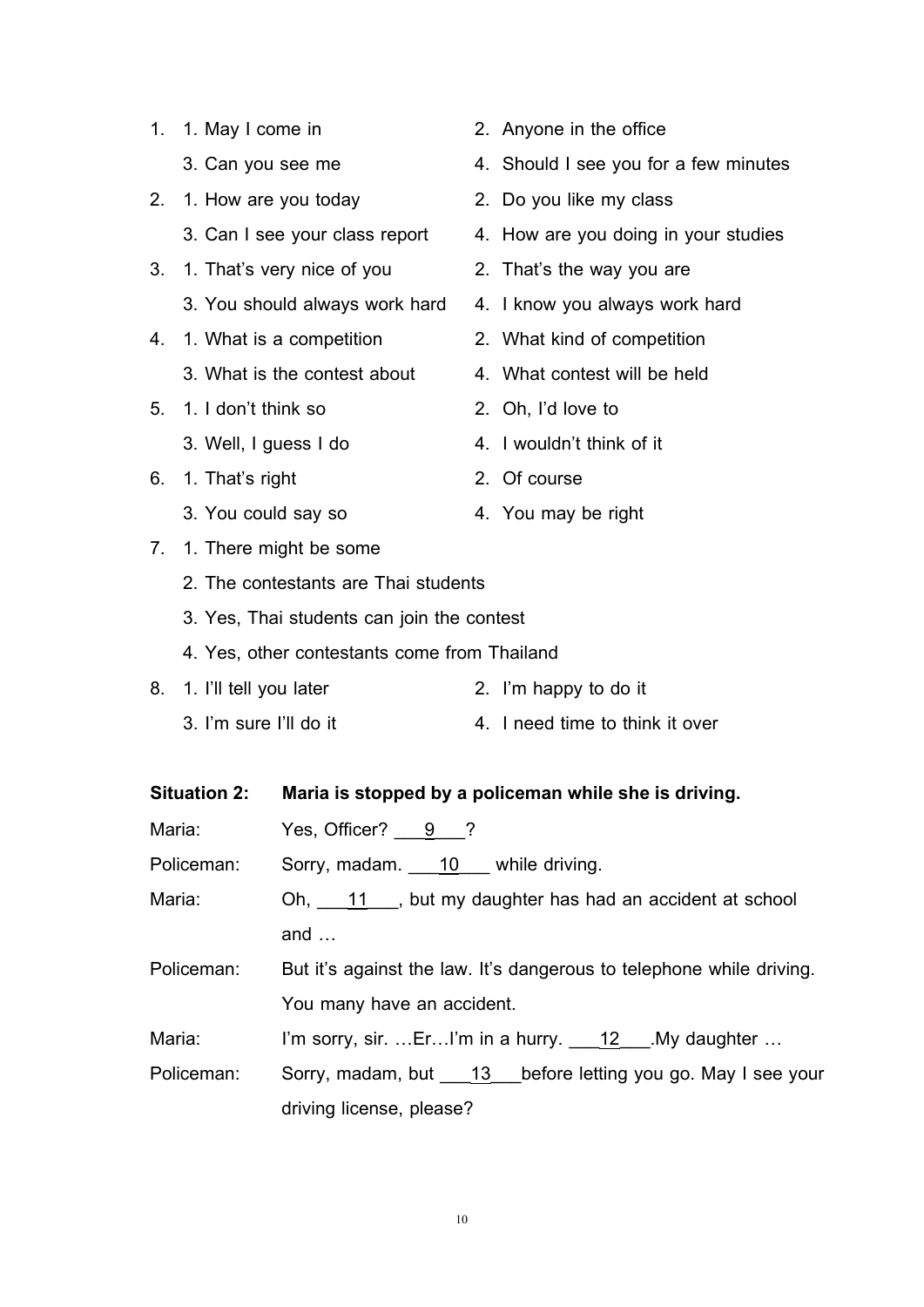1. 1. May I come in — 2. Anyone in the office
   3. Can you see me — 4. Should I see you for a few minutes
2. 1. How are you today — 2. Do you like my class
   3. Can I see your class report — 4. How are you doing in your studies
3. 1. That's very nice of you — 2. That's the way you are
   3. You should always work hard — 4. I know you always work hard
4. 1. What is a competition — 2. What kind of competition
   3. What is the contest about — 4. What contest will be held
5. 1. I don't think so — 2. Oh, I'd love to
   3. Well, I guess I do — 4. I wouldn't think of it
6. 1. That's right — 2. Of course
   3. You could say so — 4. You may be right
7. 1. There might be some
   2. The contestants are Thai students
   3. Yes, Thai students can join the contest
   4. Yes, other contestants come from Thailand
8. 1. I'll tell you later — 2. I'm happy to do it
   3. I'm sure I'll do it — 4. I need time to think it over

**Situation 2: Maria is stopped by a policeman while she is driving.**

Maria: Yes, Officer? ___9___?

Policeman: Sorry, madam. ___10___ while driving.

Maria: Oh, ___11___, but my daughter has had an accident at school and …

Policeman: But it's against the law. It's dangerous to telephone while driving. You many have an accident.

Maria: I'm sorry, sir. …Er…I'm in a hurry. ___12___.My daughter …

Policeman: Sorry, madam, but ___13___before letting you go. May I see your driving license, please?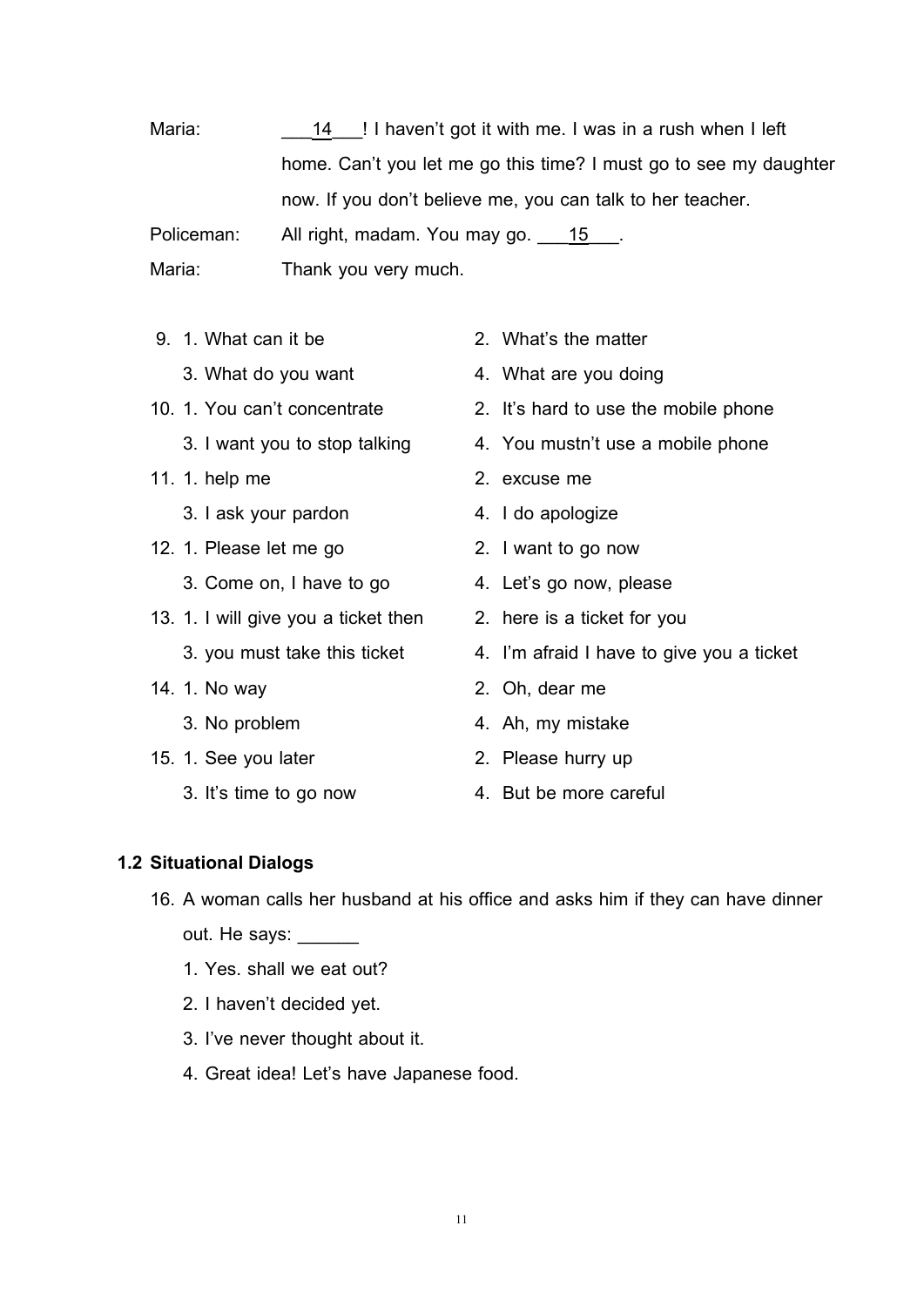Maria: ___14___! I haven't got it with me. I was in a rush when I left home. Can't you let me go this time? I must go to see my daughter now. If you don't believe me, you can talk to her teacher.

Policeman: All right, madam. You may go. ___15___.

Maria: Thank you very much.

9. 1. What can it be
   2. What's the matter
   3. What do you want
   4. What are you doing

10. 1. You can't concentrate
    2. It's hard to use the mobile phone
    3. I want you to stop talking
    4. You mustn't use a mobile phone

11. 1. help me
    2. excuse me
    3. I ask your pardon
    4. I do apologize

12. 1. Please let me go
    2. I want to go now
    3. Come on, I have to go
    4. Let's go now, please

13. 1. I will give you a ticket then
    2. here is a ticket for you
    3. you must take this ticket
    4. I'm afraid I have to give you a ticket

14. 1. No way
    2. Oh, dear me
    3. No problem
    4. Ah, my mistake

15. 1. See you later
    2. Please hurry up
    3. It's time to go now
    4. But be more careful

## 1.2 Situational Dialogs

16. A woman calls her husband at his office and asks him if they can have dinner out. He says: ______
    1. Yes. shall we eat out?
    2. I haven't decided yet.
    3. I've never thought about it.
    4. Great idea! Let's have Japanese food.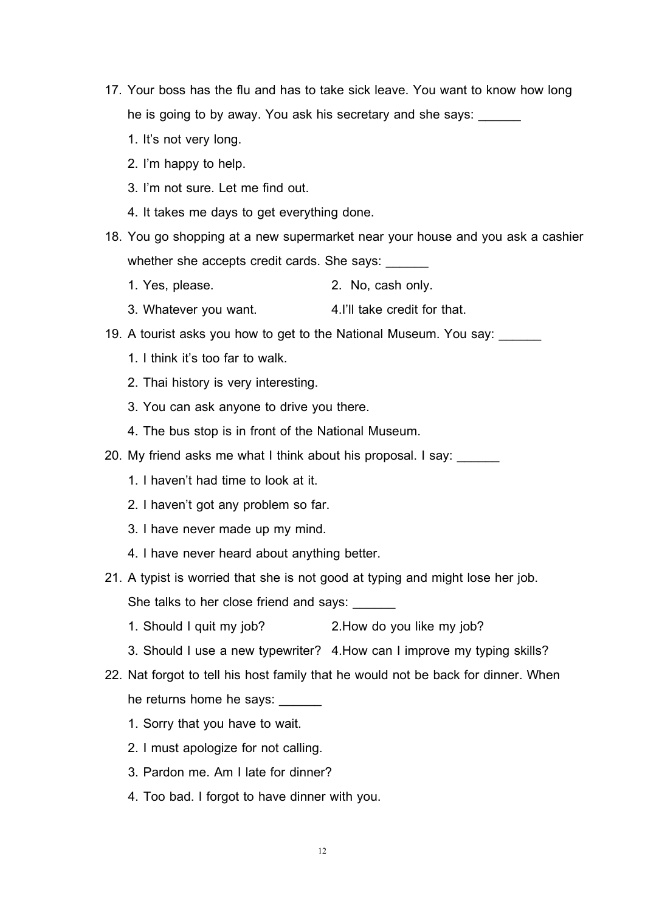17. Your boss has the flu and has to take sick leave. You want to know how long he is going to by away. You ask his secretary and she says: ______

    1. It's not very long.
    2. I'm happy to help.
    3. I'm not sure. Let me find out.
    4. It takes me days to get everything done.

18. You go shopping at a new supermarket near your house and you ask a cashier whether she accepts credit cards. She says: ______

    1. Yes, please.
    2. No, cash only.
    3. Whatever you want.
    4. I'll take credit for that.

19. A tourist asks you how to get to the National Museum. You say: ______

    1. I think it's too far to walk.
    2. Thai history is very interesting.
    3. You can ask anyone to drive you there.
    4. The bus stop is in front of the National Museum.

20. My friend asks me what I think about his proposal. I say: ______

    1. I haven't had time to look at it.
    2. I haven't got any problem so far.
    3. I have never made up my mind.
    4. I have never heard about anything better.

21. A typist is worried that she is not good at typing and might lose her job. She talks to her close friend and says: ______

    1. Should I quit my job?
    2. How do you like my job?
    3. Should I use a new typewriter?
    4. How can I improve my typing skills?

22. Nat forgot to tell his host family that he would not be back for dinner. When he returns home he says: ______

    1. Sorry that you have to wait.
    2. I must apologize for not calling.
    3. Pardon me. Am I late for dinner?
    4. Too bad. I forgot to have dinner with you.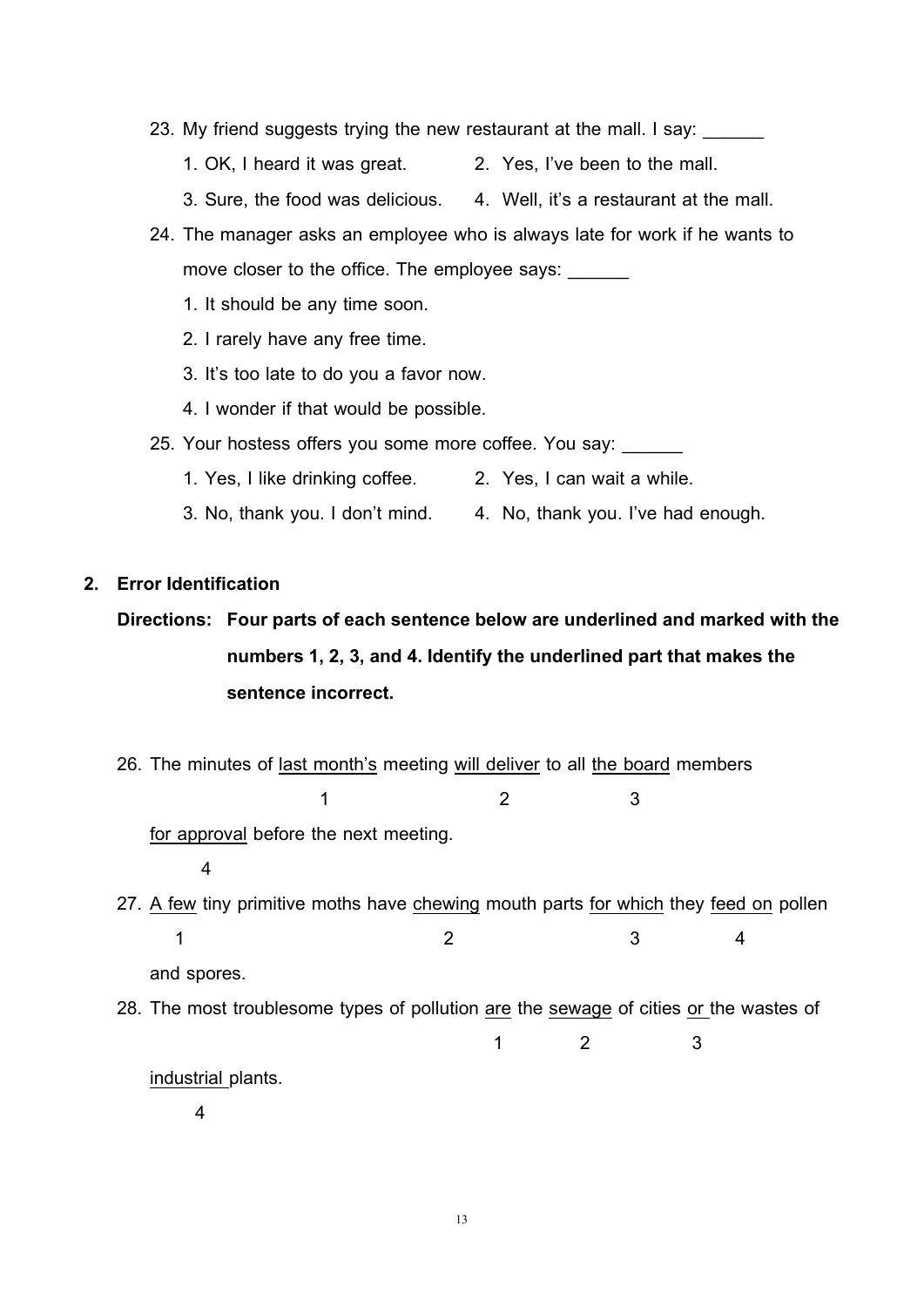23. My friend suggests trying the new restaurant at the mall. I say: ______

    1. OK, I heard it was great.
    2. Yes, I've been to the mall.
    3. Sure, the food was delicious.
    4. Well, it's a restaurant at the mall.

24. The manager asks an employee who is always late for work if he wants to move closer to the office. The employee says: ______

    1. It should be any time soon.
    2. I rarely have any free time.
    3. It's too late to do you a favor now.
    4. I wonder if that would be possible.

25. Your hostess offers you some more coffee. You say: ______

    1. Yes, I like drinking coffee.
    2. Yes, I can wait a while.
    3. No, thank you. I don't mind.
    4. No, thank you. I've had enough.

## 2. Error Identification

**Directions: Four parts of each sentence below are underlined and marked with the numbers 1, 2, 3, and 4. Identify the underlined part that makes the sentence incorrect.**

26. The minutes of <u>last month's</u> (1) meeting <u>will deliver</u> (2) to all <u>the board</u> (3) members <u>for approval</u> (4) before the next meeting.

27. <u>A few</u> (1) tiny primitive moths have <u>chewing</u> (2) mouth parts <u>for which</u> (3) they <u>feed on</u> (4) pollen and spores.

28. The most troublesome types of pollution <u>are</u> (1) the <u>sewage</u> (2) of cities <u>or</u> (3) the wastes of <u>industrial</u> (4) plants.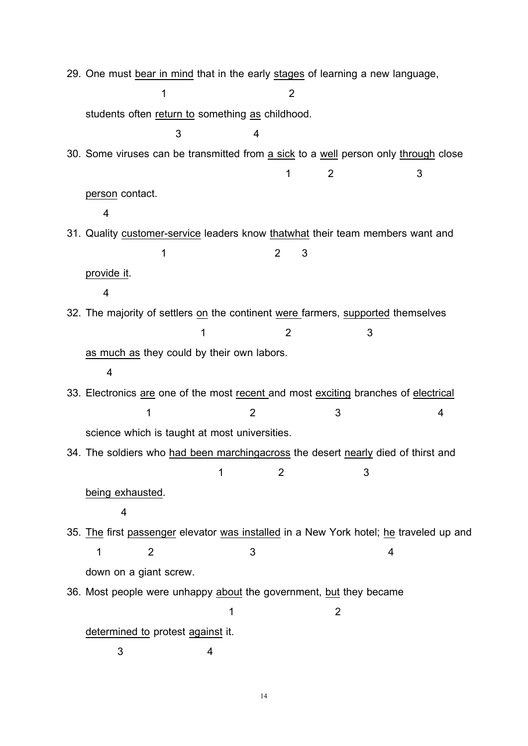29. One must <u>bear in mind</u> that in the early <u>stages</u> of learning a new language,

    1 2

    students often <u>return to</u> something <u>as</u> childhood.

    3 4

30. Some viruses can be transmitted from <u>a sick</u> to a <u>well</u> person only <u>through</u> close

    1 2 3

    <u>person</u> contact.

    4

31. Quality <u>customer-service</u> leaders know <u>thatwhat</u> their team members want and

    1 2 3

    <u>provide it</u>.

    4

32. The majority of settlers <u>on</u> the continent <u>were</u> farmers, <u>supported</u> themselves

    1 2 3

    <u>as much as</u> they could by their own labors.

    4

33. Electronics <u>are</u> one of the most <u>recent</u> and most <u>exciting</u> branches of <u>electrical</u>

    1 2 3 4

    science which is taught at most universities.

34. The soldiers who <u>had been marchingacross</u> the desert <u>nearly</u> died of thirst and

    1 2 3

    <u>being exhausted</u>.

    4

35. <u>The</u> first <u>passenger</u> elevator <u>was installed</u> in a New York hotel; <u>he</u> traveled up and

    1 2 3 4

    down on a giant screw.

36. Most people were unhappy <u>about</u> the government, <u>but</u> they became

    1 2

    <u>determined to</u> protest <u>against</u> it.

    3 4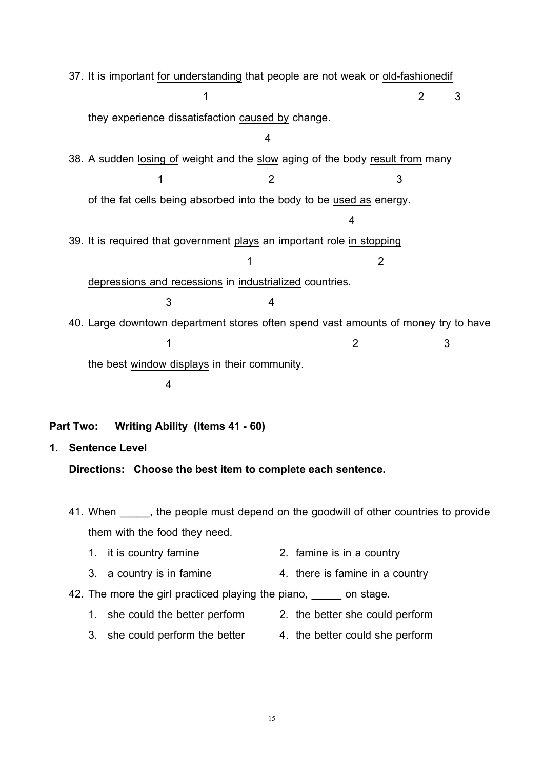37. It is important <u>for understanding</u> that people are not weak or <u>old-fashionedif</u>

    1 2 3

    they experience dissatisfaction <u>caused by</u> change.

    4

38. A sudden <u>losing of</u> weight and the <u>slow</u> aging of the body <u>result from</u> many

    1 2 3

    of the fat cells being absorbed into the body to be <u>used as</u> energy.

    4

39. It is required that government <u>plays</u> an important role <u>in stopping</u>

    1 2

    <u>depressions and recessions</u> in <u>industrialized</u> countries.

    3 4

40. Large <u>downtown department</u> stores often spend <u>vast amounts</u> of money <u>try</u> to have

    1 2 3

    the best <u>window displays</u> in their community.

    4

**Part Two: Writing Ability (Items 41 - 60)**

**1. Sentence Level**

**Directions: Choose the best item to complete each sentence.**

41. When _____, the people must depend on the goodwill of other countries to provide them with the food they need.
    1. it is country famine
    2. famine is in a country
    3. a country is in famine
    4. there is famine in a country

42. The more the girl practiced playing the piano, _____ on stage.
    1. she could the better perform
    2. the better she could perform
    3. she could perform the better
    4. the better could she perform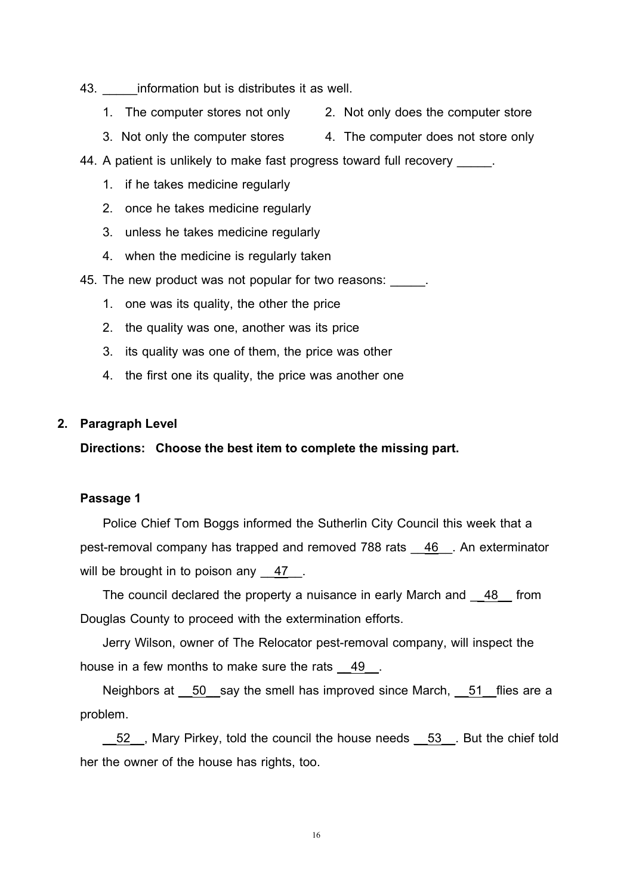43. _____information but is distributes it as well.

1. The computer stores not only
2. Not only does the computer store
3. Not only the computer stores
4. The computer does not store only

44. A patient is unlikely to make fast progress toward full recovery _____.

1. if he takes medicine regularly
2. once he takes medicine regularly
3. unless he takes medicine regularly
4. when the medicine is regularly taken

45. The new product was not popular for two reasons: _____.

1. one was its quality, the other the price
2. the quality was one, another was its price
3. its quality was one of them, the price was other
4. the first one its quality, the price was another one

## 2. Paragraph Level

**Directions: Choose the best item to complete the missing part.**

### Passage 1

Police Chief Tom Boggs informed the Sutherlin City Council this week that a pest-removal company has trapped and removed 788 rats __46__. An exterminator will be brought in to poison any __47__.

The council declared the property a nuisance in early March and __48__ from Douglas County to proceed with the extermination efforts.

Jerry Wilson, owner of The Relocator pest-removal company, will inspect the house in a few months to make sure the rats __49__.

Neighbors at __50__ say the smell has improved since March, __51__ flies are a problem.

__52__, Mary Pirkey, told the council the house needs __53__. But the chief told her the owner of the house has rights, too.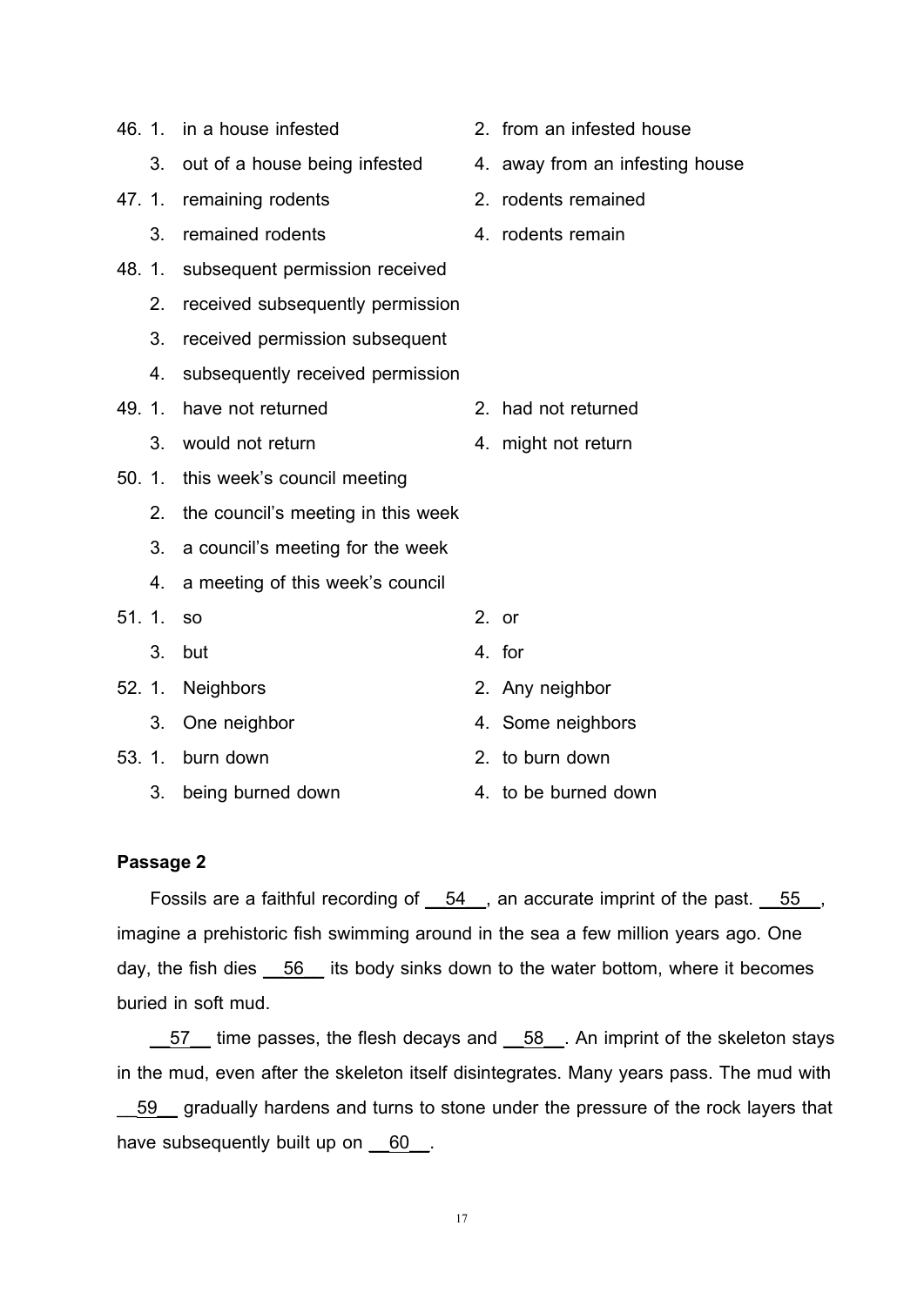46. 1. in a house infested
    2. from an infested house
    3. out of a house being infested
    4. away from an infesting house

47. 1. remaining rodents
    2. rodents remained
    3. remained rodents
    4. rodents remain

48. 1. subsequent permission received
    2. received subsequently permission
    3. received permission subsequent
    4. subsequently received permission

49. 1. have not returned
    2. had not returned
    3. would not return
    4. might not return

50. 1. this week's council meeting
    2. the council's meeting in this week
    3. a council's meeting for the week
    4. a meeting of this week's council

51. 1. so
    2. or
    3. but
    4. for

52. 1. Neighbors
    2. Any neighbor
    3. One neighbor
    4. Some neighbors

53. 1. burn down
    2. to burn down
    3. being burned down
    4. to be burned down

**Passage 2**

Fossils are a faithful recording of __54__, an accurate imprint of the past. __55__, imagine a prehistoric fish swimming around in the sea a few million years ago. One day, the fish dies __56__ its body sinks down to the water bottom, where it becomes buried in soft mud.

__57__ time passes, the flesh decays and __58__. An imprint of the skeleton stays in the mud, even after the skeleton itself disintegrates. Many years pass. The mud with __59__ gradually hardens and turns to stone under the pressure of the rock layers that have subsequently built up on __60__.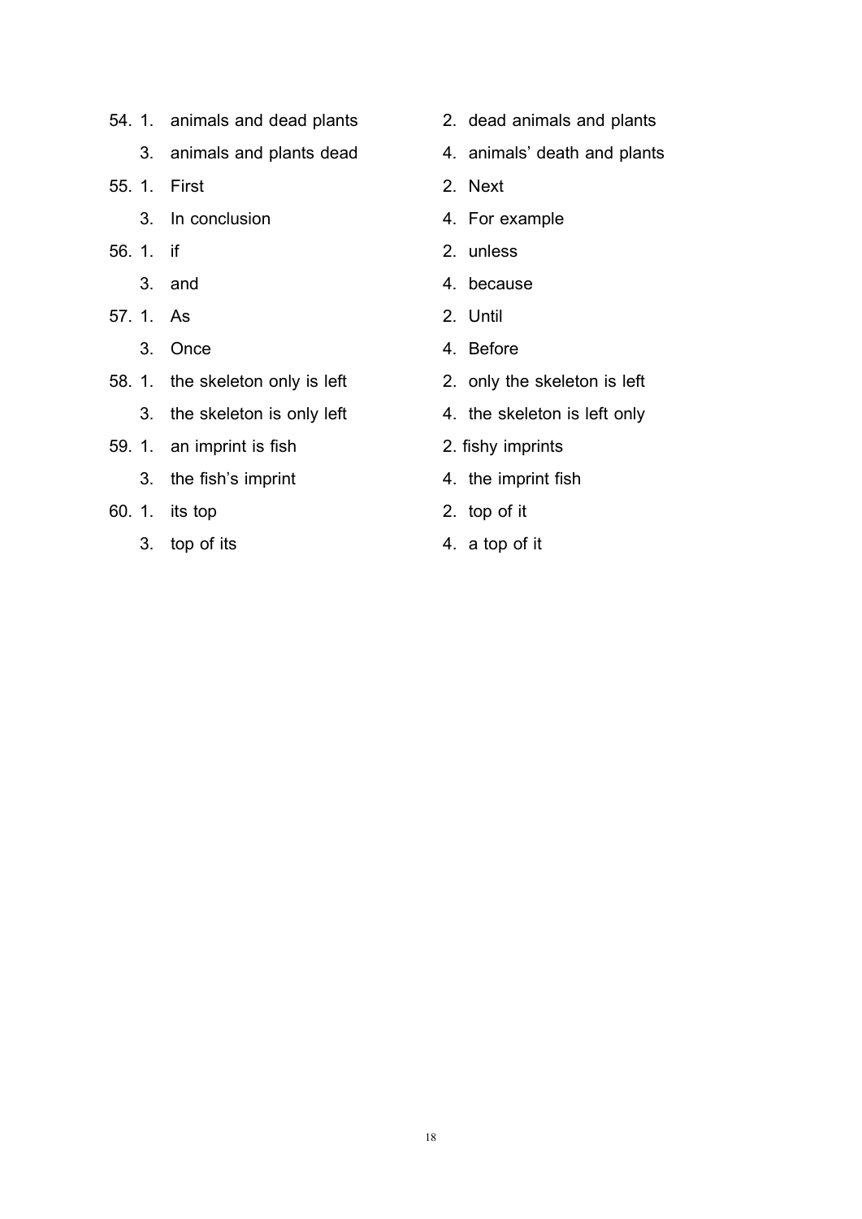54. 1. animals and dead plants
    2. dead animals and plants
    3. animals and plants dead
    4. animals' death and plants

55. 1. First
    2. Next
    3. In conclusion
    4. For example

56. 1. if
    2. unless
    3. and
    4. because

57. 1. As
    2. Until
    3. Once
    4. Before

58. 1. the skeleton only is left
    2. only the skeleton is left
    3. the skeleton is only left
    4. the skeleton is left only

59. 1. an imprint is fish
    2. fishy imprints
    3. the fish's imprint
    4. the imprint fish

60. 1. its top
    2. top of it
    3. top of its
    4. a top of it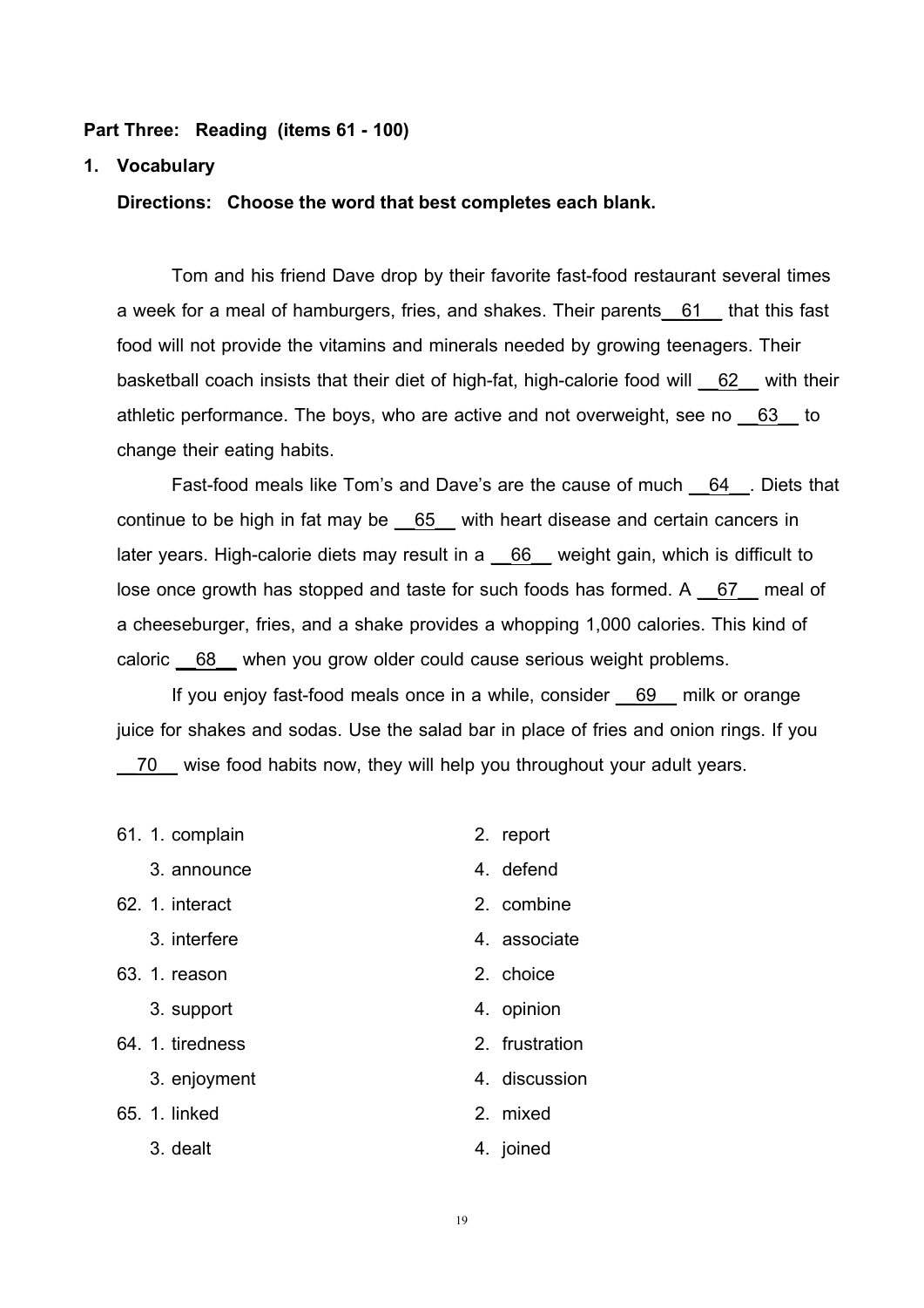**Part Three: Reading (items 61 - 100)**

**1. Vocabulary**

**Directions: Choose the word that best completes each blank.**

Tom and his friend Dave drop by their favorite fast-food restaurant several times a week for a meal of hamburgers, fries, and shakes. Their parents__61___ that this fast food will not provide the vitamins and minerals needed by growing teenagers. Their basketball coach insists that their diet of high-fat, high-calorie food will __62__ with their athletic performance. The boys, who are active and not overweight, see no __63__ to change their eating habits.

Fast-food meals like Tom's and Dave's are the cause of much __64__. Diets that continue to be high in fat may be __65__ with heart disease and certain cancers in later years. High-calorie diets may result in a __66__ weight gain, which is difficult to lose once growth has stopped and taste for such foods has formed. A __67__ meal of a cheeseburger, fries, and a shake provides a whopping 1,000 calories. This kind of caloric __68__ when you grow older could cause serious weight problems.

If you enjoy fast-food meals once in a while, consider __69___ milk or orange juice for shakes and sodas. Use the salad bar in place of fries and onion rings. If you __70__ wise food habits now, they will help you throughout your adult years.

61. 1. complain　　2. report
    3. announce　　4. defend

62. 1. interact　　2. combine
    3. interfere　　4. associate

63. 1. reason　　2. choice
    3. support　　4. opinion

64. 1. tiredness　　2. frustration
    3. enjoyment　　4. discussion

65. 1. linked　　2. mixed
    3. dealt　　4. joined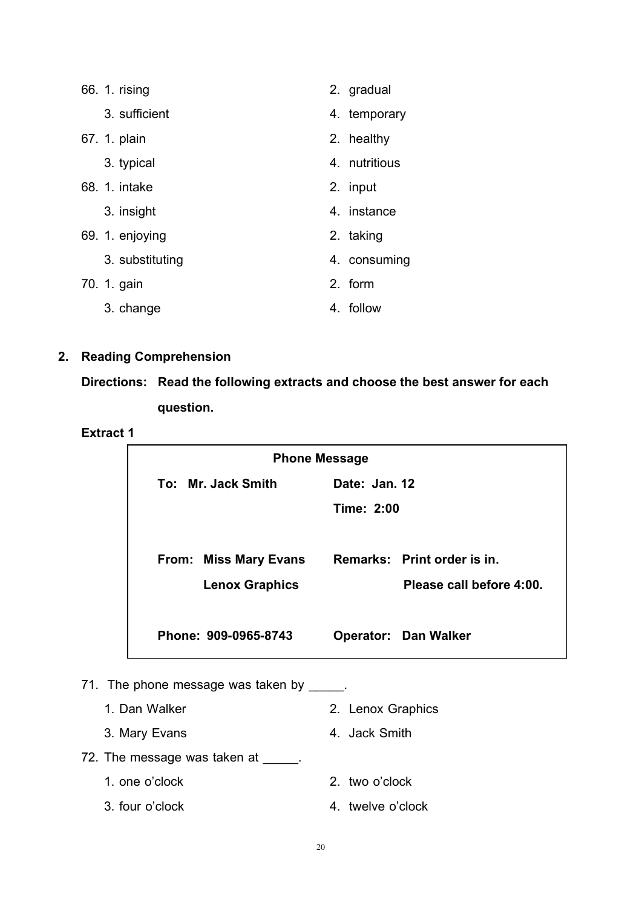66. 1. rising 2. gradual
    3. sufficient 4. temporary

67. 1. plain 2. healthy
    3. typical 4. nutritious

68. 1. intake 2. input
    3. insight 4. instance

69. 1. enjoying 2. taking
    3. substituting 4. consuming

70. 1. gain 2. form
    3. change 4. follow

**2. Reading Comprehension**

**Directions: Read the following extracts and choose the best answer for each question.**

**Extract 1**

| **Phone Message** | |
|---|---|
| **To: Mr. Jack Smith** | **Date: Jan. 12** |
| | **Time: 2:00** |
| **From: Miss Mary Evans** | **Remarks: Print order is in.** |
| **Lenox Graphics** | **Please call before 4:00.** |
| **Phone: 909-0965-8743** | **Operator: Dan Walker** |

71. The phone message was taken by _____.
    1. Dan Walker 2. Lenox Graphics
    3. Mary Evans 4. Jack Smith

72. The message was taken at _____.
    1. one o'clock 2. two o'clock
    3. four o'clock 4. twelve o'clock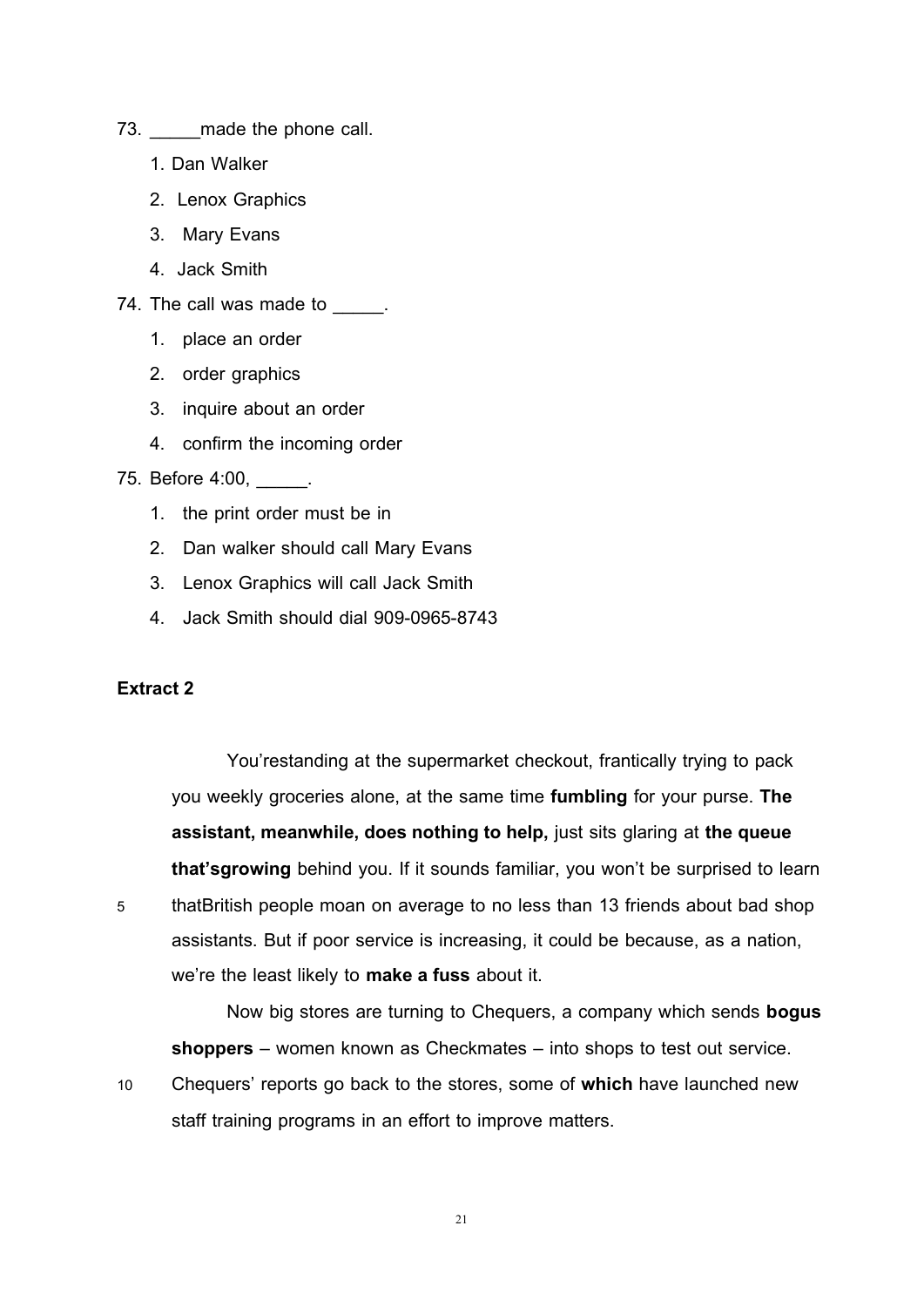73. _____made the phone call.

    1. Dan Walker
    2. Lenox Graphics
    3. Mary Evans
    4. Jack Smith

74. The call was made to _____.

    1. place an order
    2. order graphics
    3. inquire about an order
    4. confirm the incoming order

75. Before 4:00, _____.

    1. the print order must be in
    2. Dan walker should call Mary Evans
    3. Lenox Graphics will call Jack Smith
    4. Jack Smith should dial 909-0965-8743

**Extract 2**

You'restanding at the supermarket checkout, frantically trying to pack you weekly groceries alone, at the same time **fumbling** for your purse. **The assistant, meanwhile, does nothing to help,** just sits glaring at **the queue that'sgrowing** behind you. If it sounds familiar, you won't be surprised to learn
5 thatBritish people moan on average to no less than 13 friends about bad shop assistants. But if poor service is increasing, it could be because, as a nation, we're the least likely to **make a fuss** about it.

Now big stores are turning to Chequers, a company which sends **bogus shoppers** – women known as Checkmates – into shops to test out service.
10 Chequers' reports go back to the stores, some of **which** have launched new staff training programs in an effort to improve matters.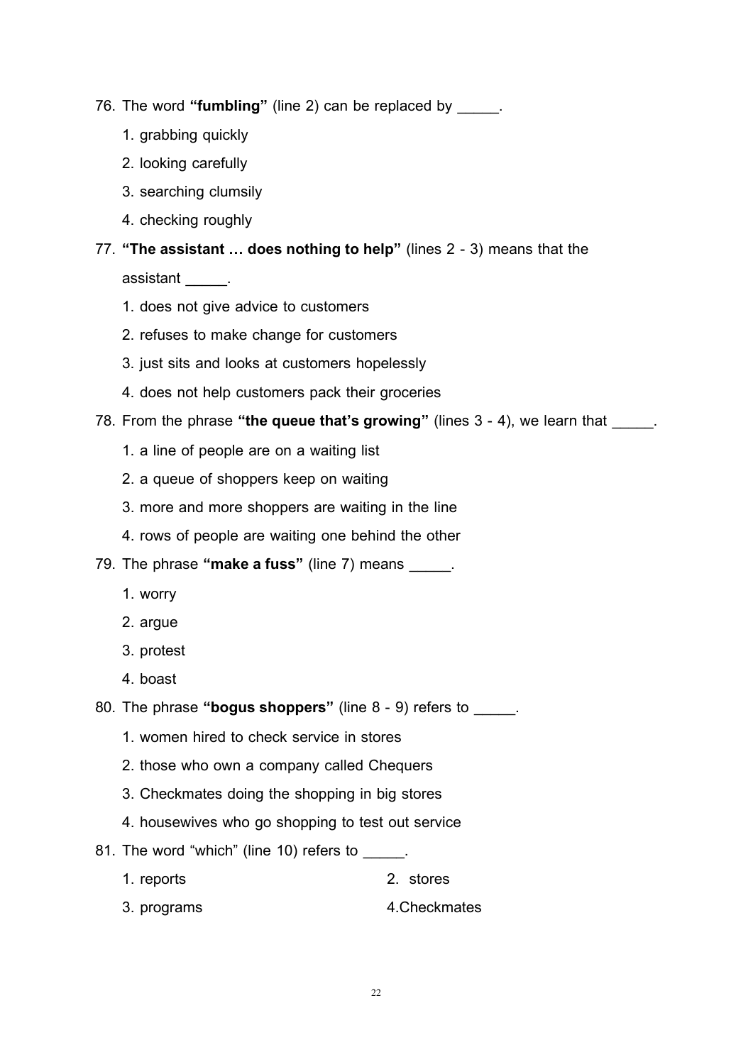76. The word **"fumbling"** (line 2) can be replaced by _____.

    1. grabbing quickly
    2. looking carefully
    3. searching clumsily
    4. checking roughly

77. **"The assistant … does nothing to help"** (lines 2 - 3) means that the assistant _____.

    1. does not give advice to customers
    2. refuses to make change for customers
    3. just sits and looks at customers hopelessly
    4. does not help customers pack their groceries

78. From the phrase **"the queue that's growing"** (lines 3 - 4), we learn that _____.

    1. a line of people are on a waiting list
    2. a queue of shoppers keep on waiting
    3. more and more shoppers are waiting in the line
    4. rows of people are waiting one behind the other

79. The phrase **"make a fuss"** (line 7) means _____.

    1. worry
    2. argue
    3. protest
    4. boast

80. The phrase **"bogus shoppers"** (line 8 - 9) refers to _____.

    1. women hired to check service in stores
    2. those who own a company called Chequers
    3. Checkmates doing the shopping in big stores
    4. housewives who go shopping to test out service

81. The word "which" (line 10) refers to _____.

    1. reports
    2. stores
    3. programs
    4. Checkmates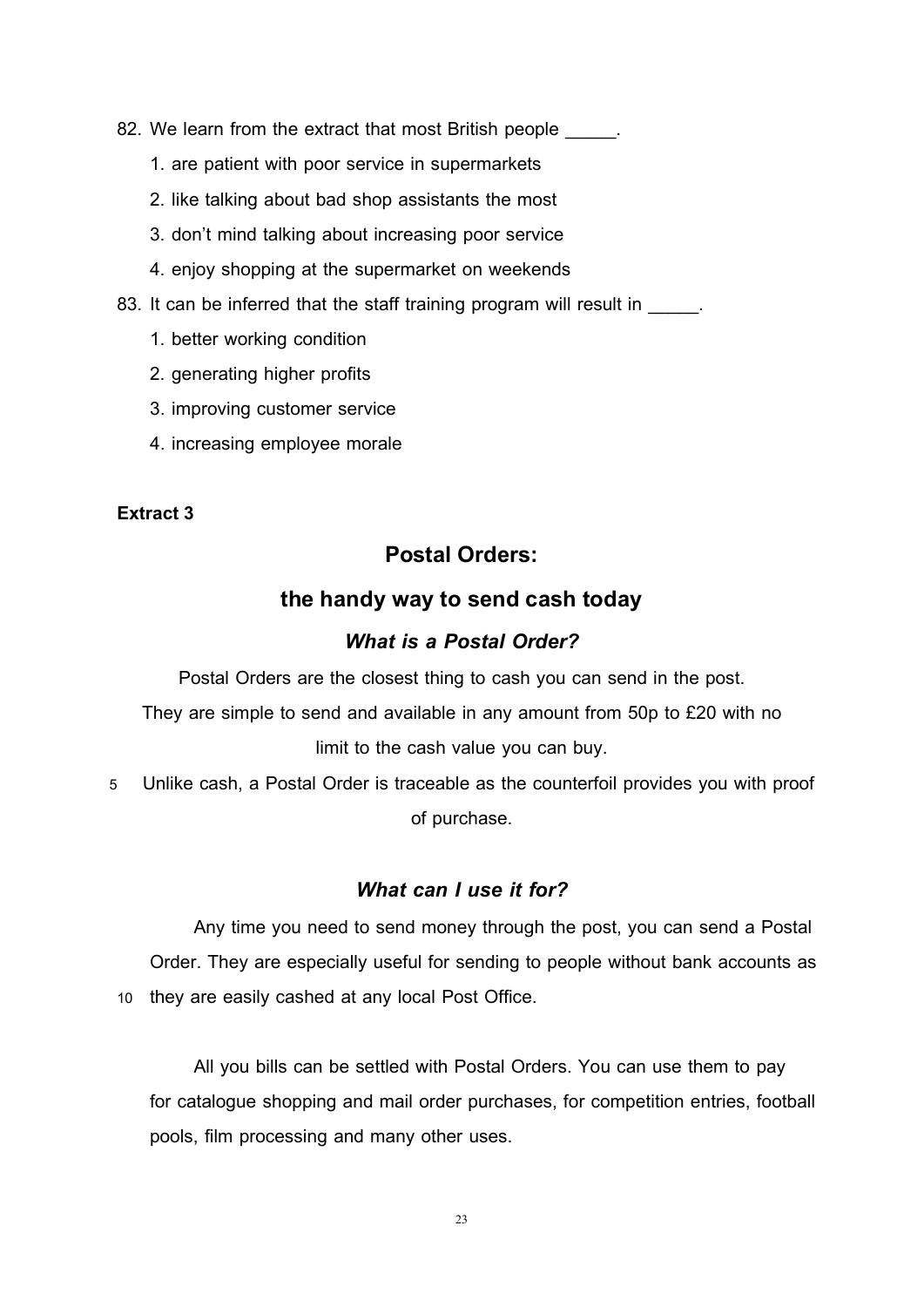82. We learn from the extract that most British people _____.
    1. are patient with poor service in supermarkets
    2. like talking about bad shop assistants the most
    3. don't mind talking about increasing poor service
    4. enjoy shopping at the supermarket on weekends

83. It can be inferred that the staff training program will result in _____.
    1. better working condition
    2. generating higher profits
    3. improving customer service
    4. increasing employee morale

**Extract 3**

## Postal Orders:

## the handy way to send cash today

### *What is a Postal Order?*

Postal Orders are the closest thing to cash you can send in the post. They are simple to send and available in any amount from 50p to £20 with no limit to the cash value you can buy.

5 Unlike cash, a Postal Order is traceable as the counterfoil provides you with proof of purchase.

### *What can I use it for?*

Any time you need to send money through the post, you can send a Postal Order. They are especially useful for sending to people without bank accounts as 10 they are easily cashed at any local Post Office.

All you bills can be settled with Postal Orders. You can use them to pay for catalogue shopping and mail order purchases, for competition entries, football pools, film processing and many other uses.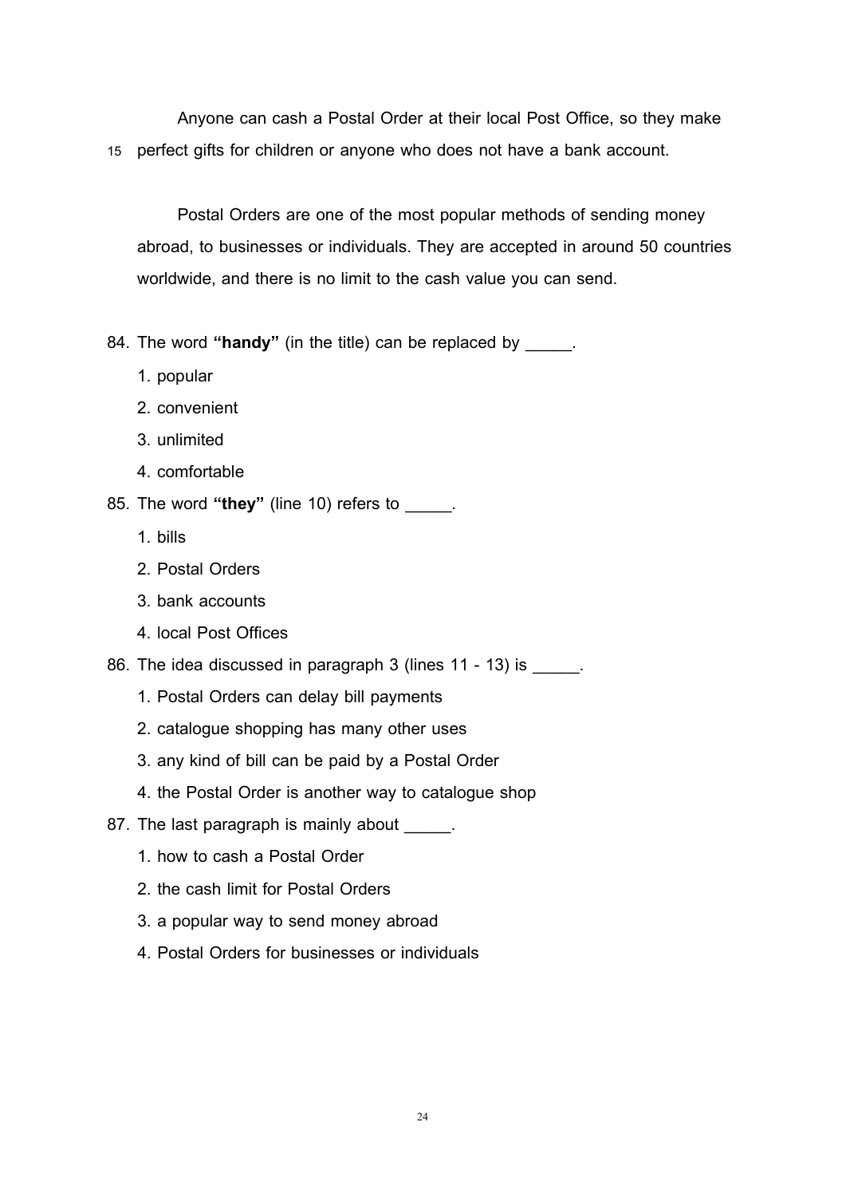Anyone can cash a Postal Order at their local Post Office, so they make
15 perfect gifts for children or anyone who does not have a bank account.

Postal Orders are one of the most popular methods of sending money abroad, to businesses or individuals. They are accepted in around 50 countries worldwide, and there is no limit to the cash value you can send.

84. The word **"handy"** (in the title) can be replaced by _____.
    1. popular
    2. convenient
    3. unlimited
    4. comfortable

85. The word **"they"** (line 10) refers to _____.
    1. bills
    2. Postal Orders
    3. bank accounts
    4. local Post Offices

86. The idea discussed in paragraph 3 (lines 11 - 13) is _____.
    1. Postal Orders can delay bill payments
    2. catalogue shopping has many other uses
    3. any kind of bill can be paid by a Postal Order
    4. the Postal Order is another way to catalogue shop

87. The last paragraph is mainly about _____.
    1. how to cash a Postal Order
    2. the cash limit for Postal Orders
    3. a popular way to send money abroad
    4. Postal Orders for businesses or individuals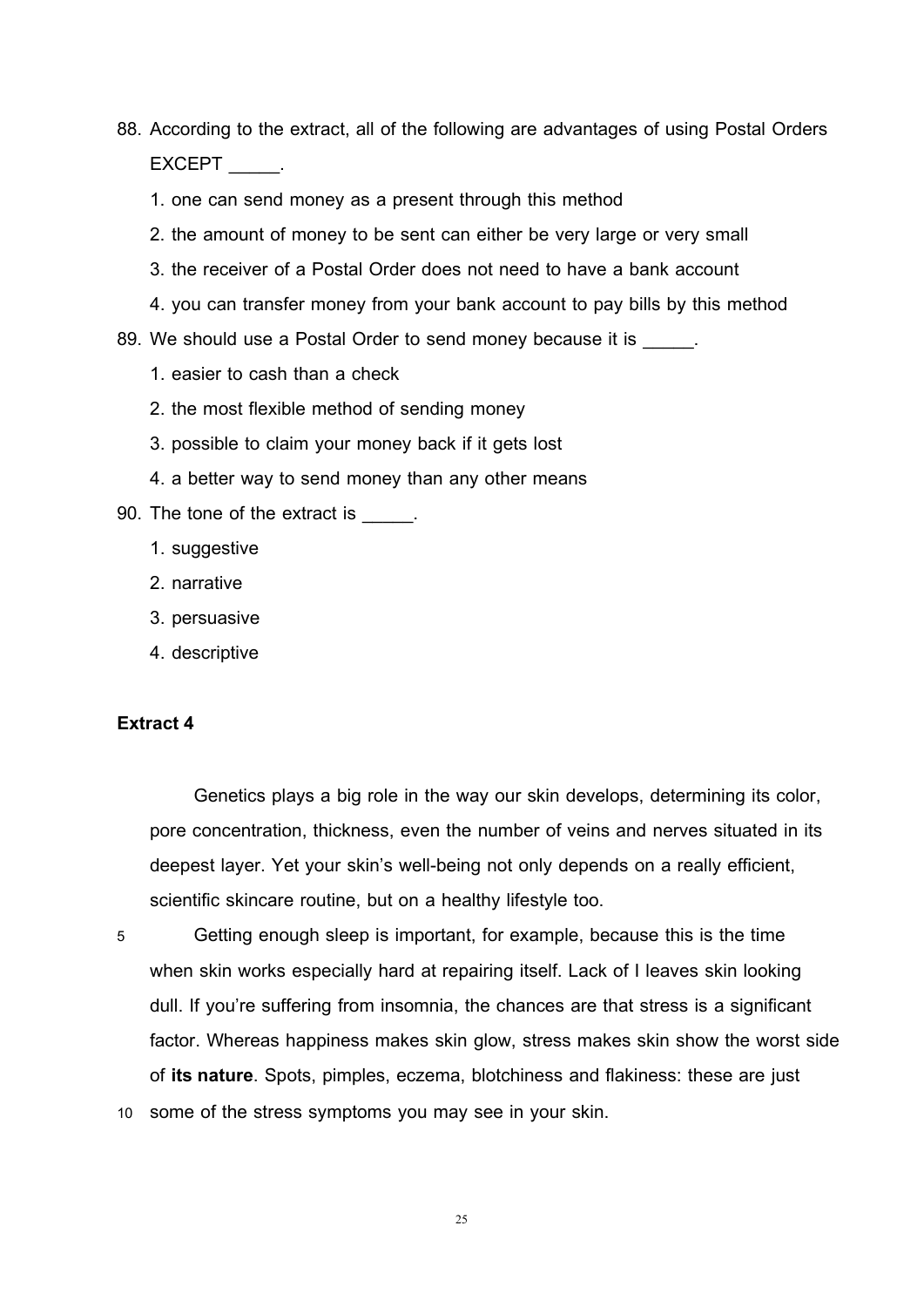88. According to the extract, all of the following are advantages of using Postal Orders EXCEPT _____.
    1. one can send money as a present through this method
    2. the amount of money to be sent can either be very large or very small
    3. the receiver of a Postal Order does not need to have a bank account
    4. you can transfer money from your bank account to pay bills by this method

89. We should use a Postal Order to send money because it is _____.
    1. easier to cash than a check
    2. the most flexible method of sending money
    3. possible to claim your money back if it gets lost
    4. a better way to send money than any other means

90. The tone of the extract is _____.
    1. suggestive
    2. narrative
    3. persuasive
    4. descriptive

**Extract 4**

Genetics plays a big role in the way our skin develops, determining its color, pore concentration, thickness, even the number of veins and nerves situated in its deepest layer. Yet your skin's well-being not only depends on a really efficient, scientific skincare routine, but on a healthy lifestyle too.

5 Getting enough sleep is important, for example, because this is the time when skin works especially hard at repairing itself. Lack of I leaves skin looking dull. If you're suffering from insomnia, the chances are that stress is a significant factor. Whereas happiness makes skin glow, stress makes skin show the worst side of **its nature**. Spots, pimples, eczema, blotchiness and flakiness: these are just
10 some of the stress symptoms you may see in your skin.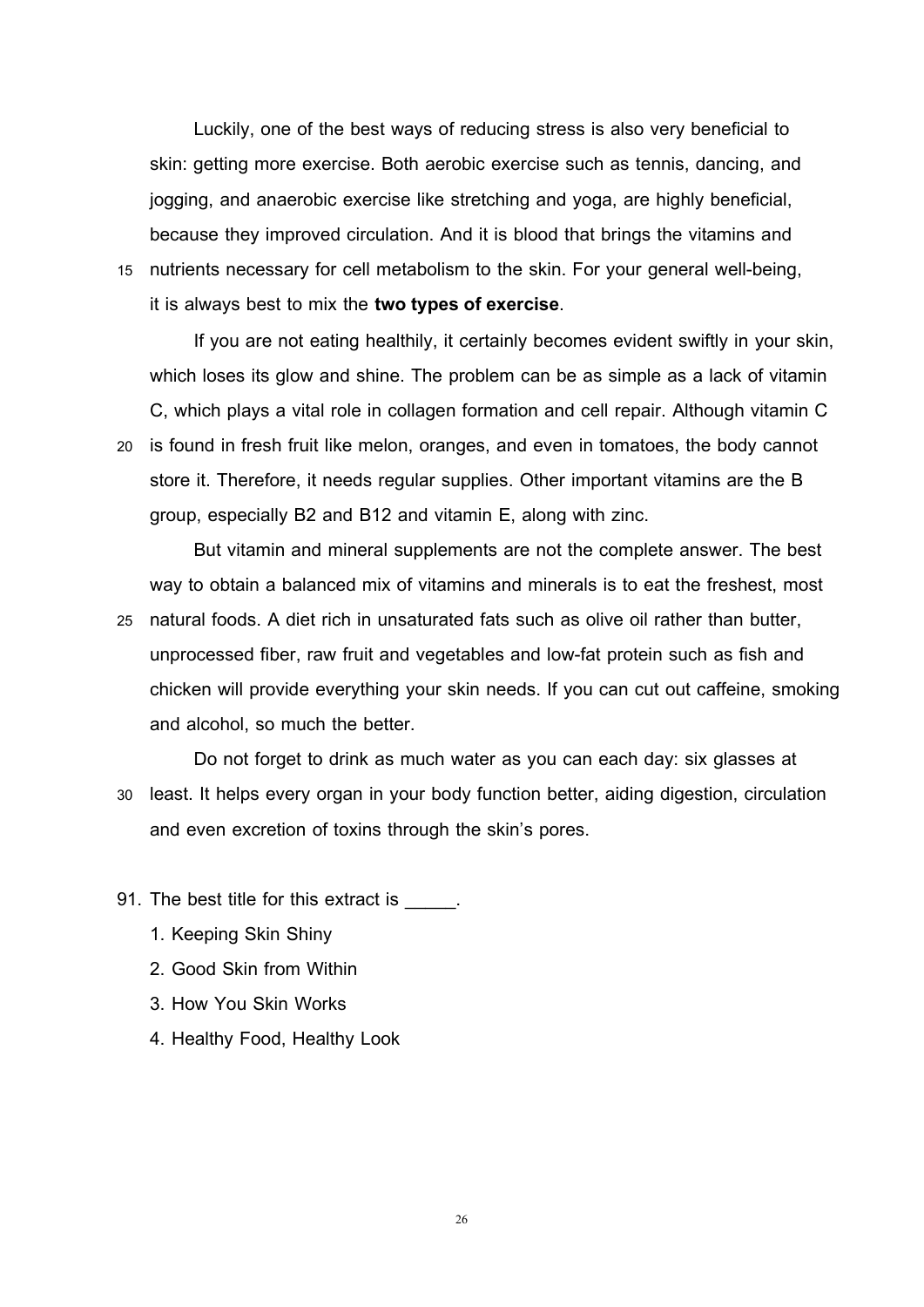Luckily, one of the best ways of reducing stress is also very beneficial to skin: getting more exercise. Both aerobic exercise such as tennis, dancing, and jogging, and anaerobic exercise like stretching and yoga, are highly beneficial, because they improved circulation. And it is blood that brings the vitamins and nutrients necessary for cell metabolism to the skin. For your general well-being, it is always best to mix the **two types of exercise**.

If you are not eating healthily, it certainly becomes evident swiftly in your skin, which loses its glow and shine. The problem can be as simple as a lack of vitamin C, which plays a vital role in collagen formation and cell repair. Although vitamin C is found in fresh fruit like melon, oranges, and even in tomatoes, the body cannot store it. Therefore, it needs regular supplies. Other important vitamins are the B group, especially B2 and B12 and vitamin E, along with zinc.

But vitamin and mineral supplements are not the complete answer. The best way to obtain a balanced mix of vitamins and minerals is to eat the freshest, most natural foods. A diet rich in unsaturated fats such as olive oil rather than butter, unprocessed fiber, raw fruit and vegetables and low-fat protein such as fish and chicken will provide everything your skin needs. If you can cut out caffeine, smoking and alcohol, so much the better.

Do not forget to drink as much water as you can each day: six glasses at least. It helps every organ in your body function better, aiding digestion, circulation and even excretion of toxins through the skin's pores.

91. The best title for this extract is _____.

 1. Keeping Skin Shiny
 2. Good Skin from Within
 3. How You Skin Works
 4. Healthy Food, Healthy Look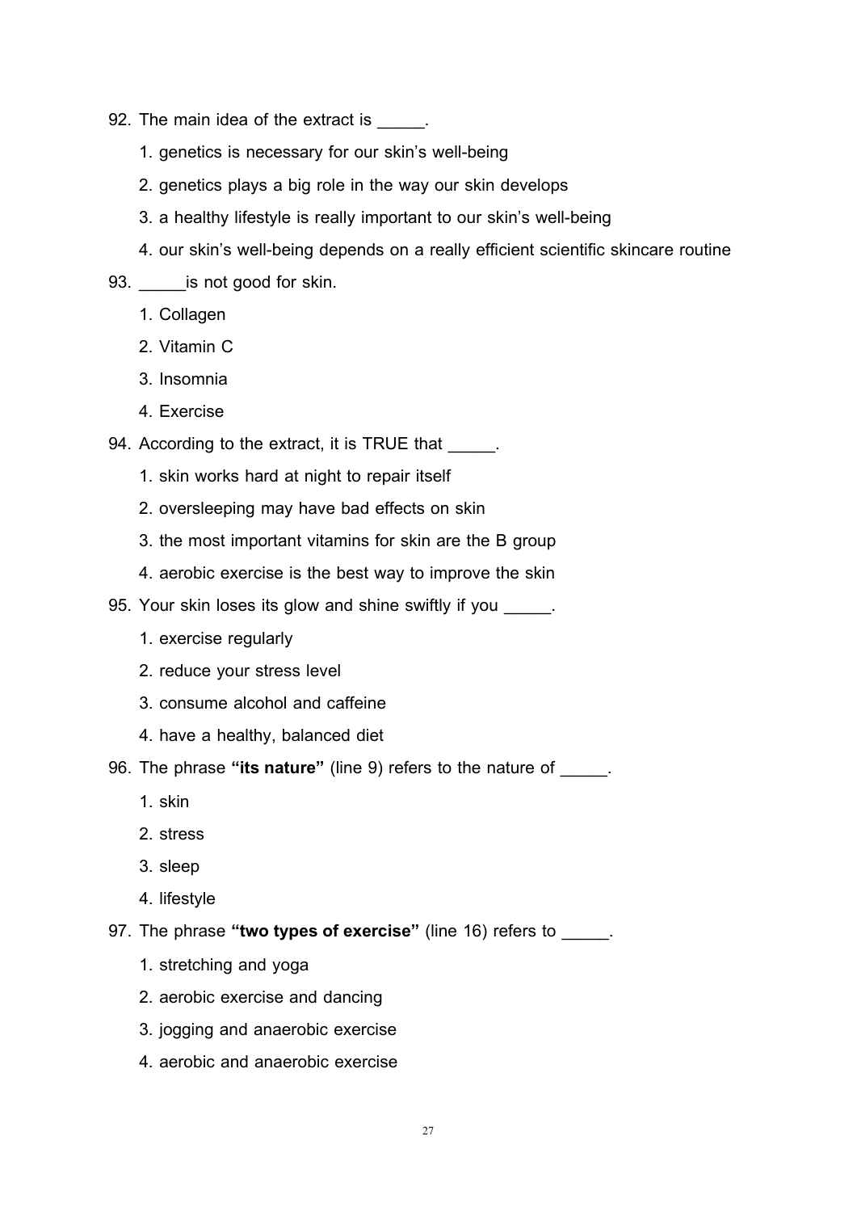92. The main idea of the extract is _____.

    1. genetics is necessary for our skin's well-being
    2. genetics plays a big role in the way our skin develops
    3. a healthy lifestyle is really important to our skin's well-being
    4. our skin's well-being depends on a really efficient scientific skincare routine

93. _____is not good for skin.

    1. Collagen
    2. Vitamin C
    3. Insomnia
    4. Exercise

94. According to the extract, it is TRUE that _____.

    1. skin works hard at night to repair itself
    2. oversleeping may have bad effects on skin
    3. the most important vitamins for skin are the B group
    4. aerobic exercise is the best way to improve the skin

95. Your skin loses its glow and shine swiftly if you _____.

    1. exercise regularly
    2. reduce your stress level
    3. consume alcohol and caffeine
    4. have a healthy, balanced diet

96. The phrase **"its nature"** (line 9) refers to the nature of _____.

    1. skin
    2. stress
    3. sleep
    4. lifestyle

97. The phrase **"two types of exercise"** (line 16) refers to _____.

    1. stretching and yoga
    2. aerobic exercise and dancing
    3. jogging and anaerobic exercise
    4. aerobic and anaerobic exercise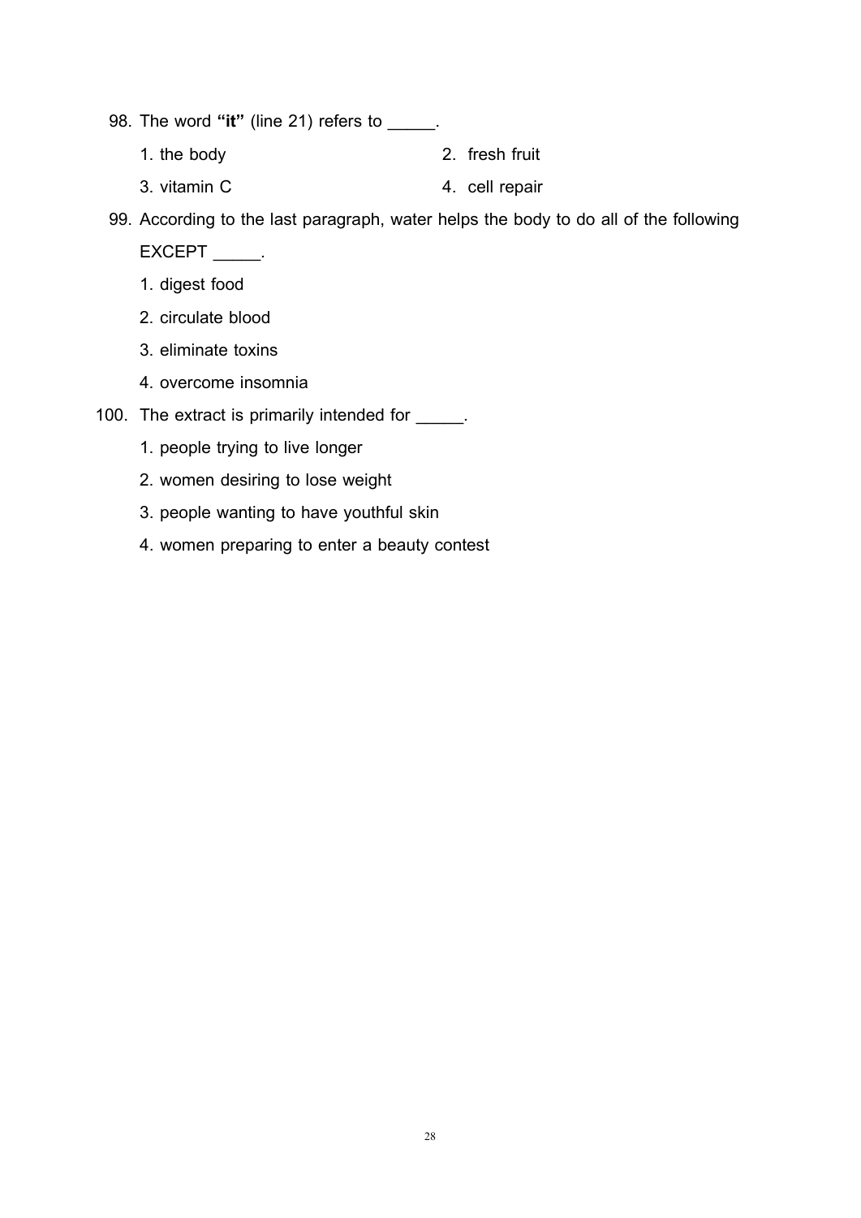98. The word **"it"** (line 21) refers to _____.

    1. the body
    2. fresh fruit
    3. vitamin C
    4. cell repair

99. According to the last paragraph, water helps the body to do all of the following EXCEPT _____.

    1. digest food
    2. circulate blood
    3. eliminate toxins
    4. overcome insomnia

100. The extract is primarily intended for _____.

    1. people trying to live longer
    2. women desiring to lose weight
    3. people wanting to have youthful skin
    4. women preparing to enter a beauty contest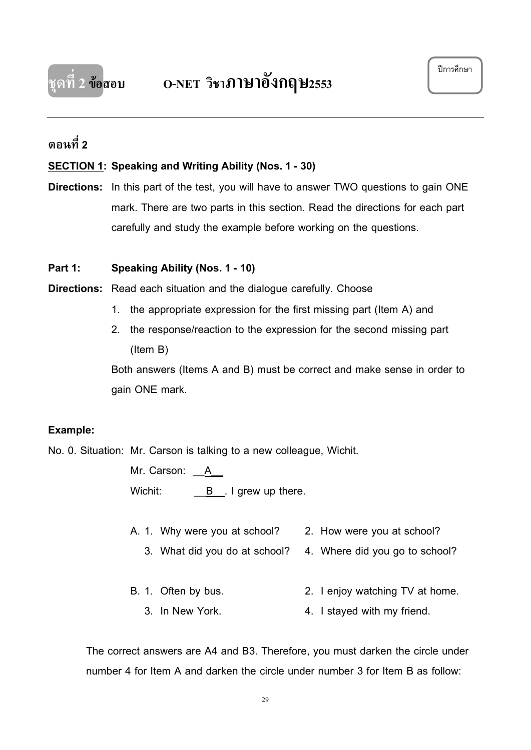**ชุดที่ 2 ข้อสอบ O-NET วิชาภาษาอังกฤษ2553**

ปีการศึกษา

---

## ตอนที่ 2

**SECTION 1: Speaking and Writing Ability (Nos. 1 - 30)**

**Directions:** In this part of the test, you will have to answer TWO questions to gain ONE mark. There are two parts in this section. Read the directions for each part carefully and study the example before working on the questions.

**Part 1: Speaking Ability (Nos. 1 - 10)**

**Directions:** Read each situation and the dialogue carefully. Choose

1. the appropriate expression for the first missing part (Item A) and
2. the response/reaction to the expression for the second missing part (Item B)

Both answers (Items A and B) must be correct and make sense in order to gain ONE mark.

**Example:**

No. 0. Situation: Mr. Carson is talking to a new colleague, Wichit.

Mr. Carson: __A__

Wichit: __B__. I grew up there.

A. 1. Why were you at school? 2. How were you at school?
3. What did you do at school? 4. Where did you go to school?

B. 1. Often by bus. 2. I enjoy watching TV at home.
3. In New York. 4. I stayed with my friend.

The correct answers are A4 and B3. Therefore, you must darken the circle under number 4 for Item A and darken the circle under number 3 for Item B as follow: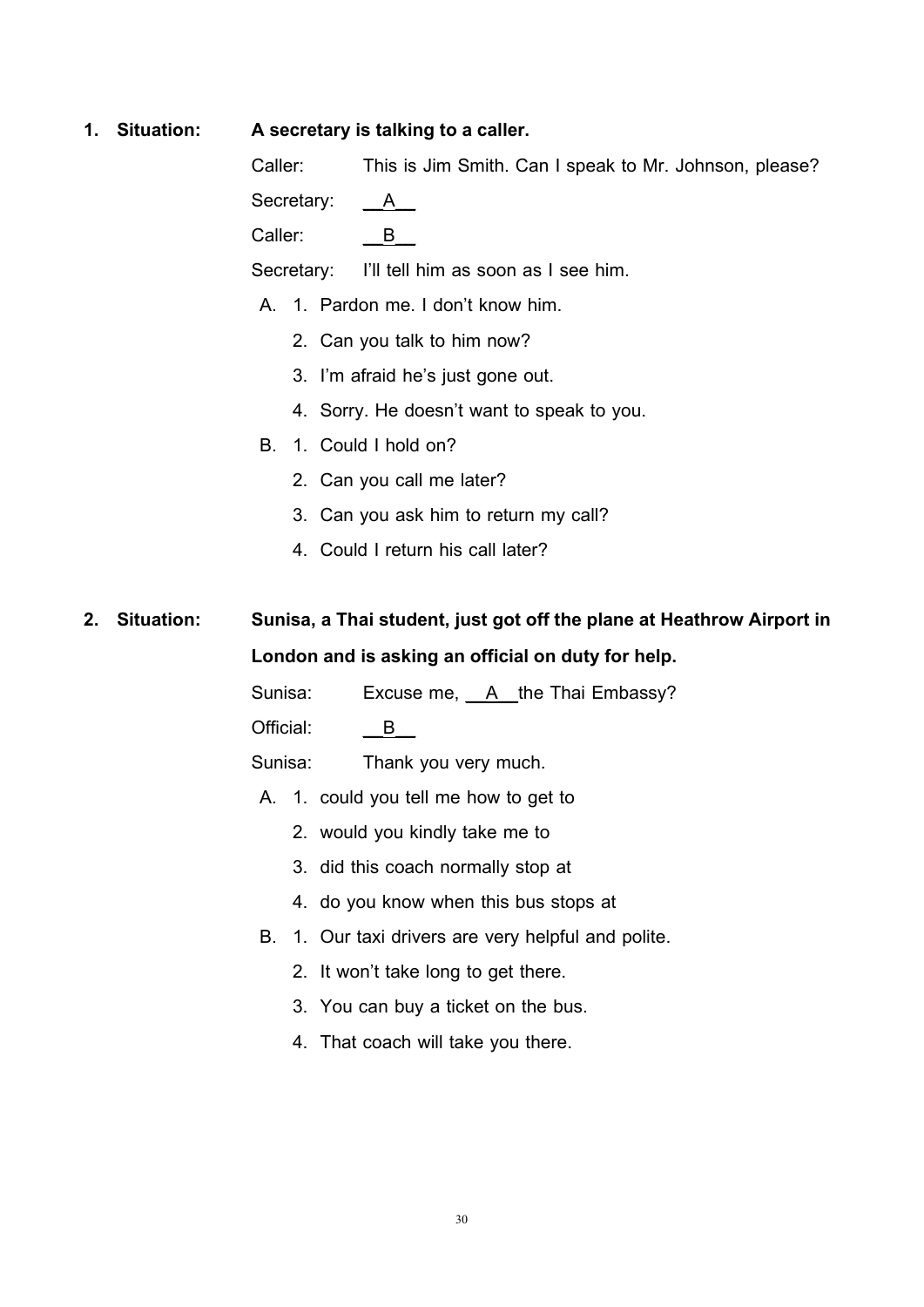**1. Situation:** **A secretary is talking to a caller.**

Caller: This is Jim Smith. Can I speak to Mr. Johnson, please?

Secretary: __A__

Caller: __B__

Secretary: I'll tell him as soon as I see him.

A. 1. Pardon me. I don't know him.
   2. Can you talk to him now?
   3. I'm afraid he's just gone out.
   4. Sorry. He doesn't want to speak to you.

B. 1. Could I hold on?
   2. Can you call me later?
   3. Can you ask him to return my call?
   4. Could I return his call later?

**2. Situation:** **Sunisa, a Thai student, just got off the plane at Heathrow Airport in London and is asking an official on duty for help.**

Sunisa: Excuse me, __A__ the Thai Embassy?

Official: __B__

Sunisa: Thank you very much.

A. 1. could you tell me how to get to
   2. would you kindly take me to
   3. did this coach normally stop at
   4. do you know when this bus stops at

B. 1. Our taxi drivers are very helpful and polite.
   2. It won't take long to get there.
   3. You can buy a ticket on the bus.
   4. That coach will take you there.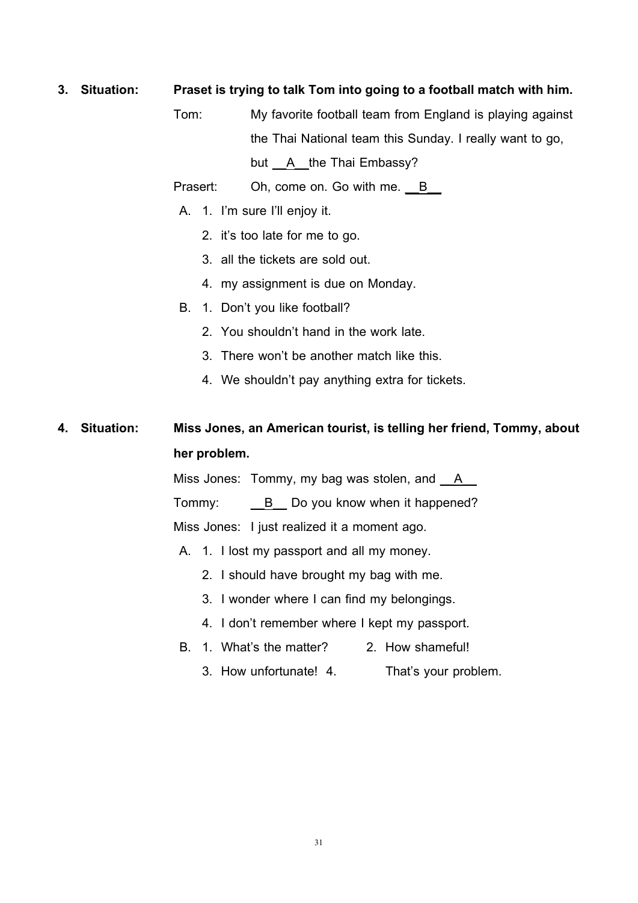**3. Situation: Praset is trying to talk Tom into going to a football match with him.**

Tom: My favorite football team from England is playing against the Thai National team this Sunday. I really want to go, but __A__ the Thai Embassy?

Prasert: Oh, come on. Go with me. __B__

A. 1. I'm sure I'll enjoy it.
   2. it's too late for me to go.
   3. all the tickets are sold out.
   4. my assignment is due on Monday.

B. 1. Don't you like football?
   2. You shouldn't hand in the work late.
   3. There won't be another match like this.
   4. We shouldn't pay anything extra for tickets.

**4. Situation: Miss Jones, an American tourist, is telling her friend, Tommy, about her problem.**

Miss Jones: Tommy, my bag was stolen, and __A__

Tommy: __B__ Do you know when it happened?

Miss Jones: I just realized it a moment ago.

A. 1. I lost my passport and all my money.
   2. I should have brought my bag with me.
   3. I wonder where I can find my belongings.
   4. I don't remember where I kept my passport.

B. 1. What's the matter? 2. How shameful!
   3. How unfortunate! 4. That's your problem.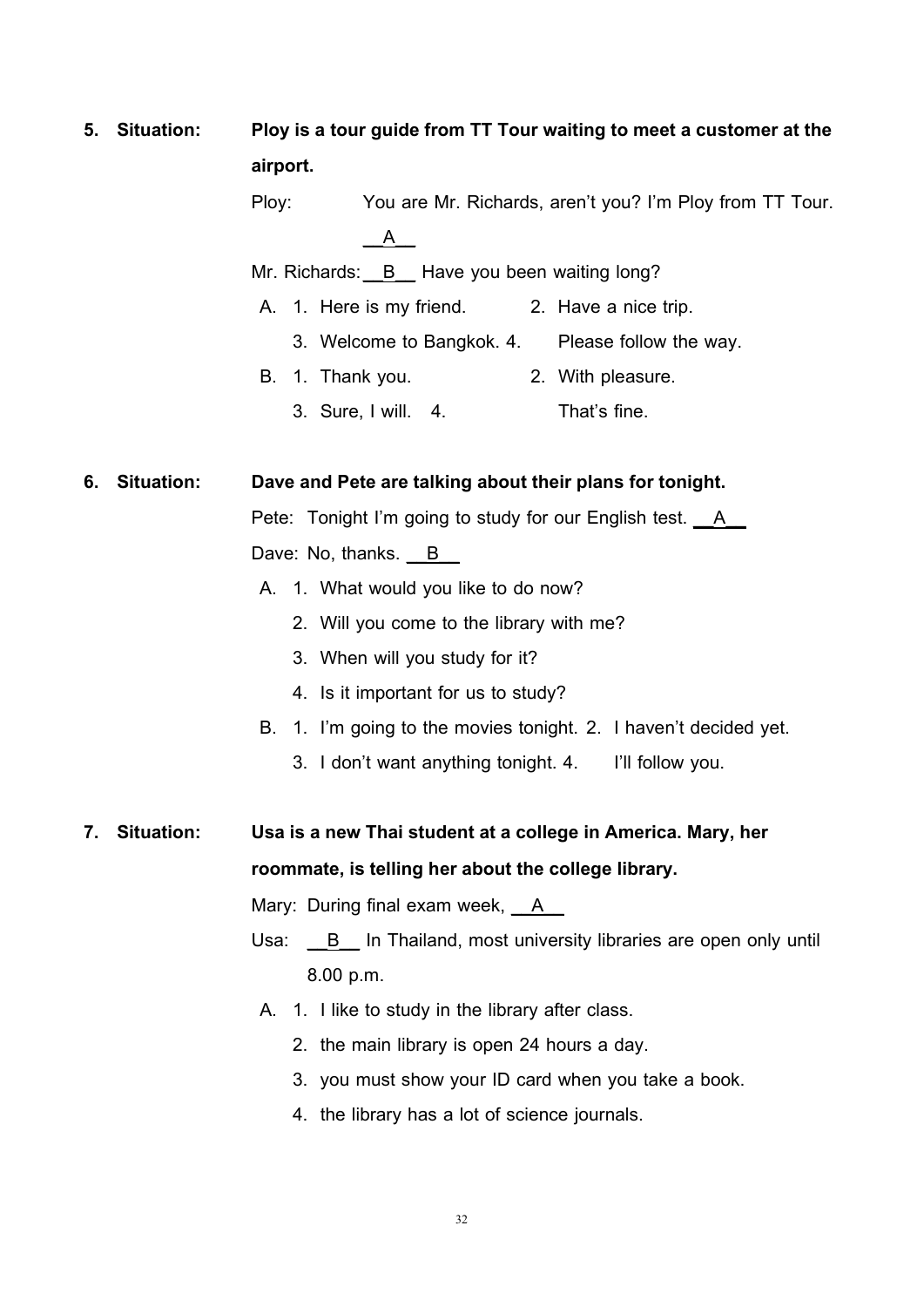**5. Situation:** **Ploy is a tour guide from TT Tour waiting to meet a customer at the airport.**

Ploy: You are Mr. Richards, aren't you? I'm Ploy from TT Tour. __A__

Mr. Richards: __B__ Have you been waiting long?

A. 1. Here is my friend. 2. Have a nice trip.
   3. Welcome to Bangkok. 4. Please follow the way.

B. 1. Thank you. 2. With pleasure.
   3. Sure, I will. 4. That's fine.

**6. Situation:** **Dave and Pete are talking about their plans for tonight.**

Pete: Tonight I'm going to study for our English test. __A__

Dave: No, thanks. __B__

A. 1. What would you like to do now?
   2. Will you come to the library with me?
   3. When will you study for it?
   4. Is it important for us to study?

B. 1. I'm going to the movies tonight. 2. I haven't decided yet.
   3. I don't want anything tonight. 4. I'll follow you.

**7. Situation:** **Usa is a new Thai student at a college in America. Mary, her roommate, is telling her about the college library.**

Mary: During final exam week, __A__

Usa: __B__ In Thailand, most university libraries are open only until 8.00 p.m.

A. 1. I like to study in the library after class.
   2. the main library is open 24 hours a day.
   3. you must show your ID card when you take a book.
   4. the library has a lot of science journals.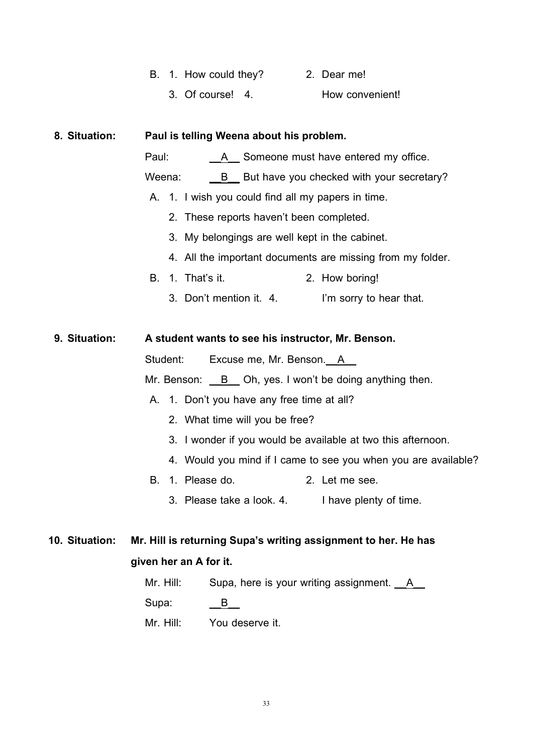B. 1. How could they? 2. Dear me!
   3. Of course! 4. How convenient!

**8. Situation:** **Paul is telling Weena about his problem.**

Paul: __A__ Someone must have entered my office.

Weena: __B__ But have you checked with your secretary?

A. 1. I wish you could find all my papers in time.
   2. These reports haven't been completed.
   3. My belongings are well kept in the cabinet.
   4. All the important documents are missing from my folder.

B. 1. That's it. 2. How boring!
   3. Don't mention it. 4. I'm sorry to hear that.

**9. Situation:** **A student wants to see his instructor, Mr. Benson.**

Student: Excuse me, Mr. Benson. __A__

Mr. Benson: __B__ Oh, yes. I won't be doing anything then.

A. 1. Don't you have any free time at all?
   2. What time will you be free?
   3. I wonder if you would be available at two this afternoon.
   4. Would you mind if I came to see you when you are available?

B. 1. Please do. 2. Let me see.
   3. Please take a look. 4. I have plenty of time.

**10. Situation:** **Mr. Hill is returning Supa's writing assignment to her. He has given her an A for it.**

Mr. Hill: Supa, here is your writing assignment. __A__

Supa: __B__

Mr. Hill: You deserve it.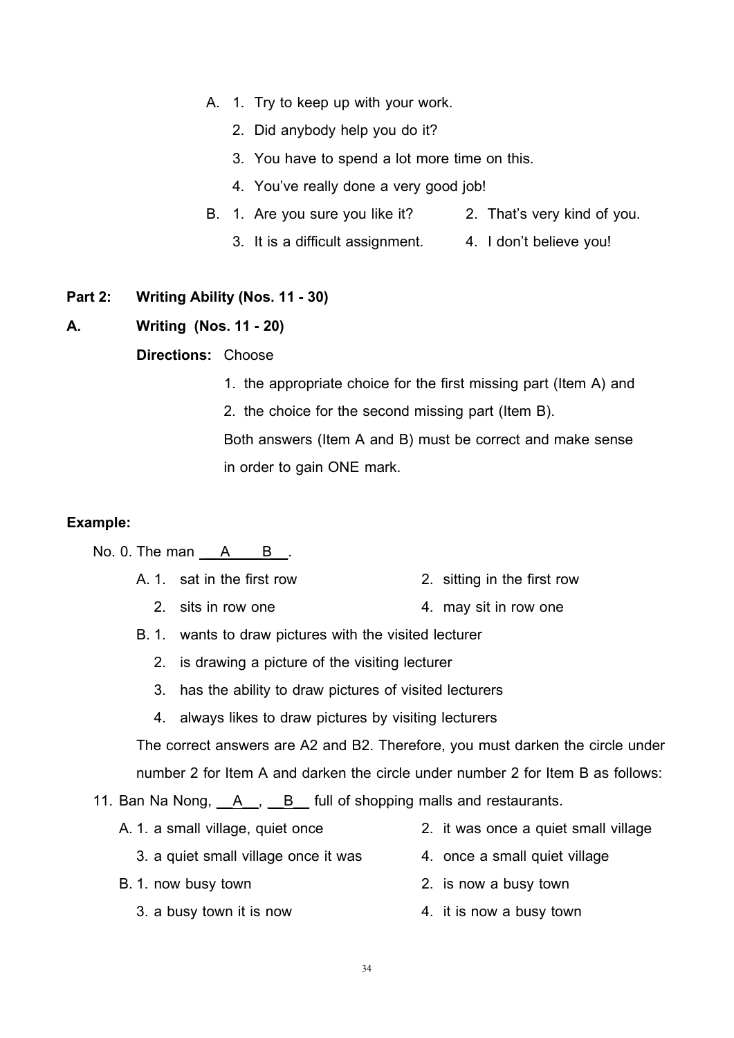A. 1. Try to keep up with your work.

2. Did anybody help you do it?

3. You have to spend a lot more time on this.

4. You've really done a very good job!

B. 1. Are you sure you like it? 2. That's very kind of you.

3. It is a difficult assignment. 4. I don't believe you!

**Part 2: Writing Ability (Nos. 11 - 30)**

**A. Writing (Nos. 11 - 20)**

**Directions:** Choose

1. the appropriate choice for the first missing part (Item A) and
2. the choice for the second missing part (Item B).

Both answers (Item A and B) must be correct and make sense in order to gain ONE mark.

**Example:**

No. 0. The man ___A____B___.

A. 1. sat in the first row 2. sitting in the first row

2. sits in row one 4. may sit in row one

B. 1. wants to draw pictures with the visited lecturer

2. is drawing a picture of the visiting lecturer

3. has the ability to draw pictures of visited lecturers

4. always likes to draw pictures by visiting lecturers

The correct answers are A2 and B2. Therefore, you must darken the circle under number 2 for Item A and darken the circle under number 2 for Item B as follows:

11. Ban Na Nong, __A__, __B__ full of shopping malls and restaurants.

A. 1. a small village, quiet once 2. it was once a quiet small village

3. a quiet small village once it was 4. once a small quiet village

B. 1. now busy town 2. is now a busy town

3. a busy town it is now 4. it is now a busy town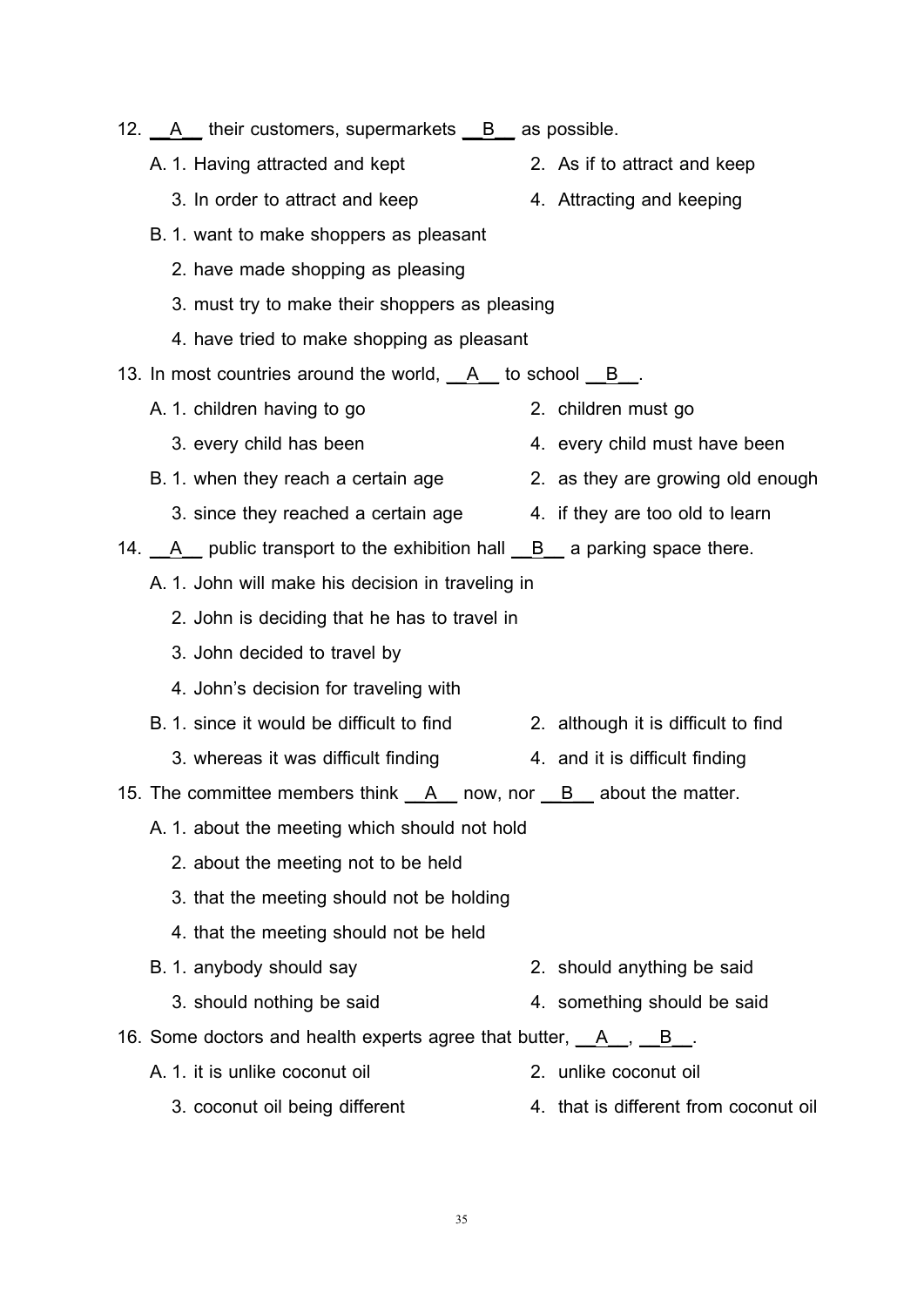12. \_\_A\_\_ their customers, supermarkets \_\_B\_\_ as possible.

A. 1. Having attracted and kept
   2. As if to attract and keep
   3. In order to attract and keep
   4. Attracting and keeping

B. 1. want to make shoppers as pleasant
   2. have made shopping as pleasing
   3. must try to make their shoppers as pleasing
   4. have tried to make shopping as pleasant

13. In most countries around the world, \_\_A\_\_ to school \_\_B\_\_.

A. 1. children having to go
   2. children must go
   3. every child has been
   4. every child must have been

B. 1. when they reach a certain age
   2. as they are growing old enough
   3. since they reached a certain age
   4. if they are too old to learn

14. \_\_A\_\_ public transport to the exhibition hall \_\_B\_\_ a parking space there.

A. 1. John will make his decision in traveling in
   2. John is deciding that he has to travel in
   3. John decided to travel by
   4. John's decision for traveling with

B. 1. since it would be difficult to find
   2. although it is difficult to find
   3. whereas it was difficult finding
   4. and it is difficult finding

15. The committee members think \_\_A\_\_ now, nor \_\_B\_\_ about the matter.

A. 1. about the meeting which should not hold
   2. about the meeting not to be held
   3. that the meeting should not be holding
   4. that the meeting should not be held

B. 1. anybody should say
   2. should anything be said
   3. should nothing be said
   4. something should be said

16. Some doctors and health experts agree that butter, \_\_A\_\_, \_\_B\_\_.

A. 1. it is unlike coconut oil
   2. unlike coconut oil
   3. coconut oil being different
   4. that is different from coconut oil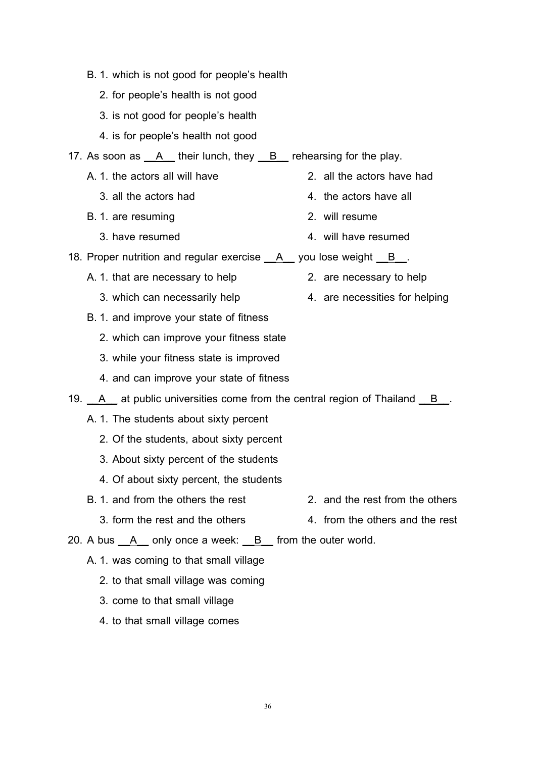B. 1. which is not good for people's health

   2. for people's health is not good

   3. is not good for people's health

   4. is for people's health not good

17. As soon as __A__ their lunch, they __B__ rehearsing for the play.

A. 1. the actors all will have    2. all the actors have had

   3. all the actors had    4. the actors have all

B. 1. are resuming    2. will resume

   3. have resumed    4. will have resumed

18. Proper nutrition and regular exercise __A__ you lose weight __B__.

A. 1. that are necessary to help    2. are necessary to help

   3. which can necessarily help    4. are necessities for helping

B. 1. and improve your state of fitness

   2. which can improve your fitness state

   3. while your fitness state is improved

   4. and can improve your state of fitness

19. __A__ at public universities come from the central region of Thailand __B__.

A. 1. The students about sixty percent

   2. Of the students, about sixty percent

   3. About sixty percent of the students

   4. Of about sixty percent, the students

B. 1. and from the others the rest    2. and the rest from the others

   3. form the rest and the others    4. from the others and the rest

20. A bus __A__ only once a week: __B__ from the outer world.

A. 1. was coming to that small village

   2. to that small village was coming

   3. come to that small village

   4. to that small village comes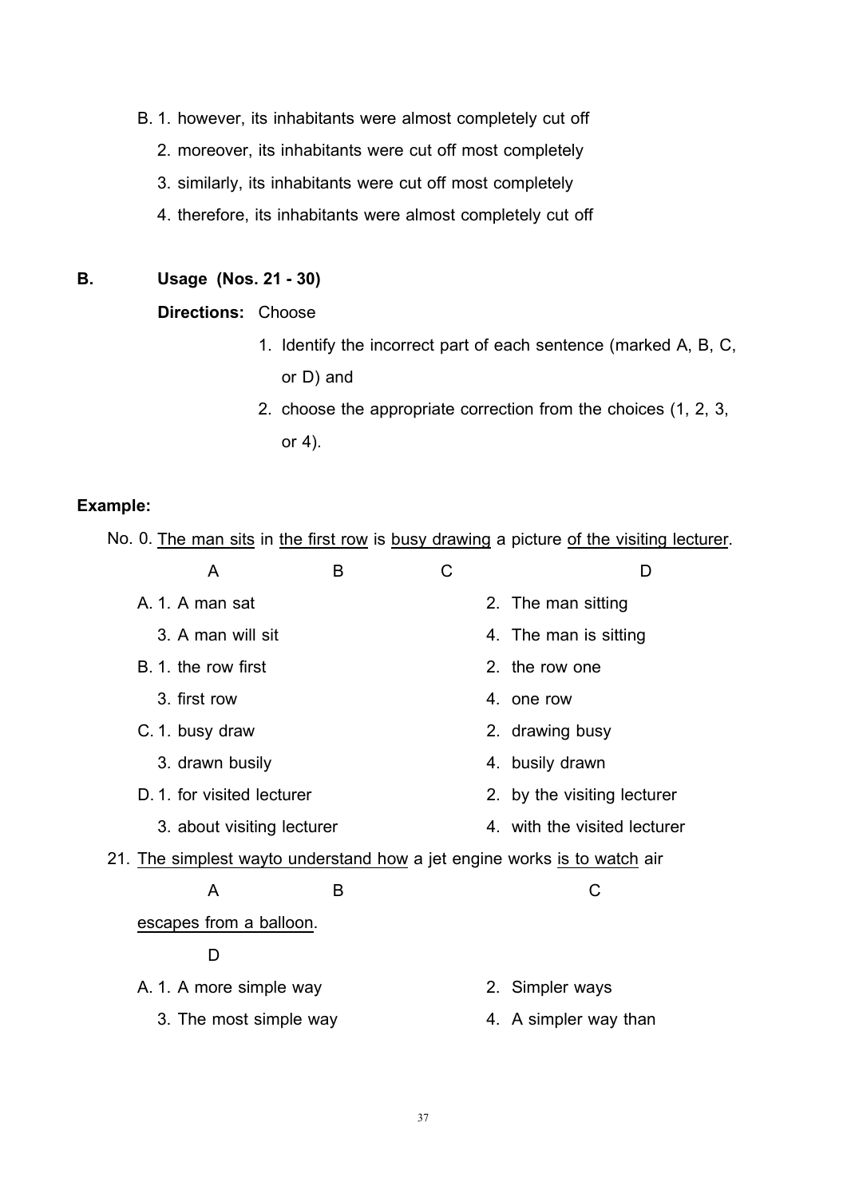B. 1. however, its inhabitants were almost completely cut off

   2. moreover, its inhabitants were cut off most completely

   3. similarly, its inhabitants were cut off most completely

   4. therefore, its inhabitants were almost completely cut off

## B. Usage (Nos. 21 - 30)

**Directions:** Choose

1. Identify the incorrect part of each sentence (marked A, B, C, or D) and
2. choose the appropriate correction from the choices (1, 2, 3, or 4).

**Example:**

No. 0. <u>The man sits</u> (A) in <u>the first row</u> (B) is <u>busy drawing</u> (C) a picture <u>of the visiting lecturer</u> (D).

A. 1. A man sat  2. The man sitting

   3. A man will sit  4. The man is sitting

B. 1. the row first  2. the row one

   3. first row  4. one row

C. 1. busy draw  2. drawing busy

   3. drawn busily  4. busily drawn

D. 1. for visited lecturer  2. by the visiting lecturer

   3. about visiting lecturer  4. with the visited lecturer

21. <u>The simplest way</u> (A) <u>to understand how</u> (B) a jet engine works <u>is to watch</u> (C) air <u>escapes from a balloon</u> (D).

A. 1. A more simple way  2. Simpler ways

   3. The most simple way  4. A simpler way than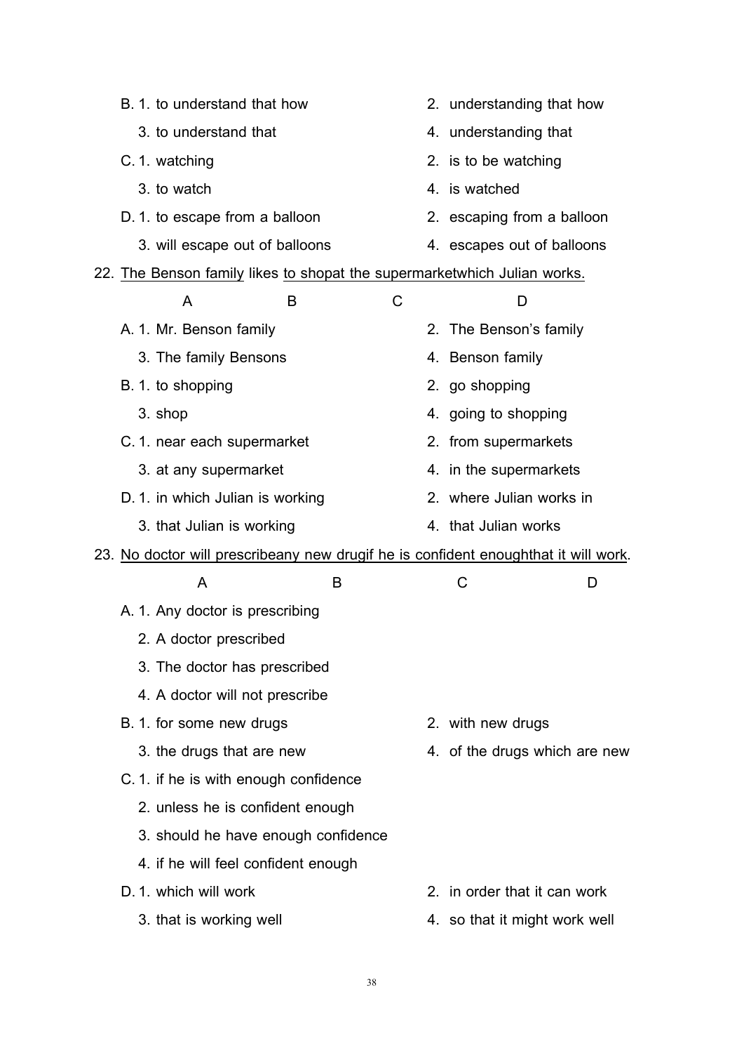B. 1. to understand that how
   2. understanding that how
   3. to understand that
   4. understanding that

C. 1. watching
   2. is to be watching
   3. to watch
   4. is watched

D. 1. to escape from a balloon
   2. escaping from a balloon
   3. will escape out of balloons
   4. escapes out of balloons

22. <u>The Benson family</u> likes <u>to shop</u><u>at the supermarket</u><u>which Julian works.</u>

A B C D

A. 1. Mr. Benson family
   2. The Benson's family
   3. The family Bensons
   4. Benson family

B. 1. to shopping
   2. go shopping
   3. shop
   4. going to shopping

C. 1. near each supermarket
   2. from supermarkets
   3. at any supermarket
   4. in the supermarkets

D. 1. in which Julian is working
   2. where Julian works in
   3. that Julian is working
   4. that Julian works

23. <u>No doctor will prescribe</u><u>any new drug</u><u>if he is confident enough</u><u>that it will work</u>.

A B C D

A. 1. Any doctor is prescribing
   2. A doctor prescribed
   3. The doctor has prescribed
   4. A doctor will not prescribe

B. 1. for some new drugs
   2. with new drugs
   3. the drugs that are new
   4. of the drugs which are new

C. 1. if he is with enough confidence
   2. unless he is confident enough
   3. should he have enough confidence
   4. if he will feel confident enough

D. 1. which will work
   2. in order that it can work
   3. that is working well
   4. so that it might work well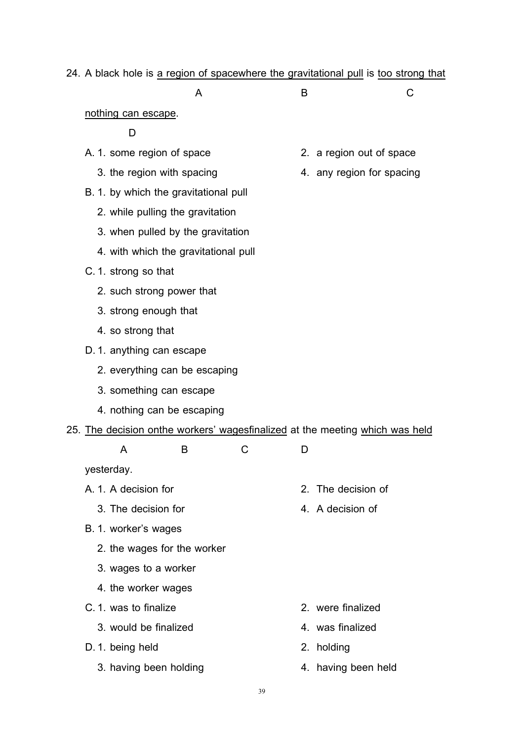24. A black hole is <u>a region of spacewhere the gravitational pull</u> is <u>too strong that</u> <u>nothing can escape</u>.

A: a region of space · B: where the gravitational pull · C: too strong that · D: nothing can escape

A. 1. some region of space
   2. a region out of space
   3. the region with spacing
   4. any region for spacing

B. 1. by which the gravitational pull
   2. while pulling the gravitation
   3. when pulled by the gravitation
   4. with which the gravitational pull

C. 1. strong so that
   2. such strong power that
   3. strong enough that
   4. so strong that

D. 1. anything can escape
   2. everything can be escaping
   3. something can escape
   4. nothing can be escaping

25. <u>The decision onthe workers' wagesfinalized</u> at the meeting <u>which was held</u> yesterday.

A: The decision · B: onthe · C: workers' wages · D: finalized

A. 1. A decision for
   2. The decision of
   3. The decision for
   4. A decision of

B. 1. worker's wages
   2. the wages for the worker
   3. wages to a worker
   4. the worker wages

C. 1. was to finalize
   2. were finalized
   3. would be finalized
   4. was finalized

D. 1. being held
   2. holding
   3. having been holding
   4. having been held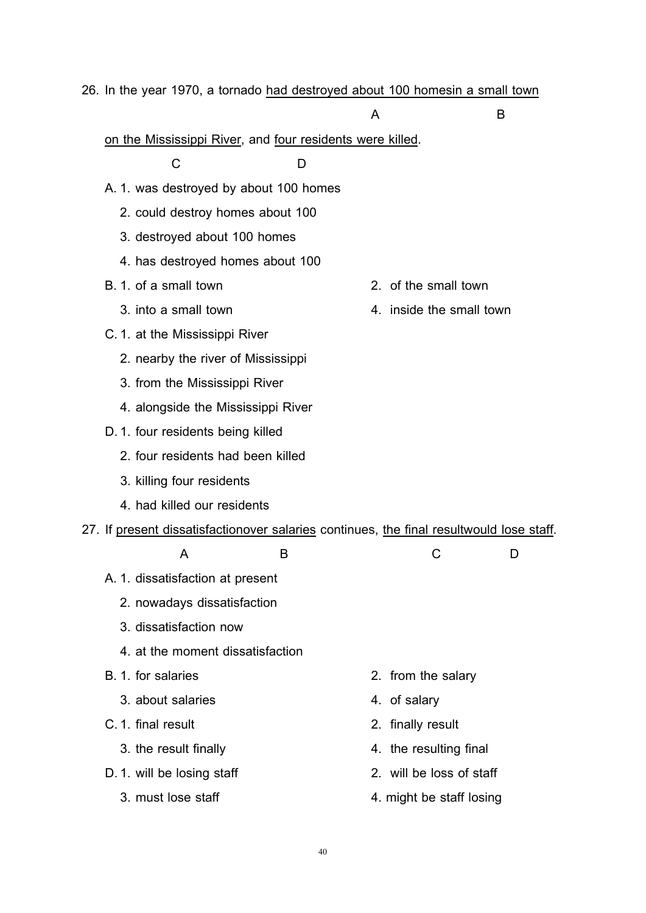26. In the year 1970, a tornado <u>had destroyed about 100 homes</u><u>in a small town</u>

A B

<u>on the Mississippi River</u>, and <u>four residents were killed</u>.

C D

A. 1. was destroyed by about 100 homes
   2. could destroy homes about 100
   3. destroyed about 100 homes
   4. has destroyed homes about 100

B. 1. of a small town
   2. of the small town
   3. into a small town
   4. inside the small town

C. 1. at the Mississippi River
   2. nearby the river of Mississippi
   3. from the Mississippi River
   4. alongside the Mississippi River

D. 1. four residents being killed
   2. four residents had been killed
   3. killing four residents
   4. had killed our residents

27. If <u>present dissatisfaction</u><u>over salaries</u> continues, <u>the final result</u><u>would lose staff</u>.

A B C D

A. 1. dissatisfaction at present
   2. nowadays dissatisfaction
   3. dissatisfaction now
   4. at the moment dissatisfaction

B. 1. for salaries
   2. from the salary
   3. about salaries
   4. of salary

C. 1. final result
   2. finally result
   3. the result finally
   4. the resulting final

D. 1. will be losing staff
   2. will be loss of staff
   3. must lose staff
   4. might be staff losing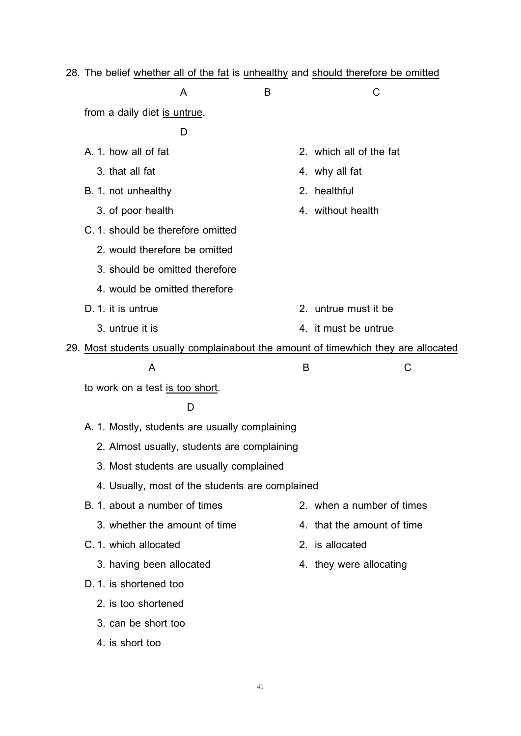28. The belief <u>whether all of the fat</u> is <u>unhealthy</u> and <u>should therefore be omitted</u> from a daily diet <u>is untrue</u>.

    A = whether all of the fat; B = unhealthy; C = should therefore be omitted; D = is untrue

    A. 1. how all of fat
       2. which all of the fat
       3. that all fat
       4. why all fat

    B. 1. not unhealthy
       2. healthful
       3. of poor health
       4. without health

    C. 1. should be therefore omitted
       2. would therefore be omitted
       3. should be omitted therefore
       4. would be omitted therefore

    D. 1. it is untrue
       2. untrue must it be
       3. untrue it is
       4. it must be untrue

29. <u>Most students usually complainabout the amount of timewhich they are allocated</u> to work on a test <u>is too short</u>.

    A = Most students usually complain; B = about the amount of time; C = which they are allocated; D = is too short

    A. 1. Mostly, students are usually complaining
       2. Almost usually, students are complaining
       3. Most students are usually complained
       4. Usually, most of the students are complained

    B. 1. about a number of times
       2. when a number of times
       3. whether the amount of time
       4. that the amount of time

    C. 1. which allocated
       2. is allocated
       3. having been allocated
       4. they were allocating

    D. 1. is shortened too
       2. is too shortened
       3. can be short too
       4. is short too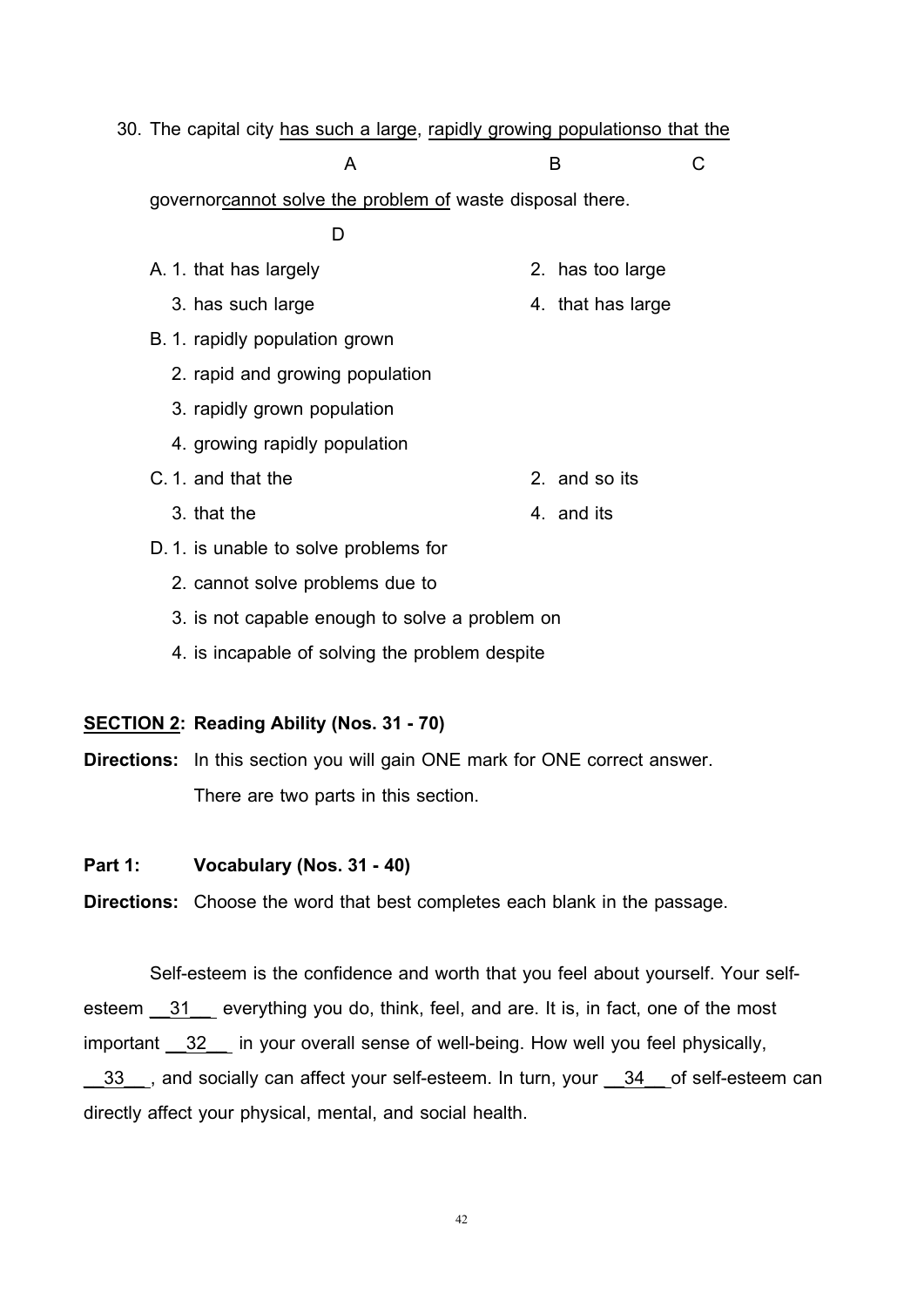30. The capital city <u>has such a large</u>, <u>rapidly growing population</u><u>so that the</u> governor<u>cannot solve the problem of</u> waste disposal there.

&nbsp;&nbsp;&nbsp;&nbsp;&nbsp;&nbsp;&nbsp;&nbsp;&nbsp;&nbsp;&nbsp;&nbsp;&nbsp;&nbsp;&nbsp;&nbsp;&nbsp;&nbsp;&nbsp;&nbsp;A &nbsp;&nbsp;&nbsp;&nbsp;&nbsp;&nbsp;&nbsp;&nbsp;&nbsp;&nbsp;&nbsp;&nbsp;&nbsp;&nbsp;&nbsp;&nbsp;&nbsp;&nbsp;&nbsp;&nbsp;B &nbsp;&nbsp;&nbsp;&nbsp;&nbsp;&nbsp;&nbsp;&nbsp;&nbsp;&nbsp;C &nbsp;&nbsp;&nbsp;&nbsp;&nbsp;&nbsp;&nbsp;&nbsp;&nbsp;&nbsp;D

A. 1. that has largely &nbsp;&nbsp;&nbsp;&nbsp;&nbsp;&nbsp;&nbsp;&nbsp; 2. has too large
&nbsp;&nbsp;&nbsp;&nbsp;3. has such large &nbsp;&nbsp;&nbsp;&nbsp;&nbsp;&nbsp;&nbsp;&nbsp; 4. that has large

B. 1. rapidly population grown
&nbsp;&nbsp;&nbsp;&nbsp;2. rapid and growing population
&nbsp;&nbsp;&nbsp;&nbsp;3. rapidly grown population
&nbsp;&nbsp;&nbsp;&nbsp;4. growing rapidly population

C. 1. and that the &nbsp;&nbsp;&nbsp;&nbsp;&nbsp;&nbsp;&nbsp;&nbsp; 2. and so its
&nbsp;&nbsp;&nbsp;&nbsp;3. that the &nbsp;&nbsp;&nbsp;&nbsp;&nbsp;&nbsp;&nbsp;&nbsp; 4. and its

D. 1. is unable to solve problems for
&nbsp;&nbsp;&nbsp;&nbsp;2. cannot solve problems due to
&nbsp;&nbsp;&nbsp;&nbsp;3. is not capable enough to solve a problem on
&nbsp;&nbsp;&nbsp;&nbsp;4. is incapable of solving the problem despite

## <u>SECTION 2</u>: Reading Ability (Nos. 31 - 70)

**Directions:** In this section you will gain ONE mark for ONE correct answer. There are two parts in this section.

### Part 1: Vocabulary (Nos. 31 - 40)

**Directions:** Choose the word that best completes each blank in the passage.

Self-esteem is the confidence and worth that you feel about yourself. Your self-esteem __31__ everything you do, think, feel, and are. It is, in fact, one of the most important __32__ in your overall sense of well-being. How well you feel physically, __33__, and socially can affect your self-esteem. In turn, your __34__ of self-esteem can directly affect your physical, mental, and social health.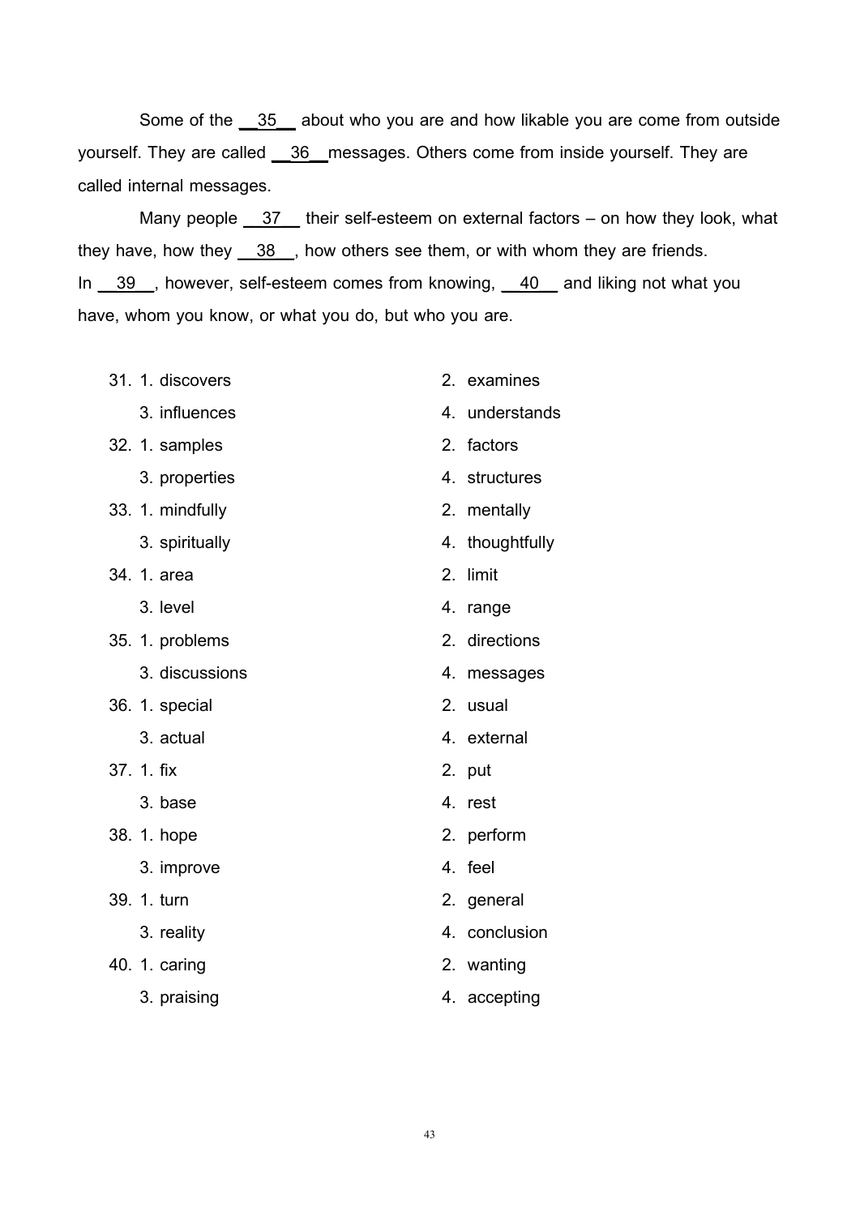Some of the __35__ about who you are and how likable you are come from outside yourself. They are called __36__ messages. Others come from inside yourself. They are called internal messages.

Many people __37__ their self-esteem on external factors – on how they look, what they have, how they __38__, how others see them, or with whom they are friends. In __39__, however, self-esteem comes from knowing, __40__ and liking not what you have, whom you know, or what you do, but who you are.

31. 1. discovers 2. examines 3. influences 4. understands
32. 1. samples 2. factors 3. properties 4. structures
33. 1. mindfully 2. mentally 3. spiritually 4. thoughtfully
34. 1. area 2. limit 3. level 4. range
35. 1. problems 2. directions 3. discussions 4. messages
36. 1. special 2. usual 3. actual 4. external
37. 1. fix 2. put 3. base 4. rest
38. 1. hope 2. perform 3. improve 4. feel
39. 1. turn 2. general 3. reality 4. conclusion
40. 1. caring 2. wanting 3. praising 4. accepting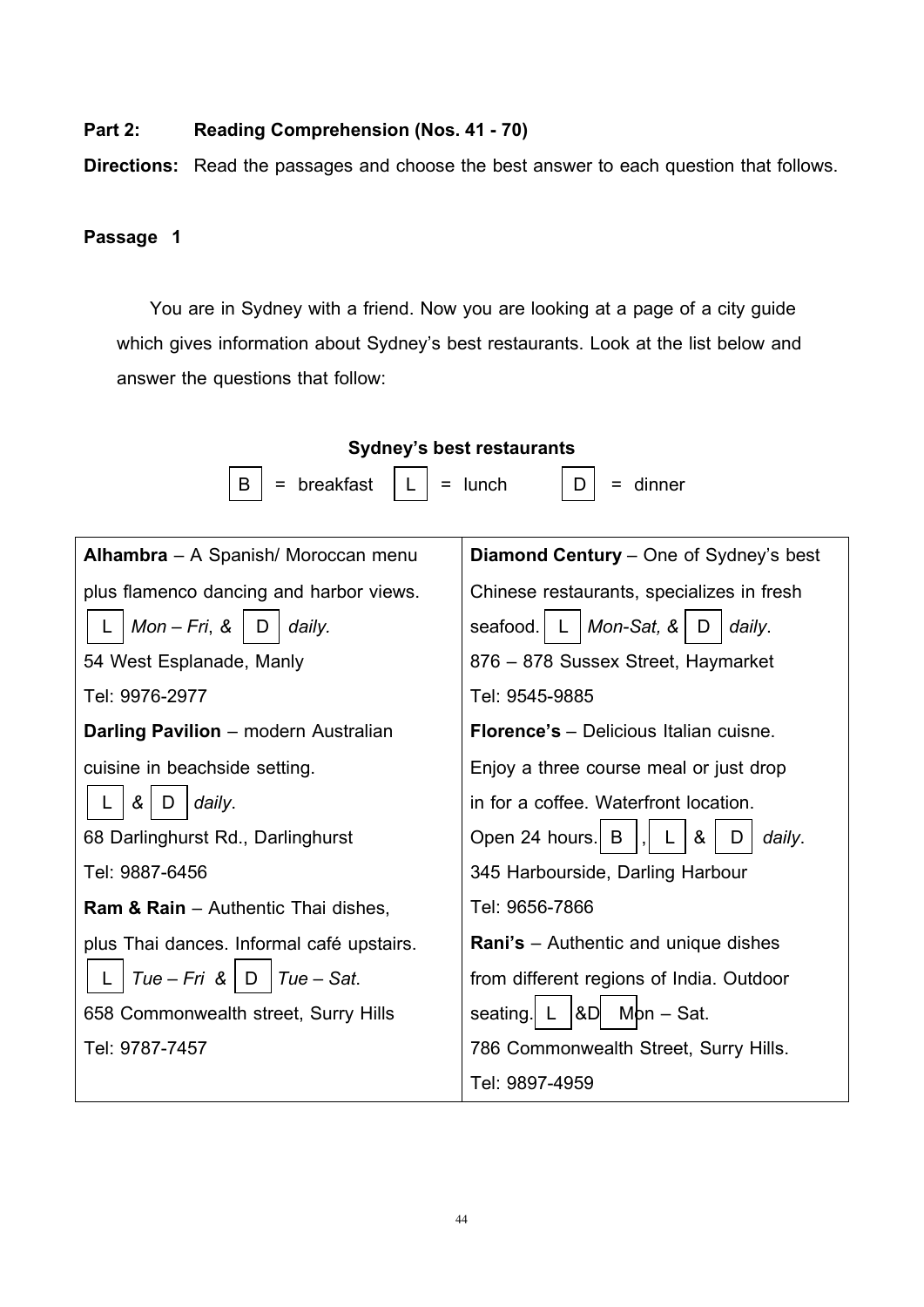**Part 2: Reading Comprehension (Nos. 41 - 70)**

**Directions:** Read the passages and choose the best answer to each question that follows.

**Passage 1**

You are in Sydney with a friend. Now you are looking at a page of a city guide which gives information about Sydney's best restaurants. Look at the list below and answer the questions that follow:

**Sydney's best restaurants**

B = breakfast L = lunch D = dinner

| | |
|---|---|
| **Alhambra** – A Spanish/ Moroccan menu plus flamenco dancing and harbor views. L *Mon – Fri, &* D *daily.* 54 West Esplanade, Manly Tel: 9976-2977 | **Diamond Century** – One of Sydney's best Chinese restaurants, specializes in fresh seafood. L *Mon-Sat, &* D *daily*. 876 – 878 Sussex Street, Haymarket Tel: 9545-9885 |
| **Darling Pavilion** – modern Australian cuisine in beachside setting. L *&* D *daily*. 68 Darlinghurst Rd., Darlinghurst Tel: 9887-6456 | **Florence's** – Delicious Italian cuisne. Enjoy a three course meal or just drop in for a coffee. Waterfront location. Open 24 hours. B, L & D *daily*. 345 Harbourside, Darling Harbour Tel: 9656-7866 |
| **Ram & Rain** – Authentic Thai dishes, plus Thai dances. Informal café upstairs. L *Tue – Fri &* D *Tue – Sat*. 658 Commonwealth street, Surry Hills Tel: 9787-7457 | **Rani's** – Authentic and unique dishes from different regions of India. Outdoor seating. L &D Mon – Sat. 786 Commonwealth Street, Surry Hills. Tel: 9897-4959 |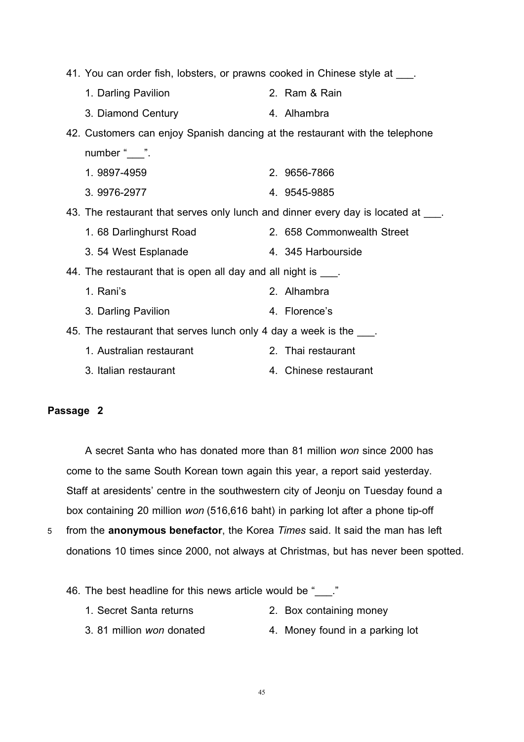41. You can order fish, lobsters, or prawns cooked in Chinese style at ___.

    1. Darling Pavilion
    2. Ram & Rain
    3. Diamond Century
    4. Alhambra

42. Customers can enjoy Spanish dancing at the restaurant with the telephone number "___".

    1. 9897-4959
    2. 9656-7866
    3. 9976-2977
    4. 9545-9885

43. The restaurant that serves only lunch and dinner every day is located at ___.

    1. 68 Darlinghurst Road
    2. 658 Commonwealth Street
    3. 54 West Esplanade
    4. 345 Harbourside

44. The restaurant that is open all day and all night is ___.

    1. Rani's
    2. Alhambra
    3. Darling Pavilion
    4. Florence's

45. The restaurant that serves lunch only 4 day a week is the ___.

    1. Australian restaurant
    2. Thai restaurant
    3. Italian restaurant
    4. Chinese restaurant

**Passage 2**

A secret Santa who has donated more than 81 million *won* since 2000 has come to the same South Korean town again this year, a report said yesterday. Staff at aresidents' centre in the southwestern city of Jeonju on Tuesday found a box containing 20 million *won* (516,616 baht) in parking lot after a phone tip-off
5 from the **anonymous benefactor**, the Korea *Times* said. It said the man has left donations 10 times since 2000, not always at Christmas, but has never been spotted.

46. The best headline for this news article would be "___."

    1. Secret Santa returns
    2. Box containing money
    3. 81 million *won* donated
    4. Money found in a parking lot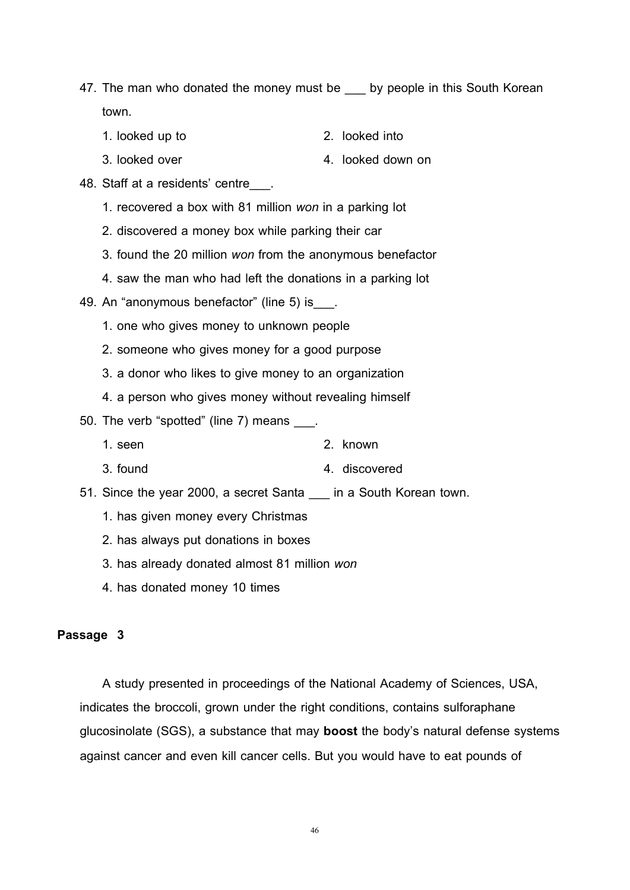47. The man who donated the money must be ___ by people in this South Korean town.

    1. looked up to
    2. looked into
    3. looked over
    4. looked down on

48. Staff at a residents' centre___.

    1. recovered a box with 81 million *won* in a parking lot
    2. discovered a money box while parking their car
    3. found the 20 million *won* from the anonymous benefactor
    4. saw the man who had left the donations in a parking lot

49. An "anonymous benefactor" (line 5) is___.

    1. one who gives money to unknown people
    2. someone who gives money for a good purpose
    3. a donor who likes to give money to an organization
    4. a person who gives money without revealing himself

50. The verb "spotted" (line 7) means ___.

    1. seen
    2. known
    3. found
    4. discovered

51. Since the year 2000, a secret Santa ___ in a South Korean town.

    1. has given money every Christmas
    2. has always put donations in boxes
    3. has already donated almost 81 million *won*
    4. has donated money 10 times

**Passage 3**

A study presented in proceedings of the National Academy of Sciences, USA, indicates the broccoli, grown under the right conditions, contains sulforaphane glucosinolate (SGS), a substance that may **boost** the body's natural defense systems against cancer and even kill cancer cells. But you would have to eat pounds of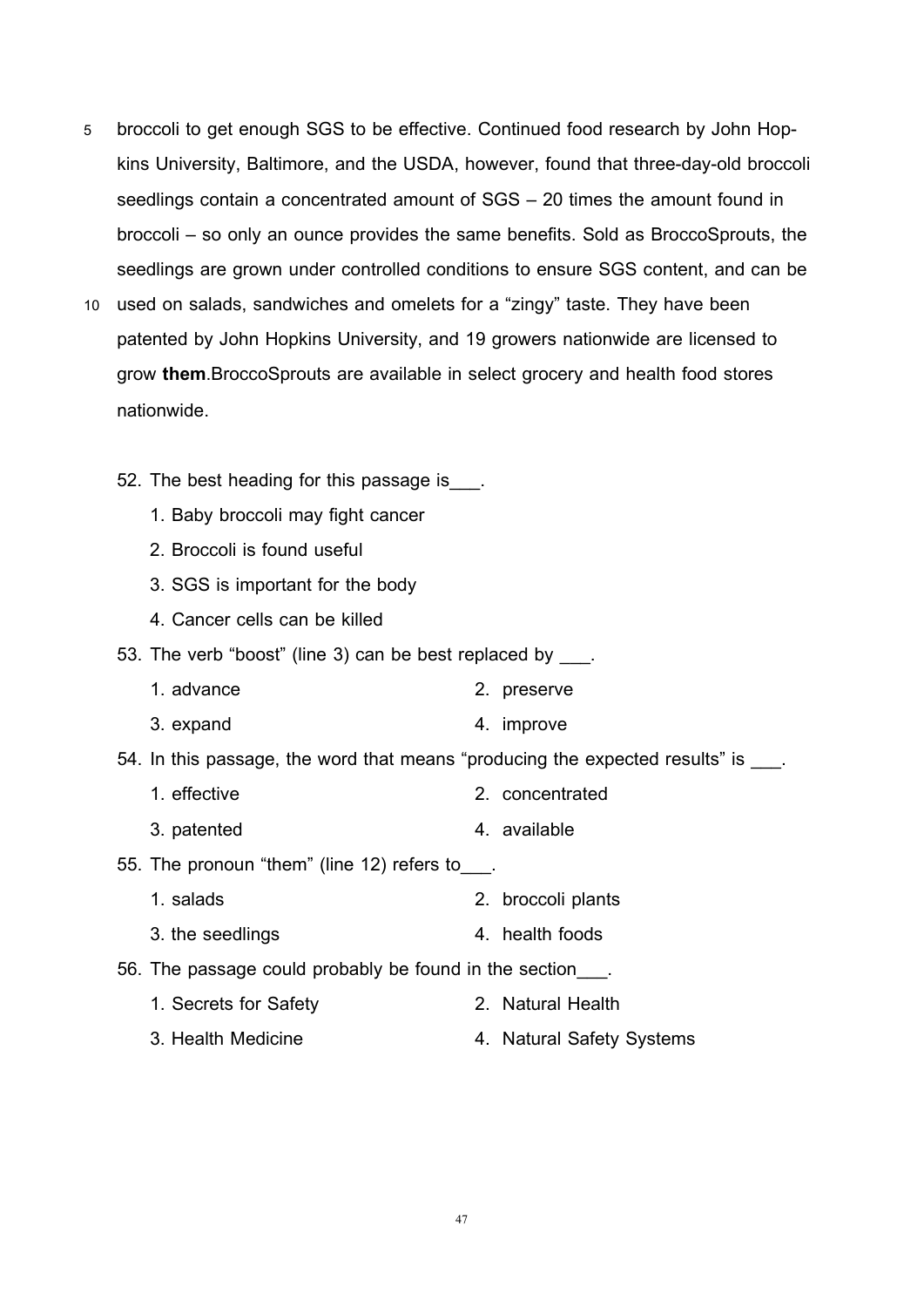broccoli to get enough SGS to be effective. Continued food research by John Hopkins University, Baltimore, and the USDA, however, found that three-day-old broccoli seedlings contain a concentrated amount of SGS – 20 times the amount found in broccoli – so only an ounce provides the same benefits. Sold as BroccoSprouts, the seedlings are grown under controlled conditions to ensure SGS content, and can be used on salads, sandwiches and omelets for a "zingy" taste. They have been patented by John Hopkins University, and 19 growers nationwide are licensed to grow **them**.BroccoSprouts are available in select grocery and health food stores nationwide.

52. The best heading for this passage is___.
    1. Baby broccoli may fight cancer
    2. Broccoli is found useful
    3. SGS is important for the body
    4. Cancer cells can be killed

53. The verb "boost" (line 3) can be best replaced by ___.
    1. advance
    2. preserve
    3. expand
    4. improve

54. In this passage, the word that means "producing the expected results" is ___.
    1. effective
    2. concentrated
    3. patented
    4. available

55. The pronoun "them" (line 12) refers to___.
    1. salads
    2. broccoli plants
    3. the seedlings
    4. health foods

56. The passage could probably be found in the section___.
    1. Secrets for Safety
    2. Natural Health
    3. Health Medicine
    4. Natural Safety Systems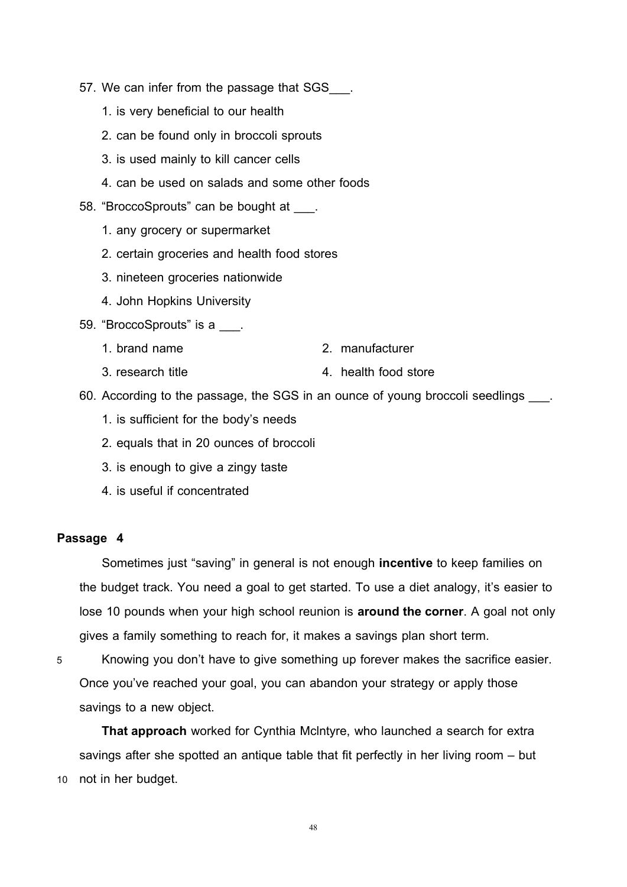57. We can infer from the passage that SGS___.

    1. is very beneficial to our health
    2. can be found only in broccoli sprouts
    3. is used mainly to kill cancer cells
    4. can be used on salads and some other foods

58. “BroccoSprouts” can be bought at ___.

    1. any grocery or supermarket
    2. certain groceries and health food stores
    3. nineteen groceries nationwide
    4. John Hopkins University

59. “BroccoSprouts” is a ___.

    1. brand name
    2. manufacturer
    3. research title
    4. health food store

60. According to the passage, the SGS in an ounce of young broccoli seedlings ___.

    1. is sufficient for the body’s needs
    2. equals that in 20 ounces of broccoli
    3. is enough to give a zingy taste
    4. is useful if concentrated

**Passage 4**

Sometimes just “saving” in general is not enough **incentive** to keep families on the budget track. You need a goal to get started. To use a diet analogy, it’s easier to lose 10 pounds when your high school reunion is **around the corner**. A goal not only gives a family something to reach for, it makes a savings plan short term.

5 Knowing you don’t have to give something up forever makes the sacrifice easier. Once you’ve reached your goal, you can abandon your strategy or apply those savings to a new object.

**That approach** worked for Cynthia Mclntyre, who launched a search for extra savings after she spotted an antique table that fit perfectly in her living room – but

10 not in her budget.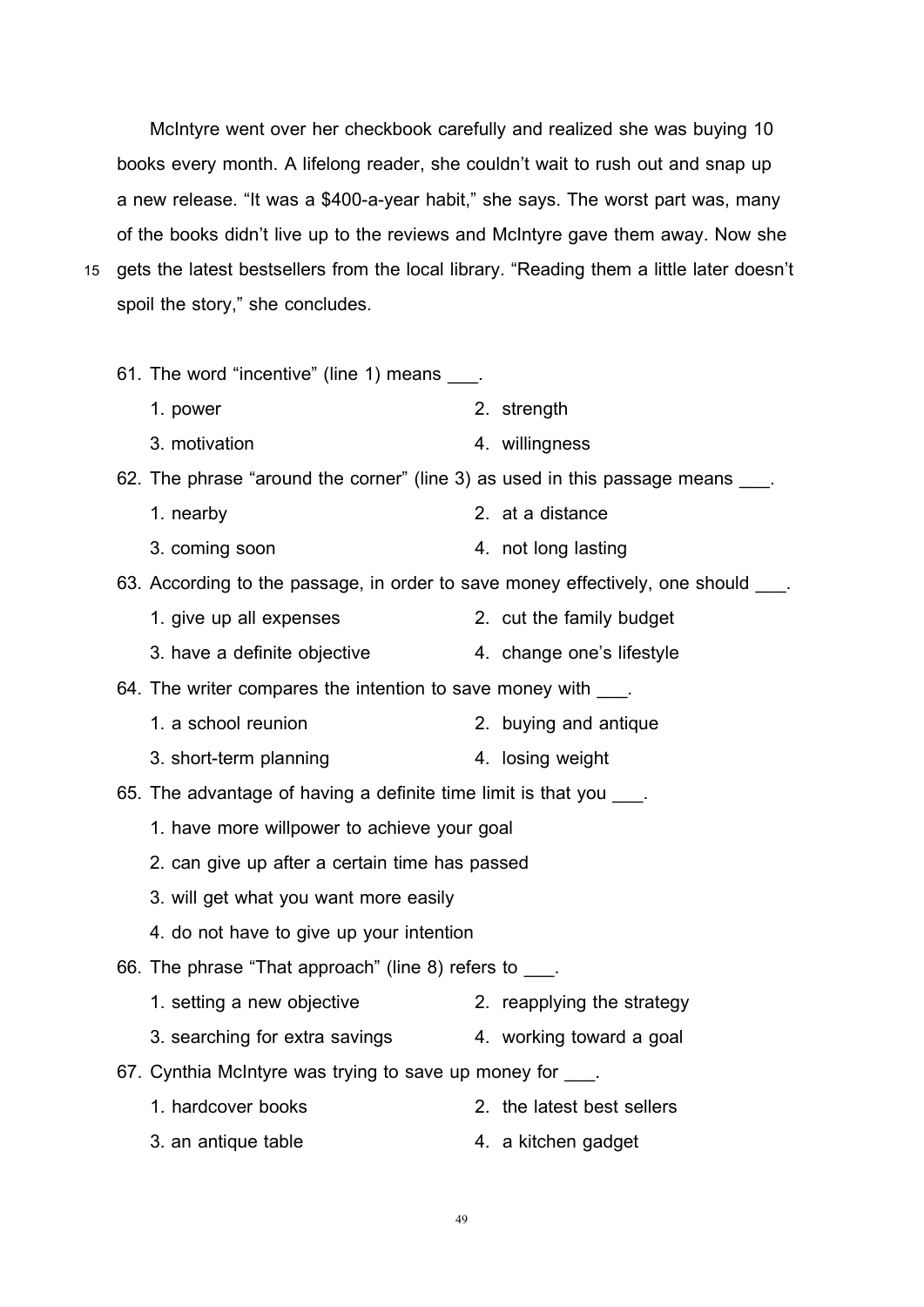McIntyre went over her checkbook carefully and realized she was buying 10 books every month. A lifelong reader, she couldn't wait to rush out and snap up a new release. "It was a $400-a-year habit," she says. The worst part was, many of the books didn't live up to the reviews and McIntyre gave them away. Now she gets the latest bestsellers from the local library. "Reading them a little later doesn't spoil the story," she concludes.

61. The word "incentive" (line 1) means ___.
    1. power
    2. strength
    3. motivation
    4. willingness

62. The phrase "around the corner" (line 3) as used in this passage means ___.
    1. nearby
    2. at a distance
    3. coming soon
    4. not long lasting

63. According to the passage, in order to save money effectively, one should ___.
    1. give up all expenses
    2. cut the family budget
    3. have a definite objective
    4. change one's lifestyle

64. The writer compares the intention to save money with ___.
    1. a school reunion
    2. buying and antique
    3. short-term planning
    4. losing weight

65. The advantage of having a definite time limit is that you ___.
    1. have more willpower to achieve your goal
    2. can give up after a certain time has passed
    3. will get what you want more easily
    4. do not have to give up your intention

66. The phrase "That approach" (line 8) refers to ___.
    1. setting a new objective
    2. reapplying the strategy
    3. searching for extra savings
    4. working toward a goal

67. Cynthia McIntyre was trying to save up money for ___.
    1. hardcover books
    2. the latest best sellers
    3. an antique table
    4. a kitchen gadget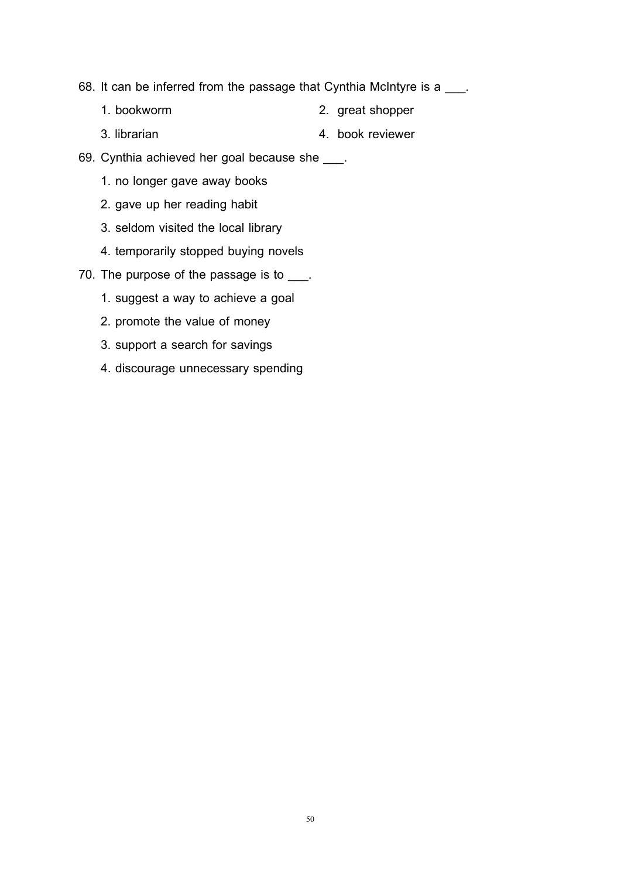68. It can be inferred from the passage that Cynthia McIntyre is a ___.

    1. bookworm
    2. great shopper
    3. librarian
    4. book reviewer

69. Cynthia achieved her goal because she ___.

    1. no longer gave away books
    2. gave up her reading habit
    3. seldom visited the local library
    4. temporarily stopped buying novels

70. The purpose of the passage is to ___.

    1. suggest a way to achieve a goal
    2. promote the value of money
    3. support a search for savings
    4. discourage unnecessary spending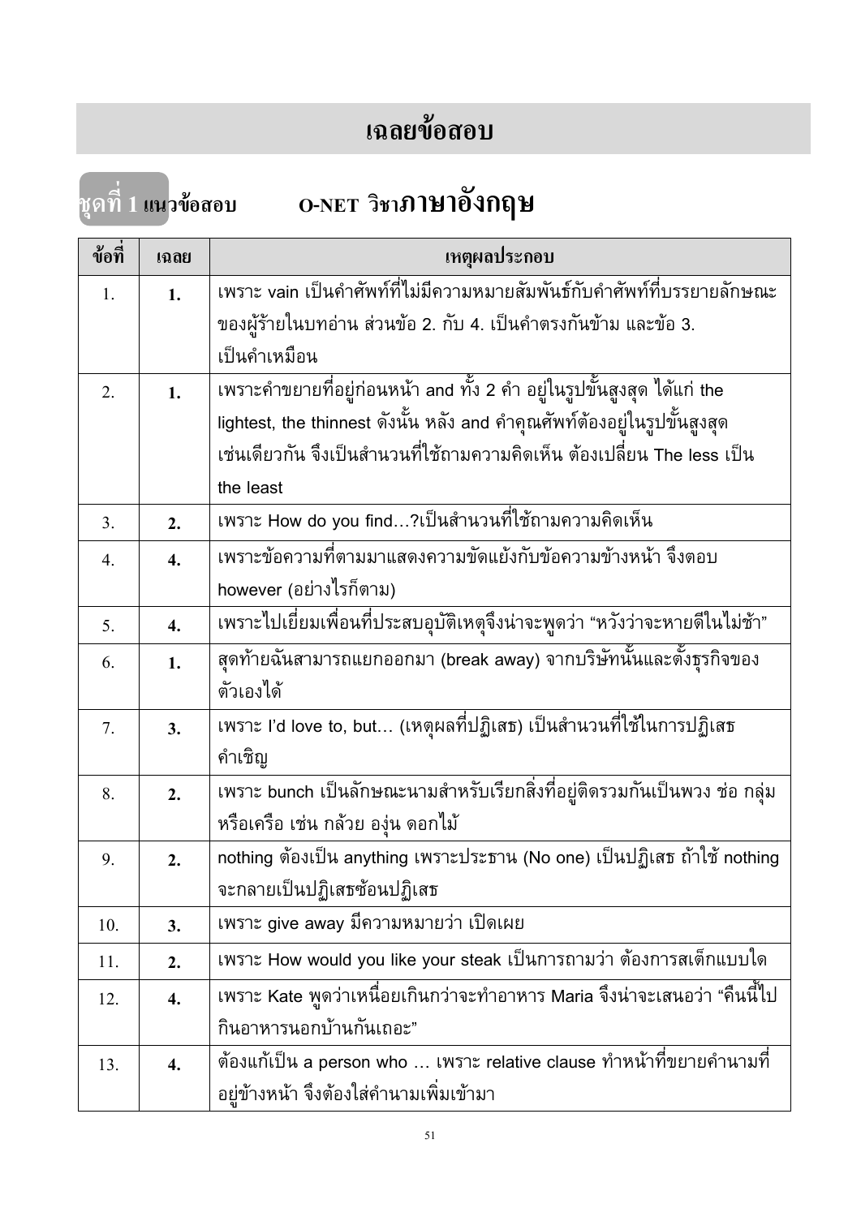# เฉลยข้อสอบ

## ชุดที่ 1 แนวข้อสอบ O-NET วิชาภาษาอังกฤษ

| ข้อที่ | เฉลย | เหตุผลประกอบ |
|---|---|---|
| 1. | 1. | เพราะ vain เป็นคำศัพท์ที่ไม่มีความหมายสัมพันธ์กับคำศัพท์ที่บรรยายลักษณะของผู้ร้ายในบทอ่าน ส่วนข้อ 2. กับ 4. เป็นคำตรงกันข้าม และข้อ 3. เป็นคำเหมือน |
| 2. | 1. | เพราะคำขยายที่อยู่ก่อนหน้า and ทั้ง 2 คำ อยู่ในรูปขั้นสูงสุด ได้แก่ the lightest, the thinnest ดังนั้น หลัง and คำคุณศัพท์ต้องอยู่ในรูปขั้นสูงสุดเช่นเดียวกัน จึงเป็นสำนวนที่ใช้ถามความคิดเห็น ต้องเปลี่ยน The less เป็น the least |
| 3. | 2. | เพราะ How do you find…?เป็นสำนวนที่ใช้ถามความคิดเห็น |
| 4. | 4. | เพราะข้อความที่ตามมาแสดงความขัดแย้งกับข้อความข้างหน้า จึงตอบ however (อย่างไรก็ตาม) |
| 5. | 4. | เพราะไปเยี่ยมเพื่อนที่ประสบอุบัติเหตุจึงน่าจะพูดว่า “หวังว่าจะหายดีในไม่ช้า” |
| 6. | 1. | สุดท้ายฉันสามารถแยกออกมา (break away) จากบริษัทนั้นและตั้งธุรกิจของตัวเองได้ |
| 7. | 3. | เพราะ I’d love to, but… (เหตุผลที่ปฏิเสธ) เป็นสำนวนที่ใช้ในการปฏิเสธคำเชิญ |
| 8. | 2. | เพราะ bunch เป็นลักษณะนามสำหรับเรียกสิ่งที่อยู่ติดรวมกันเป็นพวง ช่อ กลุ่ม หรือเครือ เช่น กล้วย องุ่น ดอกไม้ |
| 9. | 2. | nothing ต้องเป็น anything เพราะประธาน (No one) เป็นปฏิเสธ ถ้าใช้ nothing จะกลายเป็นปฏิเสธซ้อนปฏิเสธ |
| 10. | 3. | เพราะ give away มีความหมายว่า เปิดเผย |
| 11. | 2. | เพราะ How would you like your steak เป็นการถามว่า ต้องการสเต็กแบบใด |
| 12. | 4. | เพราะ Kate พูดว่าเหนื่อยเกินกว่าจะทำอาหาร Maria จึงน่าจะเสนอว่า “คืนนี้ไปกินอาหารนอกบ้านกันเถอะ” |
| 13. | 4. | ต้องแก้เป็น a person who … เพราะ relative clause ทำหน้าที่ขยายคำนามที่อยู่ข้างหน้า จึงต้องใส่คำนามเพิ่มเข้ามา |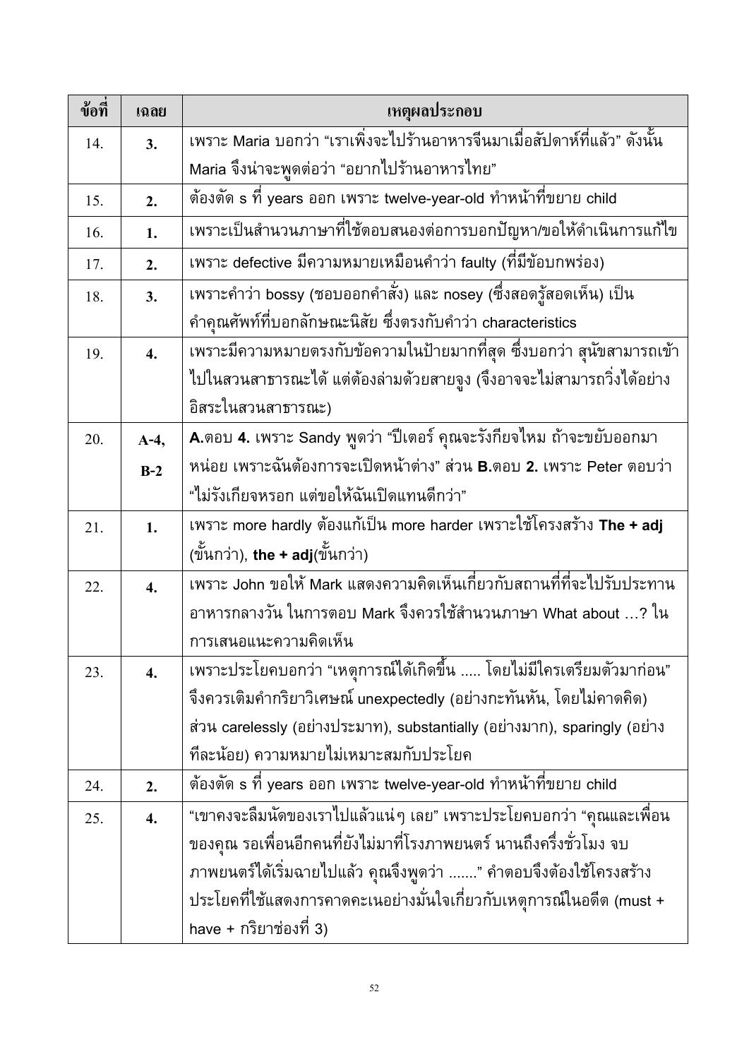| ข้อที่ | เฉลย | เหตุผลประกอบ |
|---|---|---|
| 14. | **3.** | เพราะ Maria บอกว่า "เราเพิ่งจะไปร้านอาหารจีนมาเมื่อสัปดาห์ที่แล้ว" ดังนั้น Maria จึงน่าจะพูดต่อว่า "อยากไปร้านอาหารไทย" |
| 15. | **2.** | ต้องตัด s ที่ years ออก เพราะ twelve-year-old ทำหน้าที่ขยาย child |
| 16. | **1.** | เพราะเป็นสำนวนภาษาที่ใช้ตอบสนองต่อการบอกปัญหา/ขอให้ดำเนินการแก้ไข |
| 17. | **2.** | เพราะ defective มีความหมายเหมือนคำว่า faulty (ที่มีข้อบกพร่อง) |
| 18. | **3.** | เพราะคำว่า bossy (ชอบออกคำสั่ง) และ nosey (ซึ่งสอดรู้สอดเห็น) เป็นคำคุณศัพท์ที่บอกลักษณะนิสัย ซึ่งตรงกับคำว่า characteristics |
| 19. | **4.** | เพราะมีความหมายตรงกับข้อความในป้ายมากที่สุด ซึ่งบอกว่า สุนัขสามารถเข้าไปในสวนสาธารณะได้ แต่ต้องล่ามด้วยสายจูง (จึงอาจจะไม่สามารถวิ่งได้อย่างอิสระในสวนสาธารณะ) |
| 20. | **A-4, B-2** | **A.**ตอบ **4.** เพราะ Sandy พูดว่า "ปีเตอร์ คุณจะรังเกียจไหม ถ้าจะขยับออกมาหน่อย เพราะฉันต้องการจะเปิดหน้าต่าง" ส่วน **B.**ตอบ **2.** เพราะ Peter ตอบว่า "ไม่รังเกียจหรอก แต่ขอให้ฉันเปิดแทนดีกว่า" |
| 21. | **1.** | เพราะ more hardly ต้องแก้เป็น more harder เพราะใช้โครงสร้าง **The + adj** (ขั้นกว่า), **the + adj**(ขั้นกว่า) |
| 22. | **4.** | เพราะ John ขอให้ Mark แสดงความคิดเห็นเกี่ยวกับสถานที่ที่จะไปรับประทานอาหารกลางวัน ในการตอบ Mark จึงควรใช้สำนวนภาษา What about …? ในการเสนอแนะความคิดเห็น |
| 23. | **4.** | เพราะประโยคบอกว่า "เหตุการณ์ได้เกิดขึ้น ..... โดยไม่มีใครเตรียมตัวมาก่อน" จึงควรเติมคำกริยาวิเศษณ์ unexpectedly (อย่างกะทันหัน, โดยไม่คาดคิด) ส่วน carelessly (อย่างประมาท), substantially (อย่างมาก), sparingly (อย่างทีละน้อย) ความหมายไม่เหมาะสมกับประโยค |
| 24. | **2.** | ต้องตัด s ที่ years ออก เพราะ twelve-year-old ทำหน้าที่ขยาย child |
| 25. | **4.** | "เขาคงจะลืมนัดของเราไปแล้วแน่ๆ เลย" เพราะประโยคบอกว่า "คุณและเพื่อนของคุณ รอเพื่อนอีกคนที่ยังไม่มาที่โรงภาพยนตร์ นานถึงครึ่งชั่วโมง จบภาพยนตร์ได้เริ่มฉายไปแล้ว คุณจึงพูดว่า ......" คำตอบจึงต้องใช้โครงสร้างประโยคที่ใช้แสดงการคาดคะเนอย่างมั่นใจเกี่ยวกับเหตุการณ์ในอดีต (must + have + กริยาช่องที่ 3) |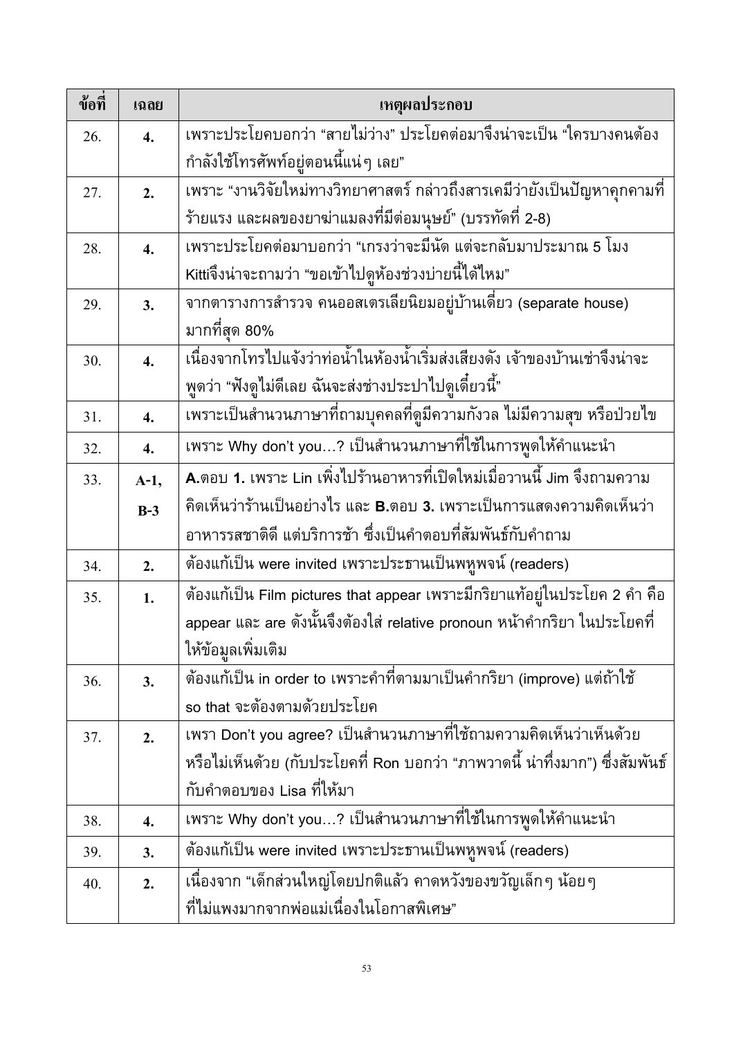| ข้อที่ | เฉลย | เหตุผลประกอบ |
|---|---|---|
| 26. | **4.** | เพราะประโยคบอกว่า "สายไม่ว่าง" ประโยคต่อมาจึงน่าจะเป็น "ใครบางคนต้องกำลังใช้โทรศัพท์อยู่ตอนนี้แน่ๆ เลย" |
| 27. | **2.** | เพราะ "งานวิจัยใหม่ทางวิทยาศาสตร์ กล่าวถึงสารเคมีว่ายังเป็นปัญหาคุกคามที่ร้ายแรง และผลของยาฆ่าแมลงที่มีต่อมนุษย์" (บรรทัดที่ 2-8) |
| 28. | **4.** | เพราะประโยคต่อมาบอกว่า "เกรงว่าจะมีนัด แต่จะกลับมาประมาณ 5 โมง Kittiจึงน่าจะถามว่า "ขอเข้าไปดูห้องช่วงบ่ายนี้ได้ไหม" |
| 29. | **3.** | จากตารางการสำรวจ คนออสเตรเลียนิยมอยู่บ้านเดี่ยว (separate house) มากที่สุด 80% |
| 30. | **4.** | เนื่องจากโทรไปแจ้งว่าท่อน้ำในห้องน้ำเริ่มส่งเสียงดัง เจ้าของบ้านเช่าจึงน่าจะพูดว่า "ฟังดูไม่ดีเลย ฉันจะส่งช่างประปาไปดูเดี๋ยวนี้" |
| 31. | **4.** | เพราะเป็นสำนวนภาษาที่ถามบุคคลที่ดูมีความกังวล ไม่มีความสุข หรือป่วยไข |
| 32. | **4.** | เพราะ Why don't you…? เป็นสำนวนภาษาที่ใช้ในการพูดให้คำแนะนำ |
| 33. | **A-1, B-3** | **A.**ตอบ **1.** เพราะ Lin เพิ่งไปร้านอาหารที่เปิดใหม่เมื่อวานนี้ Jim จึงถามความคิดเห็นว่าร้านเป็นอย่างไร และ **B.**ตอบ **3.** เพราะเป็นการแสดงความคิดเห็นว่าอาหารรสชาติดี แต่บริการช้า ซึ่งเป็นคำตอบที่สัมพันธ์กับคำถาม |
| 34. | **2.** | ต้องแก้เป็น were invited เพราะประธานเป็นพหูพจน์ (readers) |
| 35. | **1.** | ต้องแก้เป็น Film pictures that appear เพราะมีกริยาแท้อยู่ในประโยค 2 คำ คือ appear และ are ดังนั้นจึงต้องใส่ relative pronoun หน้าคำกริยา ในประโยคที่ให้ข้อมูลเพิ่มเติม |
| 36. | **3.** | ต้องแก้เป็น in order to เพราะคำที่ตามมาเป็นคำกริยา (improve) แต่ถ้าใช้ so that จะต้องตามด้วยประโยค |
| 37. | **2.** | เพรา Don't you agree? เป็นสำนวนภาษาที่ใช้ถามความคิดเห็นว่าเห็นด้วยหรือไม่เห็นด้วย (กับประโยคที่ Ron บอกว่า "ภาพวาดนี้ น่าทึ่งมาก") ซึ่งสัมพันธ์กับคำตอบของ Lisa ที่ให้มา |
| 38. | **4.** | เพราะ Why don't you…? เป็นสำนวนภาษาที่ใช้ในการพูดให้คำแนะนำ |
| 39. | **3.** | ต้องแก้เป็น were invited เพราะประธานเป็นพหูพจน์ (readers) |
| 40. | **2.** | เนื่องจาก "เด็กส่วนใหญ่โดยปกติแล้ว คาดหวังของขวัญเล็กๆ น้อยๆ ที่ไม่แพงมากจากพ่อแม่เนื่องในโอกาสพิเศษ" |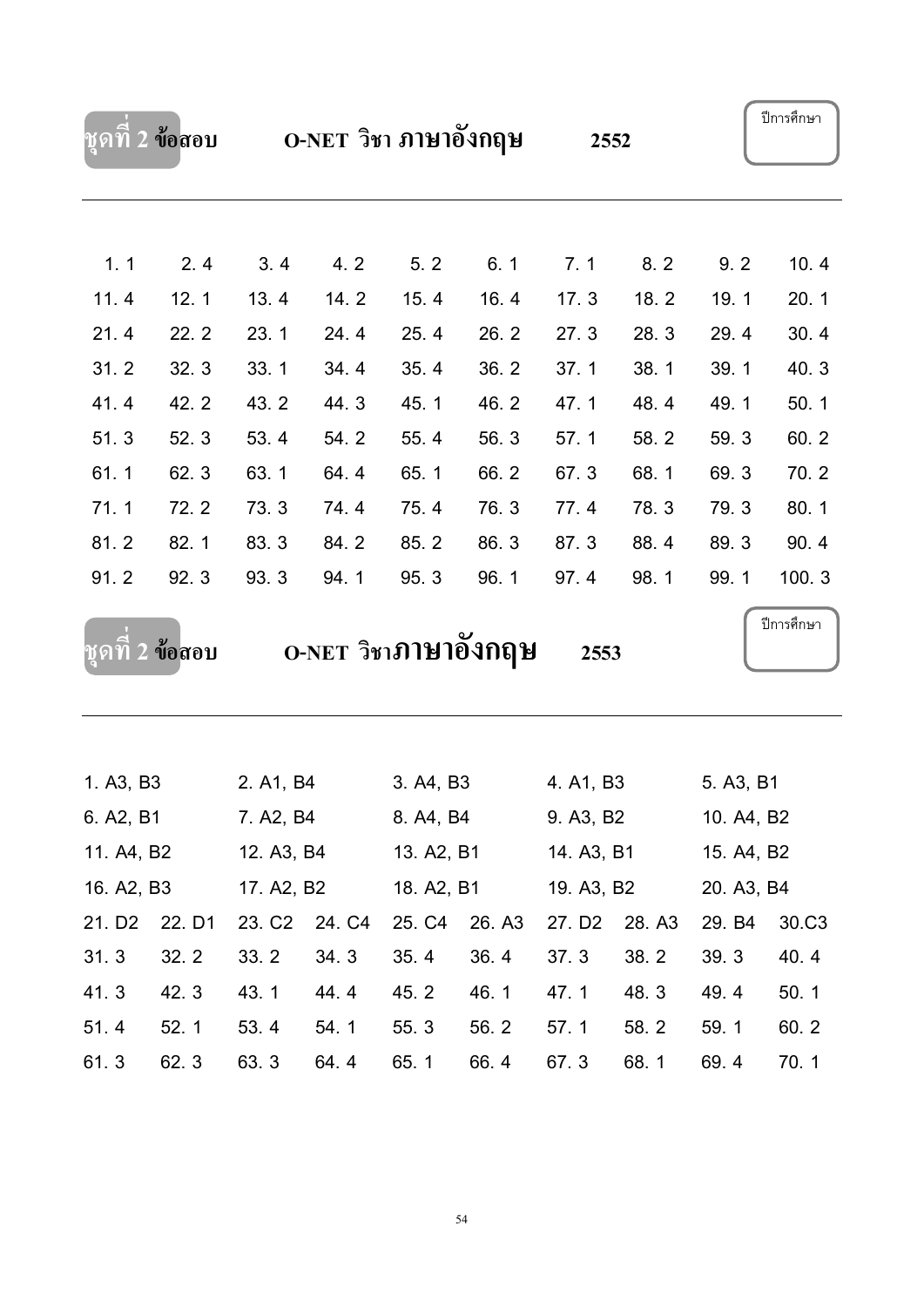## ชุดที่ 2 ข้อสอบ O-NET วิชา ภาษาอังกฤษ 2552

ปีการศึกษา

| | | | | | | | | | |
|---|---|---|---|---|---|---|---|---|---|
| 1. 1 | 2. 4 | 3. 4 | 4. 2 | 5. 2 | 6. 1 | 7. 1 | 8. 2 | 9. 2 | 10. 4 |
| 11. 4 | 12. 1 | 13. 4 | 14. 2 | 15. 4 | 16. 4 | 17. 3 | 18. 2 | 19. 1 | 20. 1 |
| 21. 4 | 22. 2 | 23. 1 | 24. 4 | 25. 4 | 26. 2 | 27. 3 | 28. 3 | 29. 4 | 30. 4 |
| 31. 2 | 32. 3 | 33. 1 | 34. 4 | 35. 4 | 36. 2 | 37. 1 | 38. 1 | 39. 1 | 40. 3 |
| 41. 4 | 42. 2 | 43. 2 | 44. 3 | 45. 1 | 46. 2 | 47. 1 | 48. 4 | 49. 1 | 50. 1 |
| 51. 3 | 52. 3 | 53. 4 | 54. 2 | 55. 4 | 56. 3 | 57. 1 | 58. 2 | 59. 3 | 60. 2 |
| 61. 1 | 62. 3 | 63. 1 | 64. 4 | 65. 1 | 66. 2 | 67. 3 | 68. 1 | 69. 3 | 70. 2 |
| 71. 1 | 72. 2 | 73. 3 | 74. 4 | 75. 4 | 76. 3 | 77. 4 | 78. 3 | 79. 3 | 80. 1 |
| 81. 2 | 82. 1 | 83. 3 | 84. 2 | 85. 2 | 86. 3 | 87. 3 | 88. 4 | 89. 3 | 90. 4 |
| 91. 2 | 92. 3 | 93. 3 | 94. 1 | 95. 3 | 96. 1 | 97. 4 | 98. 1 | 99. 1 | 100. 3 |

## ชุดที่ 2 ข้อสอบ O-NET วิชาภาษาอังกฤษ 2553

ปีการศึกษา

| | | | | | | | | | |
|---|---|---|---|---|---|---|---|---|---|
| 1. A3, B3 | | 2. A1, B4 | | 3. A4, B3 | | 4. A1, B3 | | 5. A3, B1 | |
| 6. A2, B1 | | 7. A2, B4 | | 8. A4, B4 | | 9. A3, B2 | | 10. A4, B2 | |
| 11. A4, B2 | | 12. A3, B4 | | 13. A2, B1 | | 14. A3, B1 | | 15. A4, B2 | |
| 16. A2, B3 | | 17. A2, B2 | | 18. A2, B1 | | 19. A3, B2 | | 20. A3, B4 | |
| 21. D2 | 22. D1 | 23. C2 | 24. C4 | 25. C4 | 26. A3 | 27. D2 | 28. A3 | 29. B4 | 30.C3 |
| 31. 3 | 32. 2 | 33. 2 | 34. 3 | 35. 4 | 36. 4 | 37. 3 | 38. 2 | 39. 3 | 40. 4 |
| 41. 3 | 42. 3 | 43. 1 | 44. 4 | 45. 2 | 46. 1 | 47. 1 | 48. 3 | 49. 4 | 50. 1 |
| 51. 4 | 52. 1 | 53. 4 | 54. 1 | 55. 3 | 56. 2 | 57. 1 | 58. 2 | 59. 1 | 60. 2 |
| 61. 3 | 62. 3 | 63. 3 | 64. 4 | 65. 1 | 66. 4 | 67. 3 | 68. 1 | 69. 4 | 70. 1 |